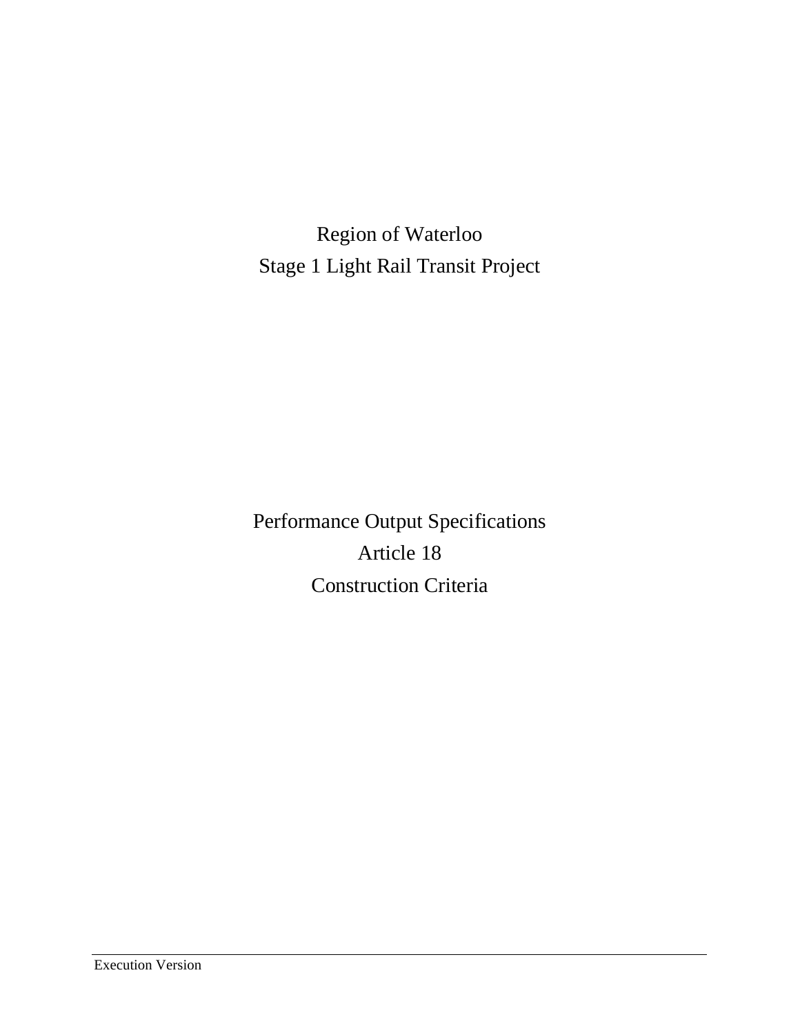# Region of Waterloo
# Stage 1 Light Rail Transit Project

# Performance Output Specifications
# Article 18
# Construction Criteria

Execution Version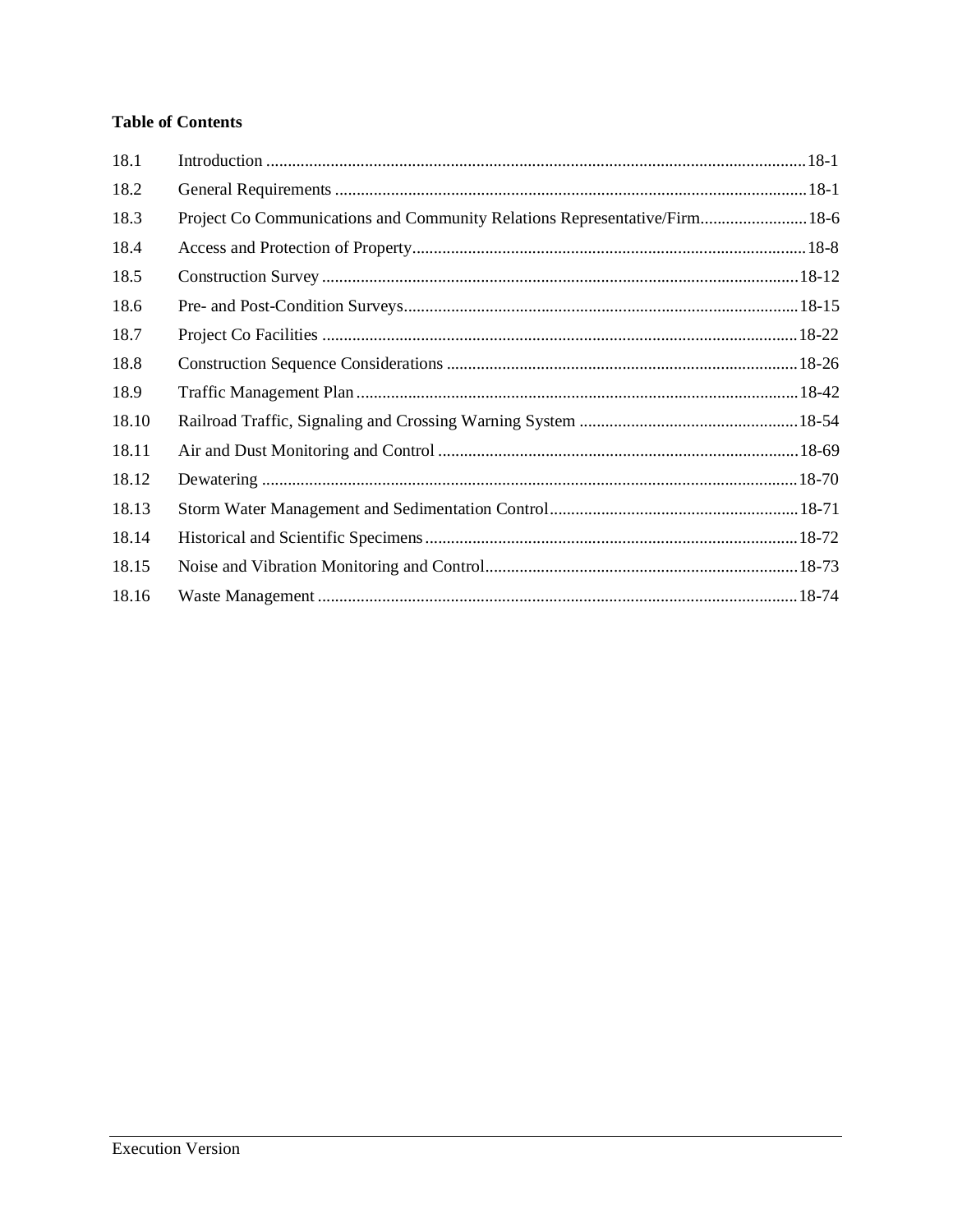**Table of Contents**

| | | |
|---|---|---|
| 18.1 | Introduction | 18-1 |
| 18.2 | General Requirements | 18-1 |
| 18.3 | Project Co Communications and Community Relations Representative/Firm | 18-6 |
| 18.4 | Access and Protection of Property | 18-8 |
| 18.5 | Construction Survey | 18-12 |
| 18.6 | Pre- and Post-Condition Surveys | 18-15 |
| 18.7 | Project Co Facilities | 18-22 |
| 18.8 | Construction Sequence Considerations | 18-26 |
| 18.9 | Traffic Management Plan | 18-42 |
| 18.10 | Railroad Traffic, Signaling and Crossing Warning System | 18-54 |
| 18.11 | Air and Dust Monitoring and Control | 18-69 |
| 18.12 | Dewatering | 18-70 |
| 18.13 | Storm Water Management and Sedimentation Control | 18-71 |
| 18.14 | Historical and Scientific Specimens | 18-72 |
| 18.15 | Noise and Vibration Monitoring and Control | 18-73 |
| 18.16 | Waste Management | 18-74 |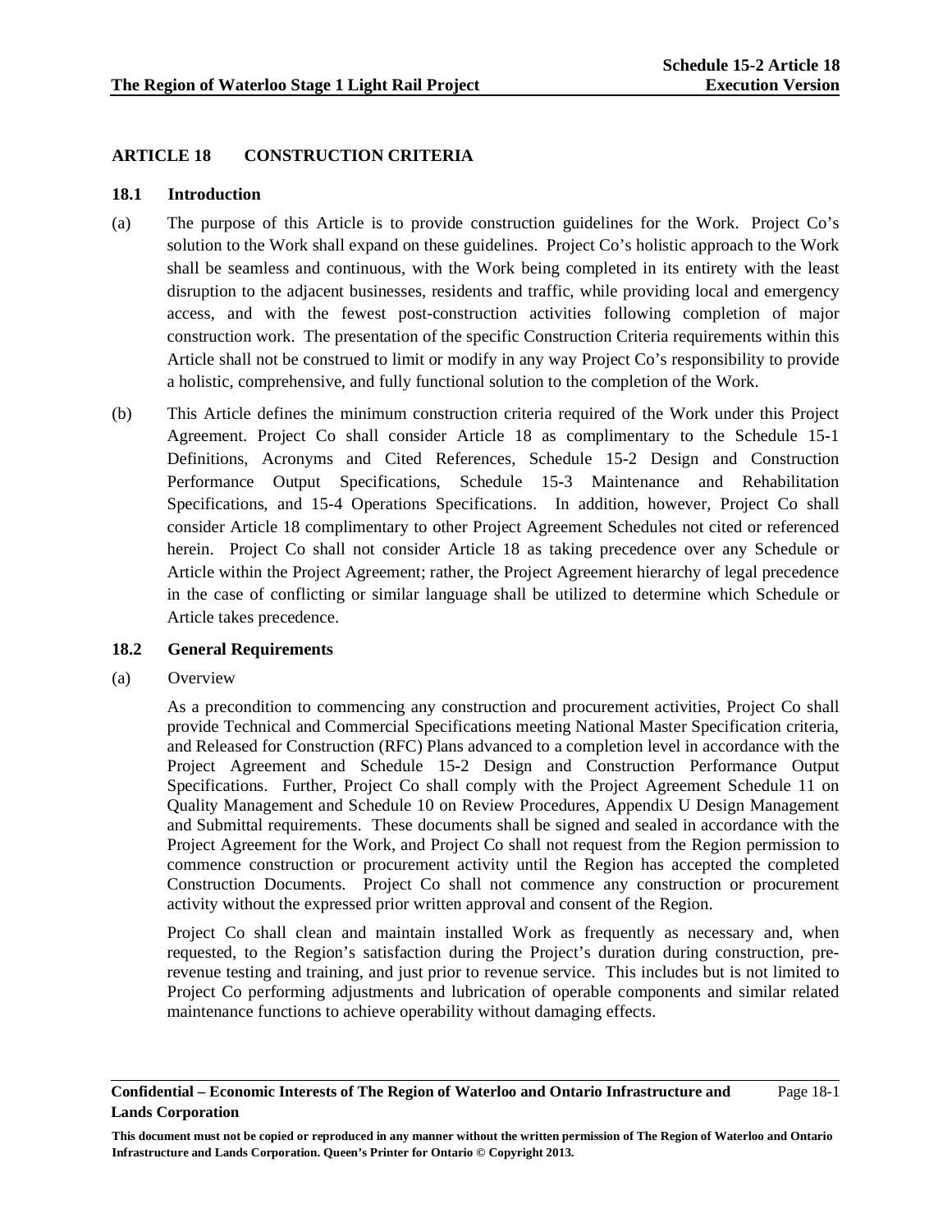## ARTICLE 18 CONSTRUCTION CRITERIA

### 18.1 Introduction

(a) The purpose of this Article is to provide construction guidelines for the Work. Project Co's solution to the Work shall expand on these guidelines. Project Co's holistic approach to the Work shall be seamless and continuous, with the Work being completed in its entirety with the least disruption to the adjacent businesses, residents and traffic, while providing local and emergency access, and with the fewest post-construction activities following completion of major construction work. The presentation of the specific Construction Criteria requirements within this Article shall not be construed to limit or modify in any way Project Co's responsibility to provide a holistic, comprehensive, and fully functional solution to the completion of the Work.

(b) This Article defines the minimum construction criteria required of the Work under this Project Agreement. Project Co shall consider Article 18 as complimentary to the Schedule 15-1 Definitions, Acronyms and Cited References, Schedule 15-2 Design and Construction Performance Output Specifications, Schedule 15-3 Maintenance and Rehabilitation Specifications, and 15-4 Operations Specifications. In addition, however, Project Co shall consider Article 18 complimentary to other Project Agreement Schedules not cited or referenced herein. Project Co shall not consider Article 18 as taking precedence over any Schedule or Article within the Project Agreement; rather, the Project Agreement hierarchy of legal precedence in the case of conflicting or similar language shall be utilized to determine which Schedule or Article takes precedence.

### 18.2 General Requirements

(a) Overview

As a precondition to commencing any construction and procurement activities, Project Co shall provide Technical and Commercial Specifications meeting National Master Specification criteria, and Released for Construction (RFC) Plans advanced to a completion level in accordance with the Project Agreement and Schedule 15-2 Design and Construction Performance Output Specifications. Further, Project Co shall comply with the Project Agreement Schedule 11 on Quality Management and Schedule 10 on Review Procedures, Appendix U Design Management and Submittal requirements. These documents shall be signed and sealed in accordance with the Project Agreement for the Work, and Project Co shall not request from the Region permission to commence construction or procurement activity until the Region has accepted the completed Construction Documents. Project Co shall not commence any construction or procurement activity without the expressed prior written approval and consent of the Region.

Project Co shall clean and maintain installed Work as frequently as necessary and, when requested, to the Region's satisfaction during the Project's duration during construction, pre-revenue testing and training, and just prior to revenue service. This includes but is not limited to Project Co performing adjustments and lubrication of operable components and similar related maintenance functions to achieve operability without damaging effects.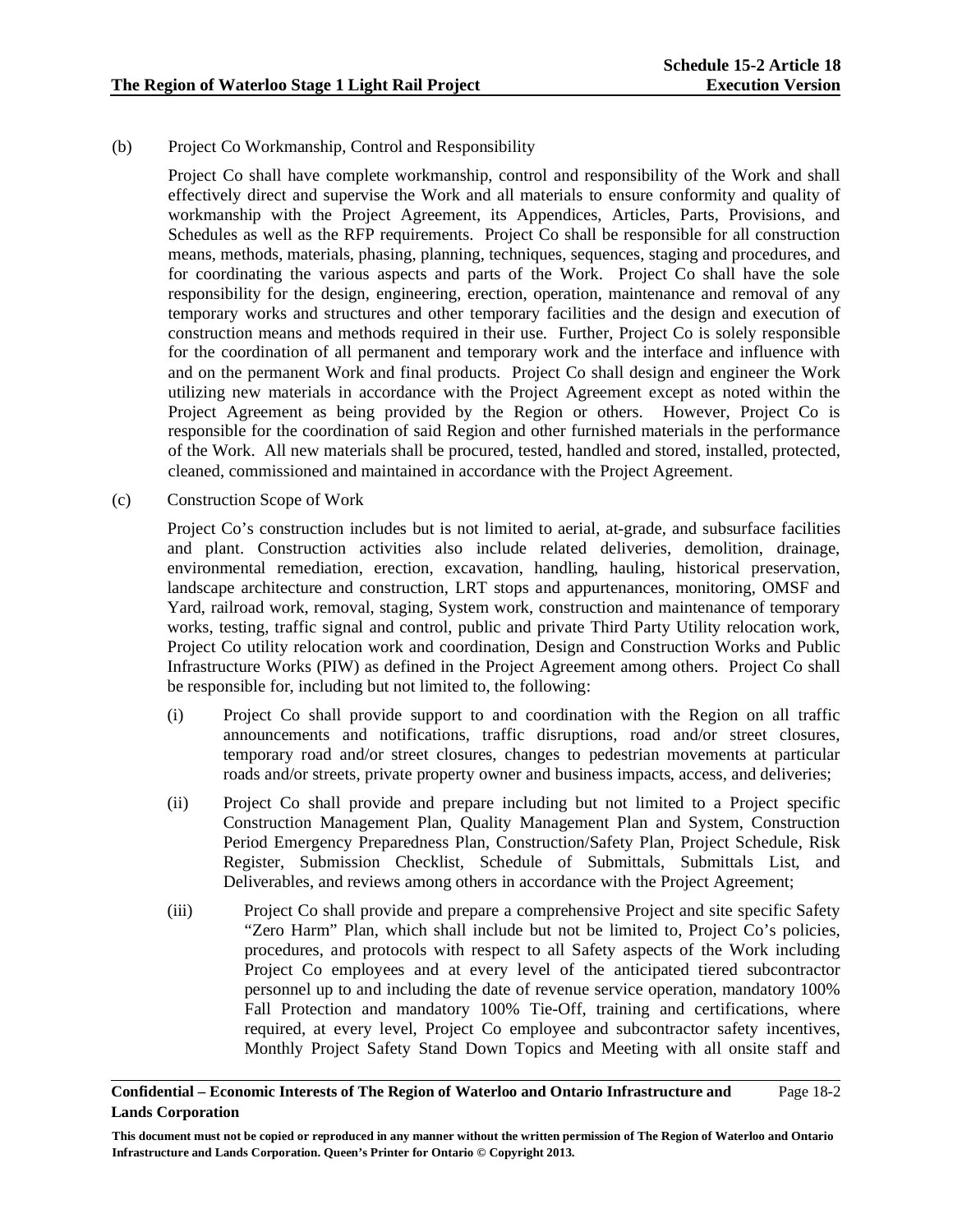(b) Project Co Workmanship, Control and Responsibility

Project Co shall have complete workmanship, control and responsibility of the Work and shall effectively direct and supervise the Work and all materials to ensure conformity and quality of workmanship with the Project Agreement, its Appendices, Articles, Parts, Provisions, and Schedules as well as the RFP requirements. Project Co shall be responsible for all construction means, methods, materials, phasing, planning, techniques, sequences, staging and procedures, and for coordinating the various aspects and parts of the Work. Project Co shall have the sole responsibility for the design, engineering, erection, operation, maintenance and removal of any temporary works and structures and other temporary facilities and the design and execution of construction means and methods required in their use. Further, Project Co is solely responsible for the coordination of all permanent and temporary work and the interface and influence with and on the permanent Work and final products. Project Co shall design and engineer the Work utilizing new materials in accordance with the Project Agreement except as noted within the Project Agreement as being provided by the Region or others. However, Project Co is responsible for the coordination of said Region and other furnished materials in the performance of the Work. All new materials shall be procured, tested, handled and stored, installed, protected, cleaned, commissioned and maintained in accordance with the Project Agreement.

(c) Construction Scope of Work

Project Co's construction includes but is not limited to aerial, at-grade, and subsurface facilities and plant. Construction activities also include related deliveries, demolition, drainage, environmental remediation, erection, excavation, handling, hauling, historical preservation, landscape architecture and construction, LRT stops and appurtenances, monitoring, OMSF and Yard, railroad work, removal, staging, System work, construction and maintenance of temporary works, testing, traffic signal and control, public and private Third Party Utility relocation work, Project Co utility relocation work and coordination, Design and Construction Works and Public Infrastructure Works (PIW) as defined in the Project Agreement among others. Project Co shall be responsible for, including but not limited to, the following:

(i) Project Co shall provide support to and coordination with the Region on all traffic announcements and notifications, traffic disruptions, road and/or street closures, temporary road and/or street closures, changes to pedestrian movements at particular roads and/or streets, private property owner and business impacts, access, and deliveries;

(ii) Project Co shall provide and prepare including but not limited to a Project specific Construction Management Plan, Quality Management Plan and System, Construction Period Emergency Preparedness Plan, Construction/Safety Plan, Project Schedule, Risk Register, Submission Checklist, Schedule of Submittals, Submittals List, and Deliverables, and reviews among others in accordance with the Project Agreement;

(iii) Project Co shall provide and prepare a comprehensive Project and site specific Safety "Zero Harm" Plan, which shall include but not be limited to, Project Co's policies, procedures, and protocols with respect to all Safety aspects of the Work including Project Co employees and at every level of the anticipated tiered subcontractor personnel up to and including the date of revenue service operation, mandatory 100% Fall Protection and mandatory 100% Tie-Off, training and certifications, where required, at every level, Project Co employee and subcontractor safety incentives, Monthly Project Safety Stand Down Topics and Meeting with all onsite staff and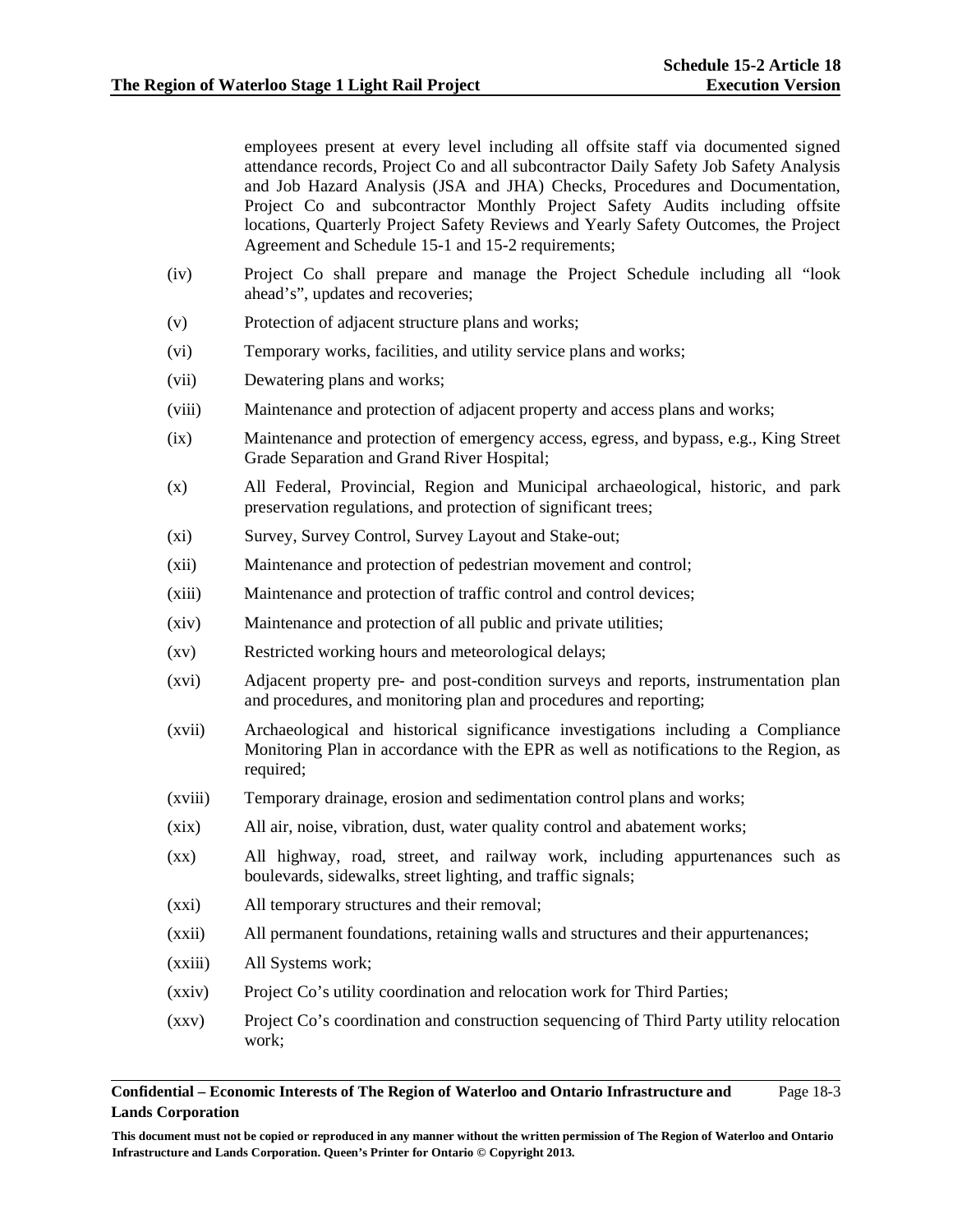employees present at every level including all offsite staff via documented signed attendance records, Project Co and all subcontractor Daily Safety Job Safety Analysis and Job Hazard Analysis (JSA and JHA) Checks, Procedures and Documentation, Project Co and subcontractor Monthly Project Safety Audits including offsite locations, Quarterly Project Safety Reviews and Yearly Safety Outcomes, the Project Agreement and Schedule 15-1 and 15-2 requirements;

(iv) Project Co shall prepare and manage the Project Schedule including all "look ahead's", updates and recoveries;

(v) Protection of adjacent structure plans and works;

(vi) Temporary works, facilities, and utility service plans and works;

(vii) Dewatering plans and works;

(viii) Maintenance and protection of adjacent property and access plans and works;

(ix) Maintenance and protection of emergency access, egress, and bypass, e.g., King Street Grade Separation and Grand River Hospital;

(x) All Federal, Provincial, Region and Municipal archaeological, historic, and park preservation regulations, and protection of significant trees;

(xi) Survey, Survey Control, Survey Layout and Stake-out;

(xii) Maintenance and protection of pedestrian movement and control;

(xiii) Maintenance and protection of traffic control and control devices;

(xiv) Maintenance and protection of all public and private utilities;

(xv) Restricted working hours and meteorological delays;

(xvi) Adjacent property pre- and post-condition surveys and reports, instrumentation plan and procedures, and monitoring plan and procedures and reporting;

(xvii) Archaeological and historical significance investigations including a Compliance Monitoring Plan in accordance with the EPR as well as notifications to the Region, as required;

(xviii) Temporary drainage, erosion and sedimentation control plans and works;

(xix) All air, noise, vibration, dust, water quality control and abatement works;

(xx) All highway, road, street, and railway work, including appurtenances such as boulevards, sidewalks, street lighting, and traffic signals;

(xxi) All temporary structures and their removal;

(xxii) All permanent foundations, retaining walls and structures and their appurtenances;

(xxiii) All Systems work;

(xxiv) Project Co's utility coordination and relocation work for Third Parties;

(xxv) Project Co's coordination and construction sequencing of Third Party utility relocation work;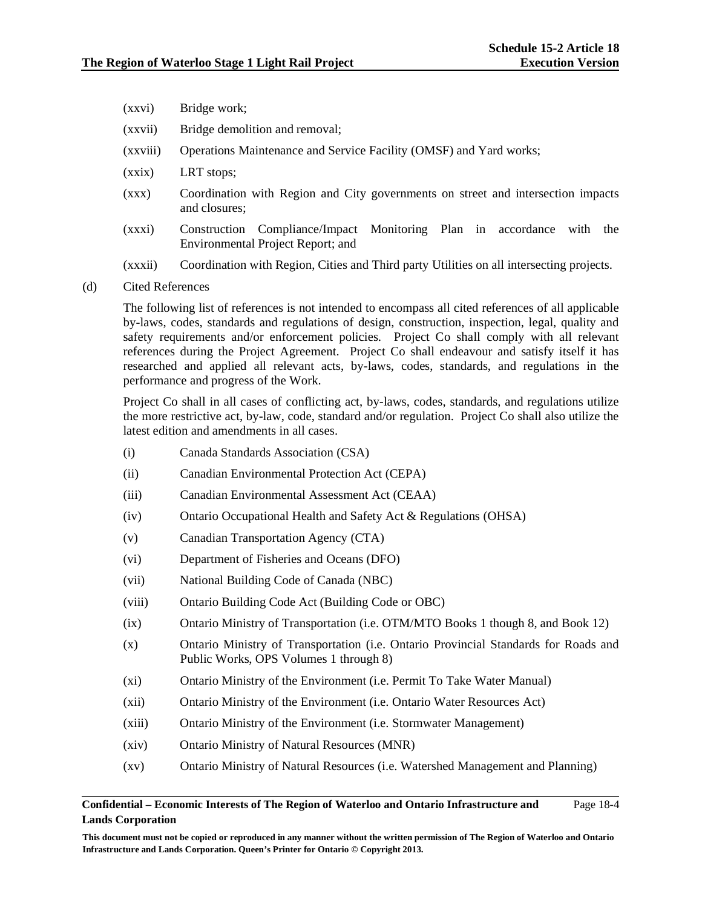(xxvi) Bridge work;

(xxvii) Bridge demolition and removal;

(xxviii) Operations Maintenance and Service Facility (OMSF) and Yard works;

(xxix) LRT stops;

(xxx) Coordination with Region and City governments on street and intersection impacts and closures;

(xxxi) Construction Compliance/Impact Monitoring Plan in accordance with the Environmental Project Report; and

(xxxii) Coordination with Region, Cities and Third party Utilities on all intersecting projects.

(d) Cited References

The following list of references is not intended to encompass all cited references of all applicable by-laws, codes, standards and regulations of design, construction, inspection, legal, quality and safety requirements and/or enforcement policies. Project Co shall comply with all relevant references during the Project Agreement. Project Co shall endeavour and satisfy itself it has researched and applied all relevant acts, by-laws, codes, standards, and regulations in the performance and progress of the Work.

Project Co shall in all cases of conflicting act, by-laws, codes, standards, and regulations utilize the more restrictive act, by-law, code, standard and/or regulation. Project Co shall also utilize the latest edition and amendments in all cases.

(i) Canada Standards Association (CSA)

(ii) Canadian Environmental Protection Act (CEPA)

(iii) Canadian Environmental Assessment Act (CEAA)

(iv) Ontario Occupational Health and Safety Act & Regulations (OHSA)

(v) Canadian Transportation Agency (CTA)

(vi) Department of Fisheries and Oceans (DFO)

(vii) National Building Code of Canada (NBC)

(viii) Ontario Building Code Act (Building Code or OBC)

(ix) Ontario Ministry of Transportation (i.e. OTM/MTO Books 1 though 8, and Book 12)

(x) Ontario Ministry of Transportation (i.e. Ontario Provincial Standards for Roads and Public Works, OPS Volumes 1 through 8)

(xi) Ontario Ministry of the Environment (i.e. Permit To Take Water Manual)

(xii) Ontario Ministry of the Environment (i.e. Ontario Water Resources Act)

(xiii) Ontario Ministry of the Environment (i.e. Stormwater Management)

(xiv) Ontario Ministry of Natural Resources (MNR)

(xv) Ontario Ministry of Natural Resources (i.e. Watershed Management and Planning)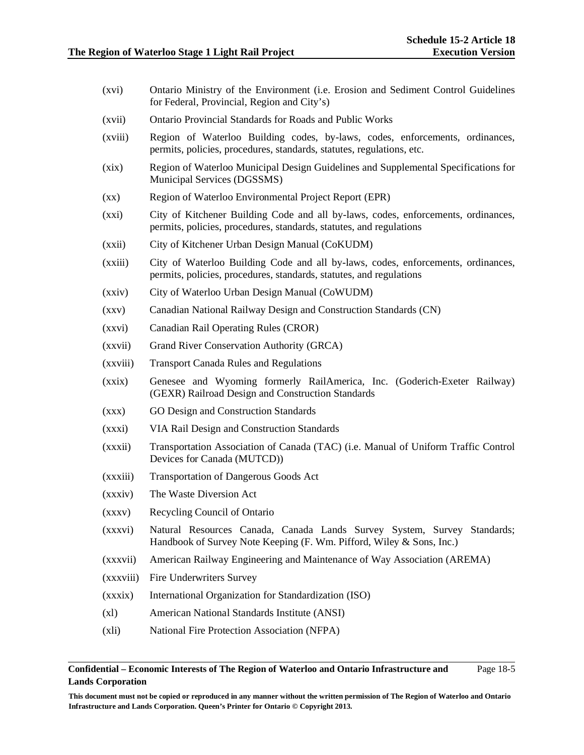(xvi) Ontario Ministry of the Environment (i.e. Erosion and Sediment Control Guidelines for Federal, Provincial, Region and City's)

(xvii) Ontario Provincial Standards for Roads and Public Works

(xviii) Region of Waterloo Building codes, by-laws, codes, enforcements, ordinances, permits, policies, procedures, standards, statutes, regulations, etc.

(xix) Region of Waterloo Municipal Design Guidelines and Supplemental Specifications for Municipal Services (DGSSMS)

(xx) Region of Waterloo Environmental Project Report (EPR)

(xxi) City of Kitchener Building Code and all by-laws, codes, enforcements, ordinances, permits, policies, procedures, standards, statutes, and regulations

(xxii) City of Kitchener Urban Design Manual (CoKUDM)

(xxiii) City of Waterloo Building Code and all by-laws, codes, enforcements, ordinances, permits, policies, procedures, standards, statutes, and regulations

(xxiv) City of Waterloo Urban Design Manual (CoWUDM)

(xxv) Canadian National Railway Design and Construction Standards (CN)

(xxvi) Canadian Rail Operating Rules (CROR)

(xxvii) Grand River Conservation Authority (GRCA)

(xxviii) Transport Canada Rules and Regulations

(xxix) Genesee and Wyoming formerly RailAmerica, Inc. (Goderich-Exeter Railway) (GEXR) Railroad Design and Construction Standards

(xxx) GO Design and Construction Standards

(xxxi) VIA Rail Design and Construction Standards

(xxxii) Transportation Association of Canada (TAC) (i.e. Manual of Uniform Traffic Control Devices for Canada (MUTCD))

(xxxiii) Transportation of Dangerous Goods Act

(xxxiv) The Waste Diversion Act

(xxxv) Recycling Council of Ontario

(xxxvi) Natural Resources Canada, Canada Lands Survey System, Survey Standards; Handbook of Survey Note Keeping (F. Wm. Pifford, Wiley & Sons, Inc.)

(xxxvii) American Railway Engineering and Maintenance of Way Association (AREMA)

(xxxviii) Fire Underwriters Survey

(xxxix) International Organization for Standardization (ISO)

(xl) American National Standards Institute (ANSI)

(xli) National Fire Protection Association (NFPA)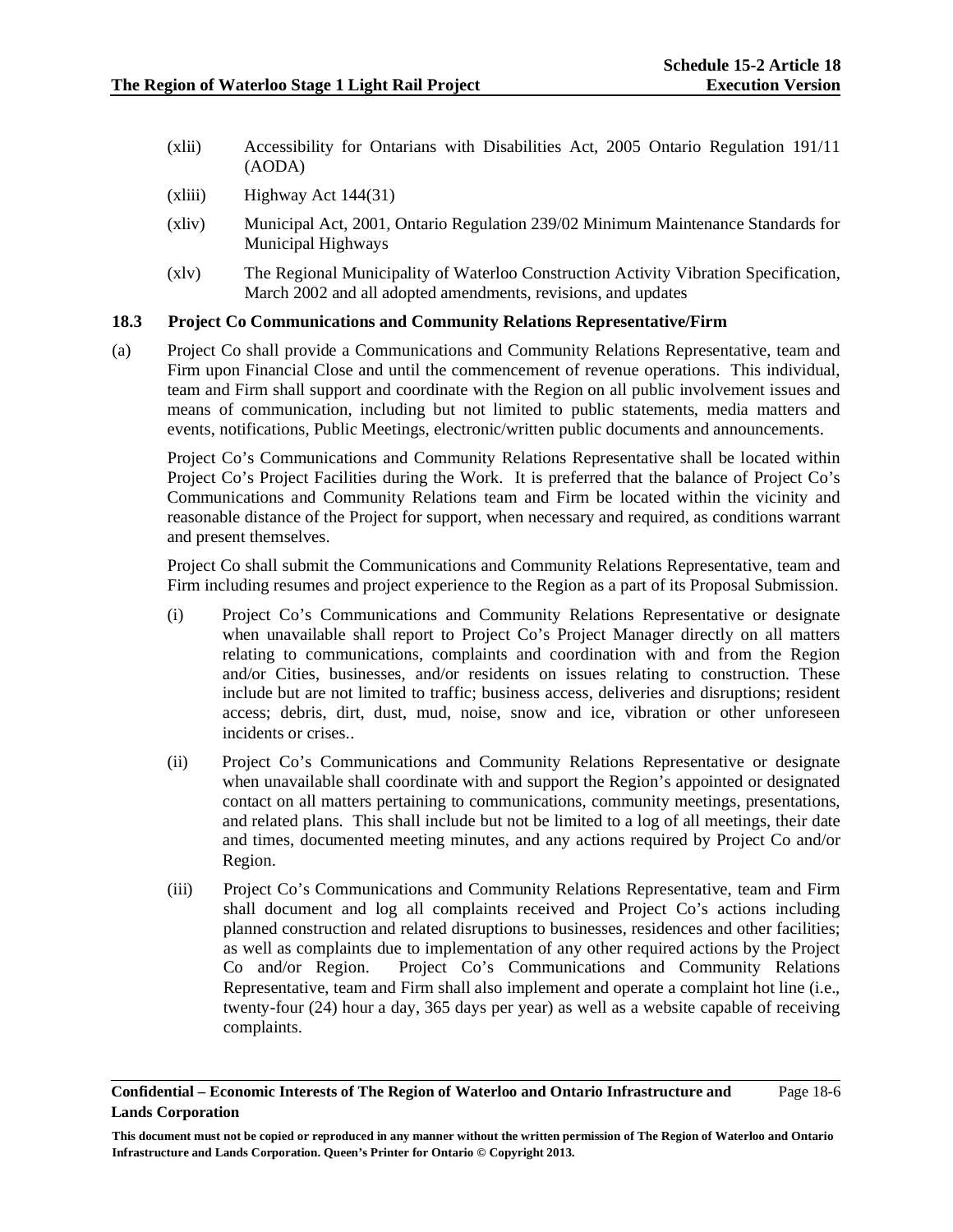(xlii) Accessibility for Ontarians with Disabilities Act, 2005 Ontario Regulation 191/11 (AODA)

(xliii) Highway Act 144(31)

(xliv) Municipal Act, 2001, Ontario Regulation 239/02 Minimum Maintenance Standards for Municipal Highways

(xlv) The Regional Municipality of Waterloo Construction Activity Vibration Specification, March 2002 and all adopted amendments, revisions, and updates

### 18.3 Project Co Communications and Community Relations Representative/Firm

(a) Project Co shall provide a Communications and Community Relations Representative, team and Firm upon Financial Close and until the commencement of revenue operations. This individual, team and Firm shall support and coordinate with the Region on all public involvement issues and means of communication, including but not limited to public statements, media matters and events, notifications, Public Meetings, electronic/written public documents and announcements.

Project Co's Communications and Community Relations Representative shall be located within Project Co's Project Facilities during the Work. It is preferred that the balance of Project Co's Communications and Community Relations team and Firm be located within the vicinity and reasonable distance of the Project for support, when necessary and required, as conditions warrant and present themselves.

Project Co shall submit the Communications and Community Relations Representative, team and Firm including resumes and project experience to the Region as a part of its Proposal Submission.

(i) Project Co's Communications and Community Relations Representative or designate when unavailable shall report to Project Co's Project Manager directly on all matters relating to communications, complaints and coordination with and from the Region and/or Cities, businesses, and/or residents on issues relating to construction. These include but are not limited to traffic; business access, deliveries and disruptions; resident access; debris, dirt, dust, mud, noise, snow and ice, vibration or other unforeseen incidents or crises..

(ii) Project Co's Communications and Community Relations Representative or designate when unavailable shall coordinate with and support the Region's appointed or designated contact on all matters pertaining to communications, community meetings, presentations, and related plans. This shall include but not be limited to a log of all meetings, their date and times, documented meeting minutes, and any actions required by Project Co and/or Region.

(iii) Project Co's Communications and Community Relations Representative, team and Firm shall document and log all complaints received and Project Co's actions including planned construction and related disruptions to businesses, residences and other facilities; as well as complaints due to implementation of any other required actions by the Project Co and/or Region. Project Co's Communications and Community Relations Representative, team and Firm shall also implement and operate a complaint hot line (i.e., twenty-four (24) hour a day, 365 days per year) as well as a website capable of receiving complaints.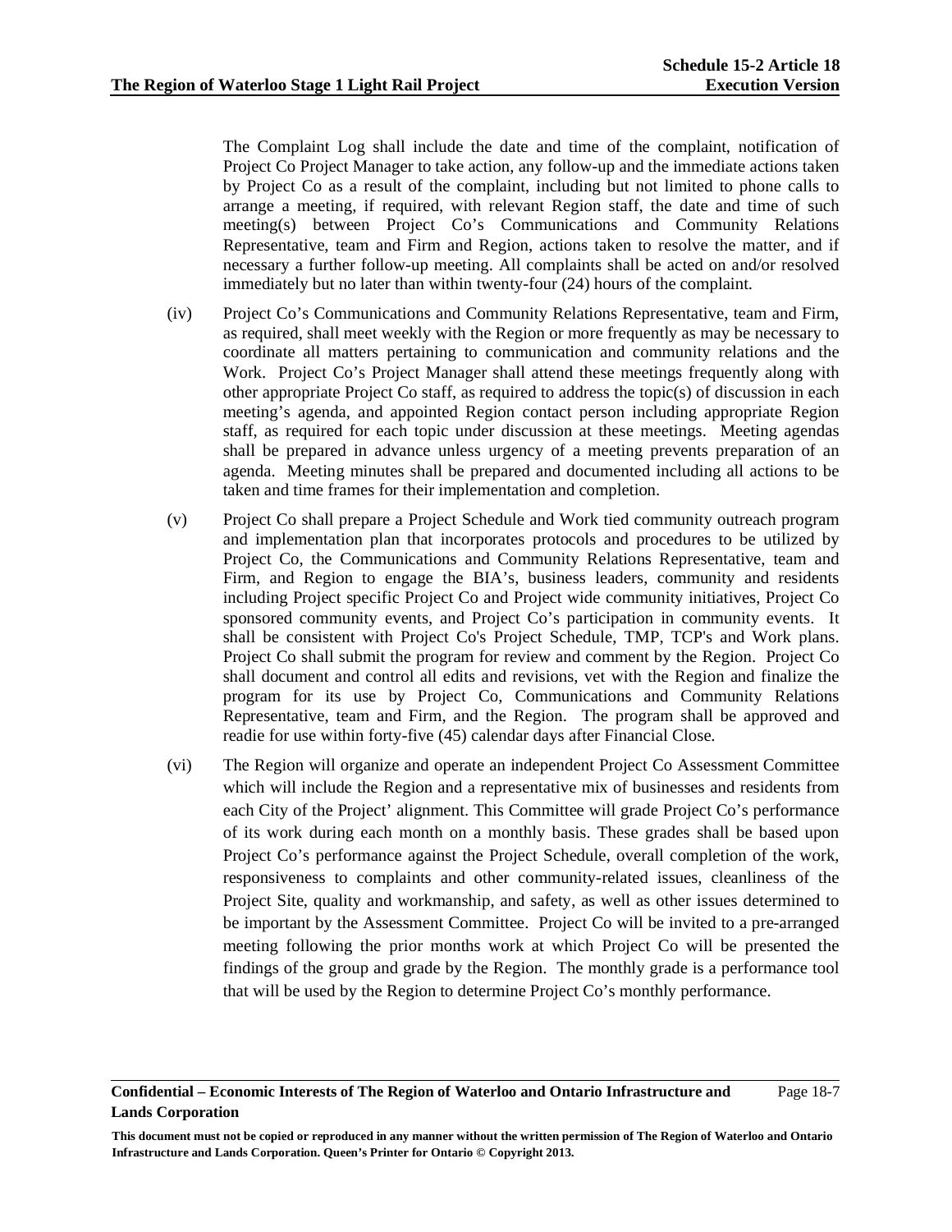The Complaint Log shall include the date and time of the complaint, notification of Project Co Project Manager to take action, any follow-up and the immediate actions taken by Project Co as a result of the complaint, including but not limited to phone calls to arrange a meeting, if required, with relevant Region staff, the date and time of such meeting(s) between Project Co's Communications and Community Relations Representative, team and Firm and Region, actions taken to resolve the matter, and if necessary a further follow-up meeting. All complaints shall be acted on and/or resolved immediately but no later than within twenty-four (24) hours of the complaint.

(iv) Project Co's Communications and Community Relations Representative, team and Firm, as required, shall meet weekly with the Region or more frequently as may be necessary to coordinate all matters pertaining to communication and community relations and the Work. Project Co's Project Manager shall attend these meetings frequently along with other appropriate Project Co staff, as required to address the topic(s) of discussion in each meeting's agenda, and appointed Region contact person including appropriate Region staff, as required for each topic under discussion at these meetings. Meeting agendas shall be prepared in advance unless urgency of a meeting prevents preparation of an agenda. Meeting minutes shall be prepared and documented including all actions to be taken and time frames for their implementation and completion.

(v) Project Co shall prepare a Project Schedule and Work tied community outreach program and implementation plan that incorporates protocols and procedures to be utilized by Project Co, the Communications and Community Relations Representative, team and Firm, and Region to engage the BIA's, business leaders, community and residents including Project specific Project Co and Project wide community initiatives, Project Co sponsored community events, and Project Co's participation in community events. It shall be consistent with Project Co's Project Schedule, TMP, TCP's and Work plans. Project Co shall submit the program for review and comment by the Region. Project Co shall document and control all edits and revisions, vet with the Region and finalize the program for its use by Project Co, Communications and Community Relations Representative, team and Firm, and the Region. The program shall be approved and readie for use within forty-five (45) calendar days after Financial Close.

(vi) The Region will organize and operate an independent Project Co Assessment Committee which will include the Region and a representative mix of businesses and residents from each City of the Project' alignment. This Committee will grade Project Co's performance of its work during each month on a monthly basis. These grades shall be based upon Project Co's performance against the Project Schedule, overall completion of the work, responsiveness to complaints and other community-related issues, cleanliness of the Project Site, quality and workmanship, and safety, as well as other issues determined to be important by the Assessment Committee. Project Co will be invited to a pre-arranged meeting following the prior months work at which Project Co will be presented the findings of the group and grade by the Region. The monthly grade is a performance tool that will be used by the Region to determine Project Co's monthly performance.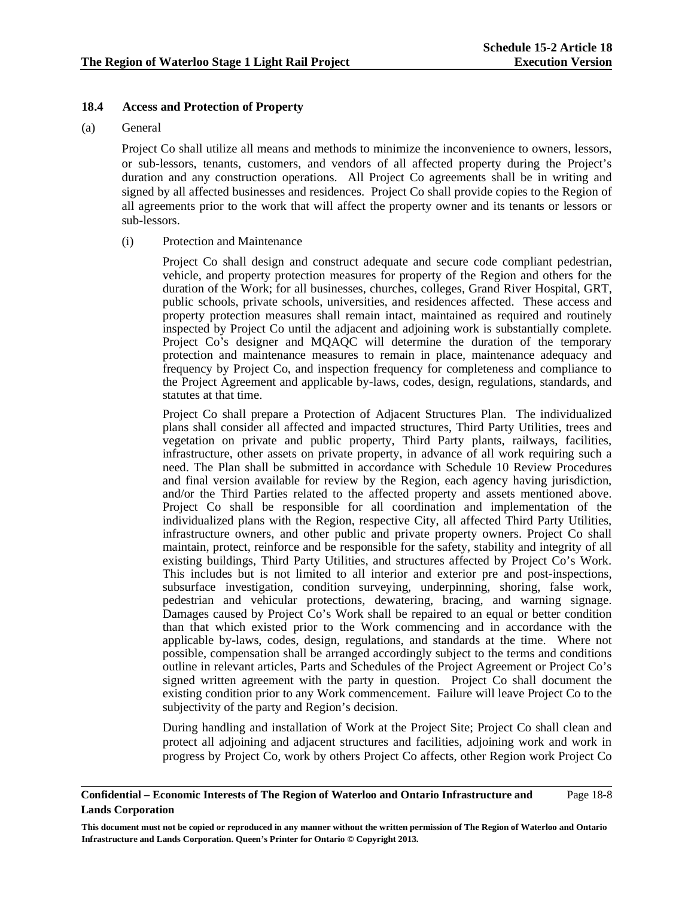### 18.4 Access and Protection of Property

(a) General

Project Co shall utilize all means and methods to minimize the inconvenience to owners, lessors, or sub-lessors, tenants, customers, and vendors of all affected property during the Project's duration and any construction operations. All Project Co agreements shall be in writing and signed by all affected businesses and residences. Project Co shall provide copies to the Region of all agreements prior to the work that will affect the property owner and its tenants or lessors or sub-lessors.

(i) Protection and Maintenance

Project Co shall design and construct adequate and secure code compliant pedestrian, vehicle, and property protection measures for property of the Region and others for the duration of the Work; for all businesses, churches, colleges, Grand River Hospital, GRT, public schools, private schools, universities, and residences affected. These access and property protection measures shall remain intact, maintained as required and routinely inspected by Project Co until the adjacent and adjoining work is substantially complete. Project Co's designer and MQAQC will determine the duration of the temporary protection and maintenance measures to remain in place, maintenance adequacy and frequency by Project Co, and inspection frequency for completeness and compliance to the Project Agreement and applicable by-laws, codes, design, regulations, standards, and statutes at that time.

Project Co shall prepare a Protection of Adjacent Structures Plan. The individualized plans shall consider all affected and impacted structures, Third Party Utilities, trees and vegetation on private and public property, Third Party plants, railways, facilities, infrastructure, other assets on private property, in advance of all work requiring such a need. The Plan shall be submitted in accordance with Schedule 10 Review Procedures and final version available for review by the Region, each agency having jurisdiction, and/or the Third Parties related to the affected property and assets mentioned above. Project Co shall be responsible for all coordination and implementation of the individualized plans with the Region, respective City, all affected Third Party Utilities, infrastructure owners, and other public and private property owners. Project Co shall maintain, protect, reinforce and be responsible for the safety, stability and integrity of all existing buildings, Third Party Utilities, and structures affected by Project Co's Work. This includes but is not limited to all interior and exterior pre and post-inspections, subsurface investigation, condition surveying, underpinning, shoring, false work, pedestrian and vehicular protections, dewatering, bracing, and warning signage. Damages caused by Project Co's Work shall be repaired to an equal or better condition than that which existed prior to the Work commencing and in accordance with the applicable by-laws, codes, design, regulations, and standards at the time. Where not possible, compensation shall be arranged accordingly subject to the terms and conditions outline in relevant articles, Parts and Schedules of the Project Agreement or Project Co's signed written agreement with the party in question. Project Co shall document the existing condition prior to any Work commencement. Failure will leave Project Co to the subjectivity of the party and Region's decision.

During handling and installation of Work at the Project Site; Project Co shall clean and protect all adjoining and adjacent structures and facilities, adjoining work and work in progress by Project Co, work by others Project Co affects, other Region work Project Co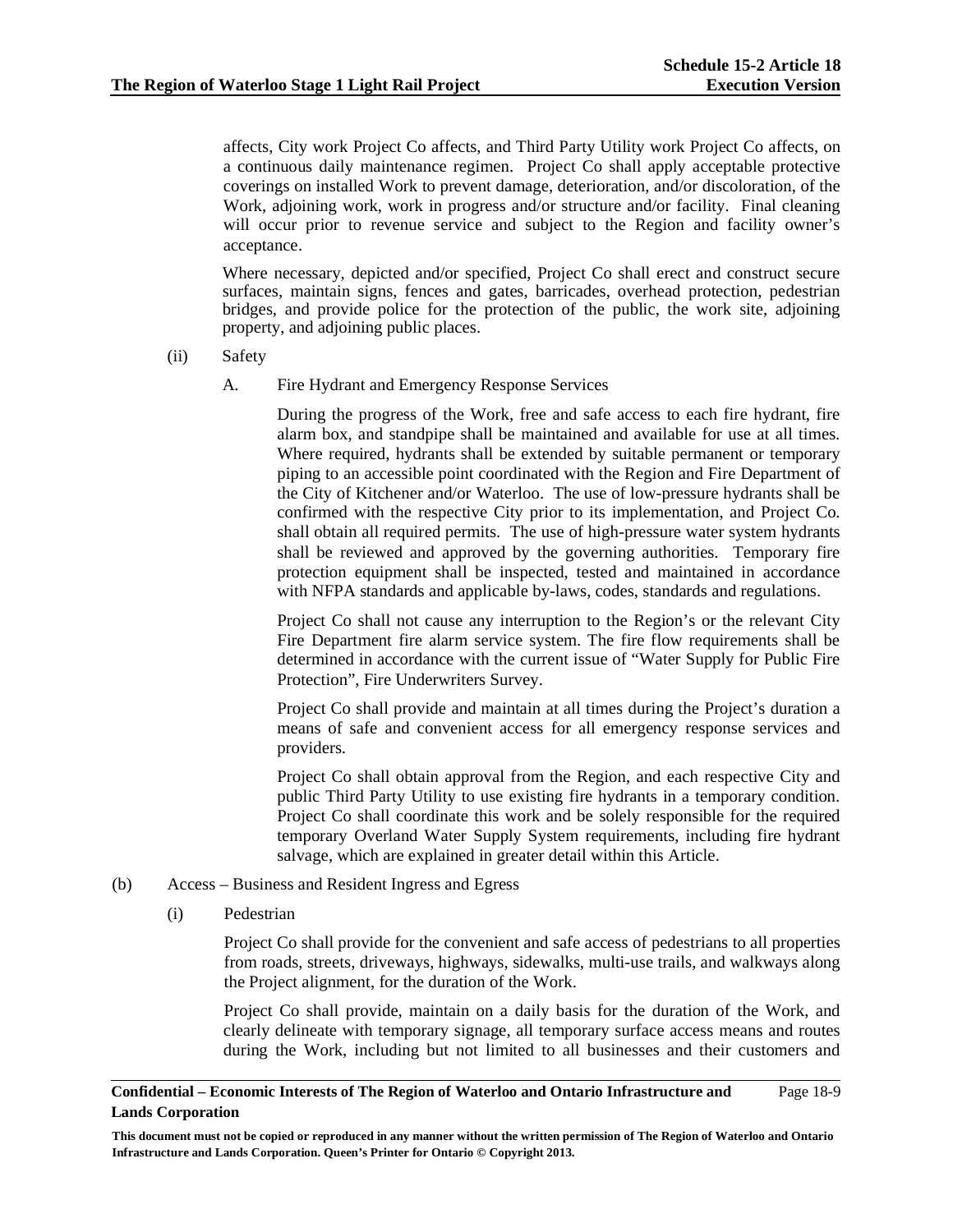affects, City work Project Co affects, and Third Party Utility work Project Co affects, on a continuous daily maintenance regimen. Project Co shall apply acceptable protective coverings on installed Work to prevent damage, deterioration, and/or discoloration, of the Work, adjoining work, work in progress and/or structure and/or facility. Final cleaning will occur prior to revenue service and subject to the Region and facility owner's acceptance.

Where necessary, depicted and/or specified, Project Co shall erect and construct secure surfaces, maintain signs, fences and gates, barricades, overhead protection, pedestrian bridges, and provide police for the protection of the public, the work site, adjoining property, and adjoining public places.

(ii) Safety

A. Fire Hydrant and Emergency Response Services

During the progress of the Work, free and safe access to each fire hydrant, fire alarm box, and standpipe shall be maintained and available for use at all times. Where required, hydrants shall be extended by suitable permanent or temporary piping to an accessible point coordinated with the Region and Fire Department of the City of Kitchener and/or Waterloo. The use of low-pressure hydrants shall be confirmed with the respective City prior to its implementation, and Project Co. shall obtain all required permits. The use of high-pressure water system hydrants shall be reviewed and approved by the governing authorities. Temporary fire protection equipment shall be inspected, tested and maintained in accordance with NFPA standards and applicable by-laws, codes, standards and regulations.

Project Co shall not cause any interruption to the Region's or the relevant City Fire Department fire alarm service system. The fire flow requirements shall be determined in accordance with the current issue of "Water Supply for Public Fire Protection", Fire Underwriters Survey.

Project Co shall provide and maintain at all times during the Project's duration a means of safe and convenient access for all emergency response services and providers.

Project Co shall obtain approval from the Region, and each respective City and public Third Party Utility to use existing fire hydrants in a temporary condition. Project Co shall coordinate this work and be solely responsible for the required temporary Overland Water Supply System requirements, including fire hydrant salvage, which are explained in greater detail within this Article.

(b) Access – Business and Resident Ingress and Egress

(i) Pedestrian

Project Co shall provide for the convenient and safe access of pedestrians to all properties from roads, streets, driveways, highways, sidewalks, multi-use trails, and walkways along the Project alignment, for the duration of the Work.

Project Co shall provide, maintain on a daily basis for the duration of the Work, and clearly delineate with temporary signage, all temporary surface access means and routes during the Work, including but not limited to all businesses and their customers and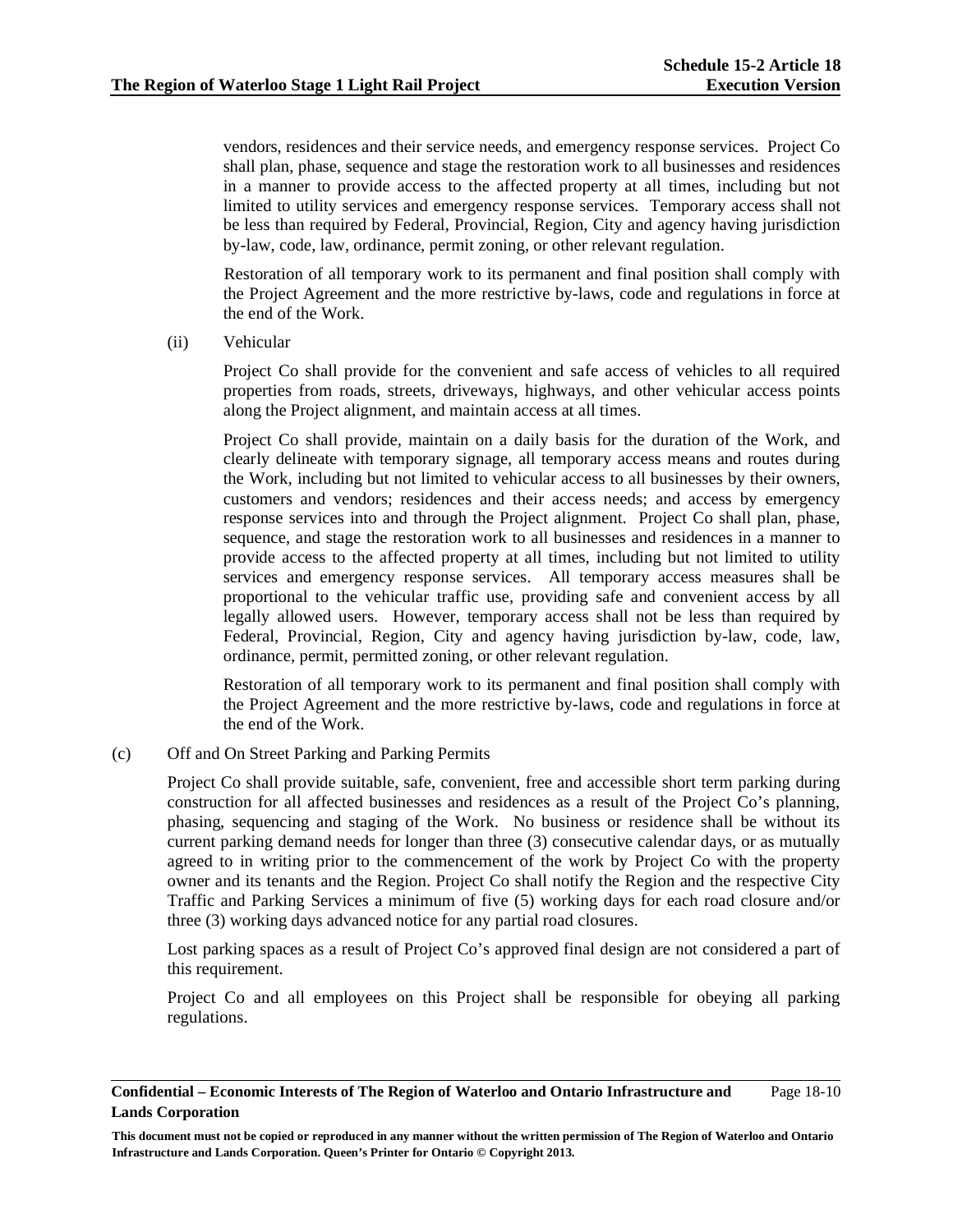vendors, residences and their service needs, and emergency response services. Project Co shall plan, phase, sequence and stage the restoration work to all businesses and residences in a manner to provide access to the affected property at all times, including but not limited to utility services and emergency response services. Temporary access shall not be less than required by Federal, Provincial, Region, City and agency having jurisdiction by-law, code, law, ordinance, permit zoning, or other relevant regulation.

Restoration of all temporary work to its permanent and final position shall comply with the Project Agreement and the more restrictive by-laws, code and regulations in force at the end of the Work.

(ii) Vehicular

Project Co shall provide for the convenient and safe access of vehicles to all required properties from roads, streets, driveways, highways, and other vehicular access points along the Project alignment, and maintain access at all times.

Project Co shall provide, maintain on a daily basis for the duration of the Work, and clearly delineate with temporary signage, all temporary access means and routes during the Work, including but not limited to vehicular access to all businesses by their owners, customers and vendors; residences and their access needs; and access by emergency response services into and through the Project alignment. Project Co shall plan, phase, sequence, and stage the restoration work to all businesses and residences in a manner to provide access to the affected property at all times, including but not limited to utility services and emergency response services. All temporary access measures shall be proportional to the vehicular traffic use, providing safe and convenient access by all legally allowed users. However, temporary access shall not be less than required by Federal, Provincial, Region, City and agency having jurisdiction by-law, code, law, ordinance, permit, permitted zoning, or other relevant regulation.

Restoration of all temporary work to its permanent and final position shall comply with the Project Agreement and the more restrictive by-laws, code and regulations in force at the end of the Work.

(c) Off and On Street Parking and Parking Permits

Project Co shall provide suitable, safe, convenient, free and accessible short term parking during construction for all affected businesses and residences as a result of the Project Co's planning, phasing, sequencing and staging of the Work. No business or residence shall be without its current parking demand needs for longer than three (3) consecutive calendar days, or as mutually agreed to in writing prior to the commencement of the work by Project Co with the property owner and its tenants and the Region. Project Co shall notify the Region and the respective City Traffic and Parking Services a minimum of five (5) working days for each road closure and/or three (3) working days advanced notice for any partial road closures.

Lost parking spaces as a result of Project Co's approved final design are not considered a part of this requirement.

Project Co and all employees on this Project shall be responsible for obeying all parking regulations.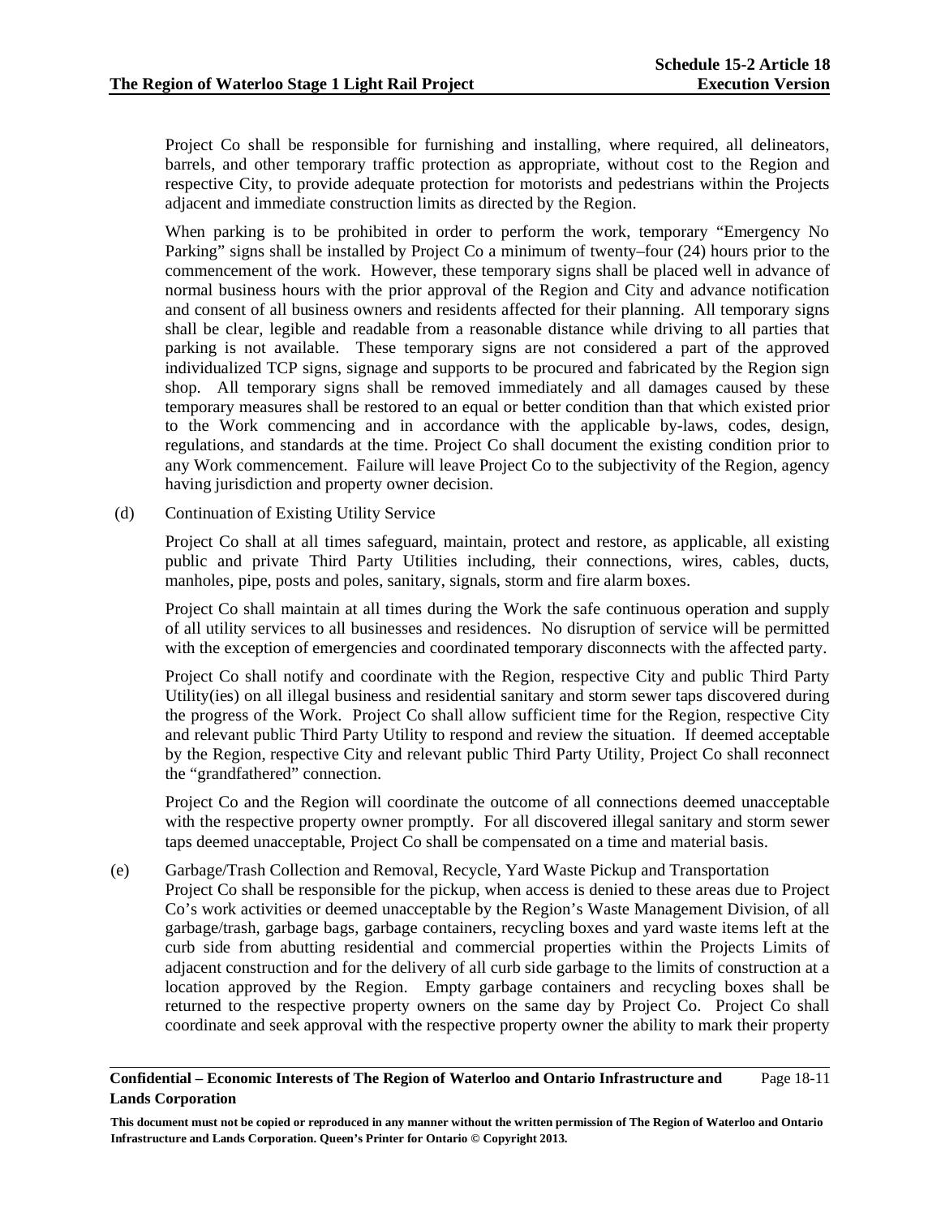Project Co shall be responsible for furnishing and installing, where required, all delineators, barrels, and other temporary traffic protection as appropriate, without cost to the Region and respective City, to provide adequate protection for motorists and pedestrians within the Projects adjacent and immediate construction limits as directed by the Region.

When parking is to be prohibited in order to perform the work, temporary "Emergency No Parking" signs shall be installed by Project Co a minimum of twenty–four (24) hours prior to the commencement of the work. However, these temporary signs shall be placed well in advance of normal business hours with the prior approval of the Region and City and advance notification and consent of all business owners and residents affected for their planning. All temporary signs shall be clear, legible and readable from a reasonable distance while driving to all parties that parking is not available. These temporary signs are not considered a part of the approved individualized TCP signs, signage and supports to be procured and fabricated by the Region sign shop. All temporary signs shall be removed immediately and all damages caused by these temporary measures shall be restored to an equal or better condition than that which existed prior to the Work commencing and in accordance with the applicable by-laws, codes, design, regulations, and standards at the time. Project Co shall document the existing condition prior to any Work commencement. Failure will leave Project Co to the subjectivity of the Region, agency having jurisdiction and property owner decision.

(d) Continuation of Existing Utility Service

Project Co shall at all times safeguard, maintain, protect and restore, as applicable, all existing public and private Third Party Utilities including, their connections, wires, cables, ducts, manholes, pipe, posts and poles, sanitary, signals, storm and fire alarm boxes.

Project Co shall maintain at all times during the Work the safe continuous operation and supply of all utility services to all businesses and residences. No disruption of service will be permitted with the exception of emergencies and coordinated temporary disconnects with the affected party.

Project Co shall notify and coordinate with the Region, respective City and public Third Party Utility(ies) on all illegal business and residential sanitary and storm sewer taps discovered during the progress of the Work. Project Co shall allow sufficient time for the Region, respective City and relevant public Third Party Utility to respond and review the situation. If deemed acceptable by the Region, respective City and relevant public Third Party Utility, Project Co shall reconnect the "grandfathered" connection.

Project Co and the Region will coordinate the outcome of all connections deemed unacceptable with the respective property owner promptly. For all discovered illegal sanitary and storm sewer taps deemed unacceptable, Project Co shall be compensated on a time and material basis.

(e) Garbage/Trash Collection and Removal, Recycle, Yard Waste Pickup and Transportation

Project Co shall be responsible for the pickup, when access is denied to these areas due to Project Co's work activities or deemed unacceptable by the Region's Waste Management Division, of all garbage/trash, garbage bags, garbage containers, recycling boxes and yard waste items left at the curb side from abutting residential and commercial properties within the Projects Limits of adjacent construction and for the delivery of all curb side garbage to the limits of construction at a location approved by the Region. Empty garbage containers and recycling boxes shall be returned to the respective property owners on the same day by Project Co. Project Co shall coordinate and seek approval with the respective property owner the ability to mark their property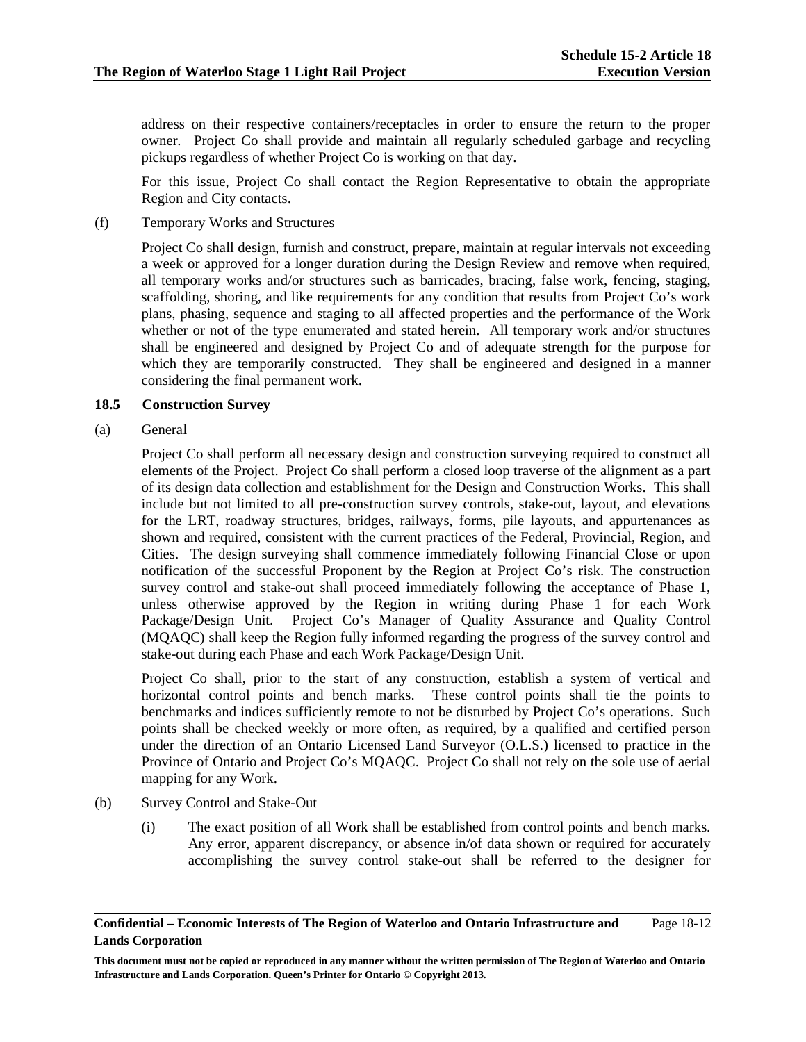address on their respective containers/receptacles in order to ensure the return to the proper owner. Project Co shall provide and maintain all regularly scheduled garbage and recycling pickups regardless of whether Project Co is working on that day.

For this issue, Project Co shall contact the Region Representative to obtain the appropriate Region and City contacts.

(f) Temporary Works and Structures

Project Co shall design, furnish and construct, prepare, maintain at regular intervals not exceeding a week or approved for a longer duration during the Design Review and remove when required, all temporary works and/or structures such as barricades, bracing, false work, fencing, staging, scaffolding, shoring, and like requirements for any condition that results from Project Co's work plans, phasing, sequence and staging to all affected properties and the performance of the Work whether or not of the type enumerated and stated herein. All temporary work and/or structures shall be engineered and designed by Project Co and of adequate strength for the purpose for which they are temporarily constructed. They shall be engineered and designed in a manner considering the final permanent work.

### 18.5 Construction Survey

(a) General

Project Co shall perform all necessary design and construction surveying required to construct all elements of the Project. Project Co shall perform a closed loop traverse of the alignment as a part of its design data collection and establishment for the Design and Construction Works. This shall include but not limited to all pre-construction survey controls, stake-out, layout, and elevations for the LRT, roadway structures, bridges, railways, forms, pile layouts, and appurtenances as shown and required, consistent with the current practices of the Federal, Provincial, Region, and Cities. The design surveying shall commence immediately following Financial Close or upon notification of the successful Proponent by the Region at Project Co's risk. The construction survey control and stake-out shall proceed immediately following the acceptance of Phase 1, unless otherwise approved by the Region in writing during Phase 1 for each Work Package/Design Unit. Project Co's Manager of Quality Assurance and Quality Control (MQAQC) shall keep the Region fully informed regarding the progress of the survey control and stake-out during each Phase and each Work Package/Design Unit.

Project Co shall, prior to the start of any construction, establish a system of vertical and horizontal control points and bench marks. These control points shall tie the points to benchmarks and indices sufficiently remote to not be disturbed by Project Co's operations. Such points shall be checked weekly or more often, as required, by a qualified and certified person under the direction of an Ontario Licensed Land Surveyor (O.L.S.) licensed to practice in the Province of Ontario and Project Co's MQAQC. Project Co shall not rely on the sole use of aerial mapping for any Work.

(b) Survey Control and Stake-Out

(i) The exact position of all Work shall be established from control points and bench marks. Any error, apparent discrepancy, or absence in/of data shown or required for accurately accomplishing the survey control stake-out shall be referred to the designer for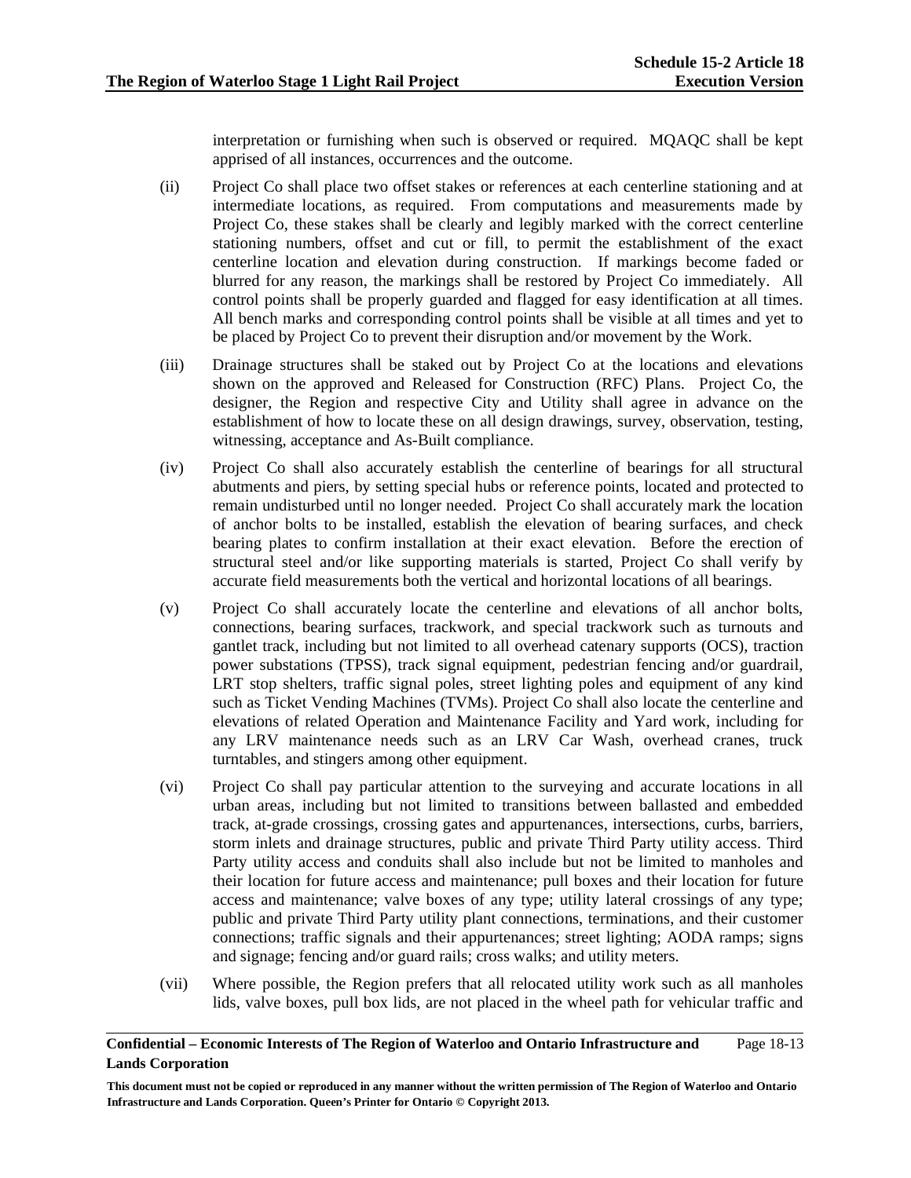interpretation or furnishing when such is observed or required. MQAQC shall be kept apprised of all instances, occurrences and the outcome.

(ii) Project Co shall place two offset stakes or references at each centerline stationing and at intermediate locations, as required. From computations and measurements made by Project Co, these stakes shall be clearly and legibly marked with the correct centerline stationing numbers, offset and cut or fill, to permit the establishment of the exact centerline location and elevation during construction. If markings become faded or blurred for any reason, the markings shall be restored by Project Co immediately. All control points shall be properly guarded and flagged for easy identification at all times. All bench marks and corresponding control points shall be visible at all times and yet to be placed by Project Co to prevent their disruption and/or movement by the Work.

(iii) Drainage structures shall be staked out by Project Co at the locations and elevations shown on the approved and Released for Construction (RFC) Plans. Project Co, the designer, the Region and respective City and Utility shall agree in advance on the establishment of how to locate these on all design drawings, survey, observation, testing, witnessing, acceptance and As-Built compliance.

(iv) Project Co shall also accurately establish the centerline of bearings for all structural abutments and piers, by setting special hubs or reference points, located and protected to remain undisturbed until no longer needed. Project Co shall accurately mark the location of anchor bolts to be installed, establish the elevation of bearing surfaces, and check bearing plates to confirm installation at their exact elevation. Before the erection of structural steel and/or like supporting materials is started, Project Co shall verify by accurate field measurements both the vertical and horizontal locations of all bearings.

(v) Project Co shall accurately locate the centerline and elevations of all anchor bolts, connections, bearing surfaces, trackwork, and special trackwork such as turnouts and gantlet track, including but not limited to all overhead catenary supports (OCS), traction power substations (TPSS), track signal equipment, pedestrian fencing and/or guardrail, LRT stop shelters, traffic signal poles, street lighting poles and equipment of any kind such as Ticket Vending Machines (TVMs). Project Co shall also locate the centerline and elevations of related Operation and Maintenance Facility and Yard work, including for any LRV maintenance needs such as an LRV Car Wash, overhead cranes, truck turntables, and stingers among other equipment.

(vi) Project Co shall pay particular attention to the surveying and accurate locations in all urban areas, including but not limited to transitions between ballasted and embedded track, at-grade crossings, crossing gates and appurtenances, intersections, curbs, barriers, storm inlets and drainage structures, public and private Third Party utility access. Third Party utility access and conduits shall also include but not be limited to manholes and their location for future access and maintenance; pull boxes and their location for future access and maintenance; valve boxes of any type; utility lateral crossings of any type; public and private Third Party utility plant connections, terminations, and their customer connections; traffic signals and their appurtenances; street lighting; AODA ramps; signs and signage; fencing and/or guard rails; cross walks; and utility meters.

(vii) Where possible, the Region prefers that all relocated utility work such as all manholes lids, valve boxes, pull box lids, are not placed in the wheel path for vehicular traffic and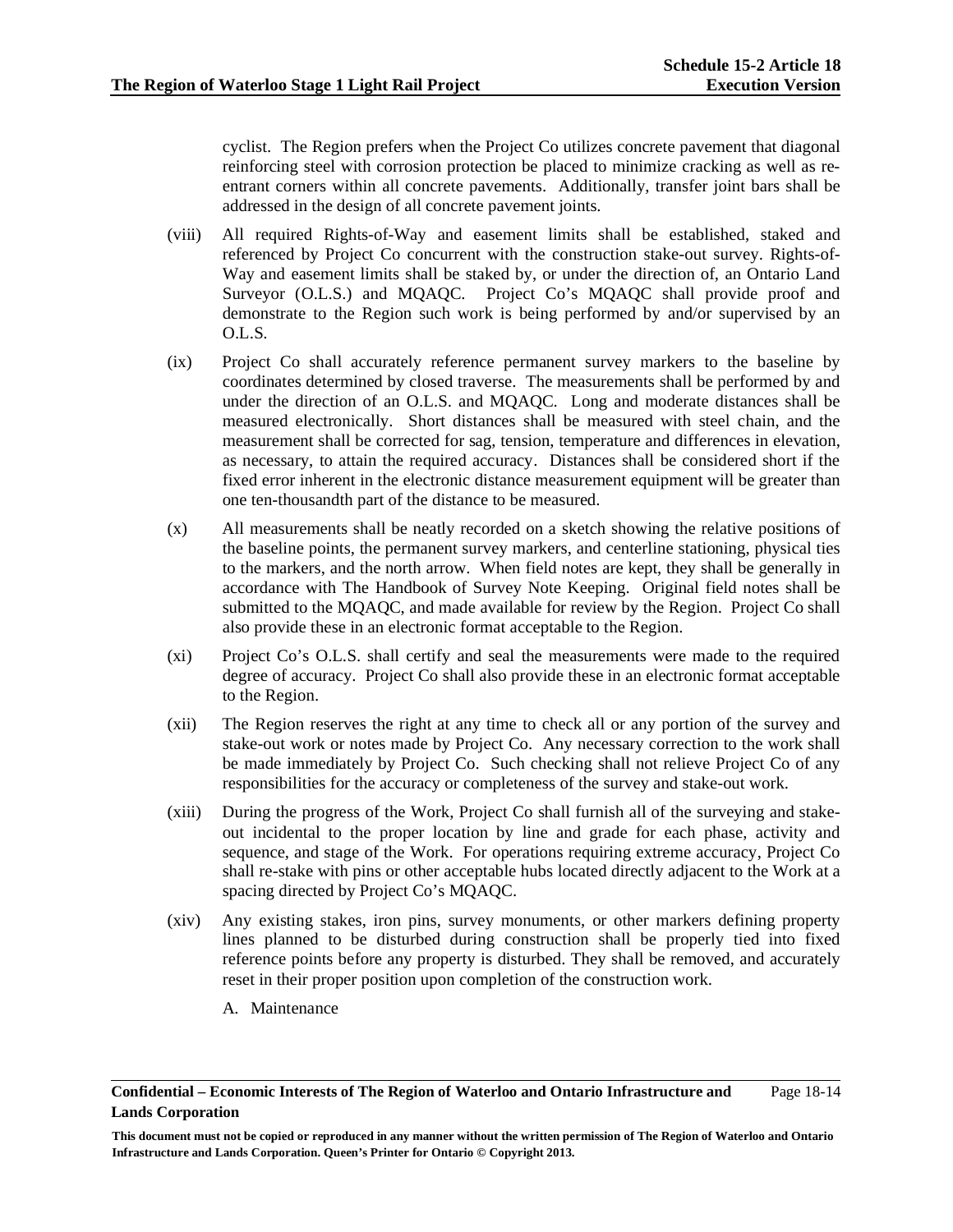cyclist. The Region prefers when the Project Co utilizes concrete pavement that diagonal reinforcing steel with corrosion protection be placed to minimize cracking as well as re-entrant corners within all concrete pavements. Additionally, transfer joint bars shall be addressed in the design of all concrete pavement joints.

(viii) All required Rights-of-Way and easement limits shall be established, staked and referenced by Project Co concurrent with the construction stake-out survey. Rights-of-Way and easement limits shall be staked by, or under the direction of, an Ontario Land Surveyor (O.L.S.) and MQAQC. Project Co's MQAQC shall provide proof and demonstrate to the Region such work is being performed by and/or supervised by an O.L.S.

(ix) Project Co shall accurately reference permanent survey markers to the baseline by coordinates determined by closed traverse. The measurements shall be performed by and under the direction of an O.L.S. and MQAQC. Long and moderate distances shall be measured electronically. Short distances shall be measured with steel chain, and the measurement shall be corrected for sag, tension, temperature and differences in elevation, as necessary, to attain the required accuracy. Distances shall be considered short if the fixed error inherent in the electronic distance measurement equipment will be greater than one ten-thousandth part of the distance to be measured.

(x) All measurements shall be neatly recorded on a sketch showing the relative positions of the baseline points, the permanent survey markers, and centerline stationing, physical ties to the markers, and the north arrow. When field notes are kept, they shall be generally in accordance with The Handbook of Survey Note Keeping. Original field notes shall be submitted to the MQAQC, and made available for review by the Region. Project Co shall also provide these in an electronic format acceptable to the Region.

(xi) Project Co's O.L.S. shall certify and seal the measurements were made to the required degree of accuracy. Project Co shall also provide these in an electronic format acceptable to the Region.

(xii) The Region reserves the right at any time to check all or any portion of the survey and stake-out work or notes made by Project Co. Any necessary correction to the work shall be made immediately by Project Co. Such checking shall not relieve Project Co of any responsibilities for the accuracy or completeness of the survey and stake-out work.

(xiii) During the progress of the Work, Project Co shall furnish all of the surveying and stake-out incidental to the proper location by line and grade for each phase, activity and sequence, and stage of the Work. For operations requiring extreme accuracy, Project Co shall re-stake with pins or other acceptable hubs located directly adjacent to the Work at a spacing directed by Project Co's MQAQC.

(xiv) Any existing stakes, iron pins, survey monuments, or other markers defining property lines planned to be disturbed during construction shall be properly tied into fixed reference points before any property is disturbed. They shall be removed, and accurately reset in their proper position upon completion of the construction work.

A. Maintenance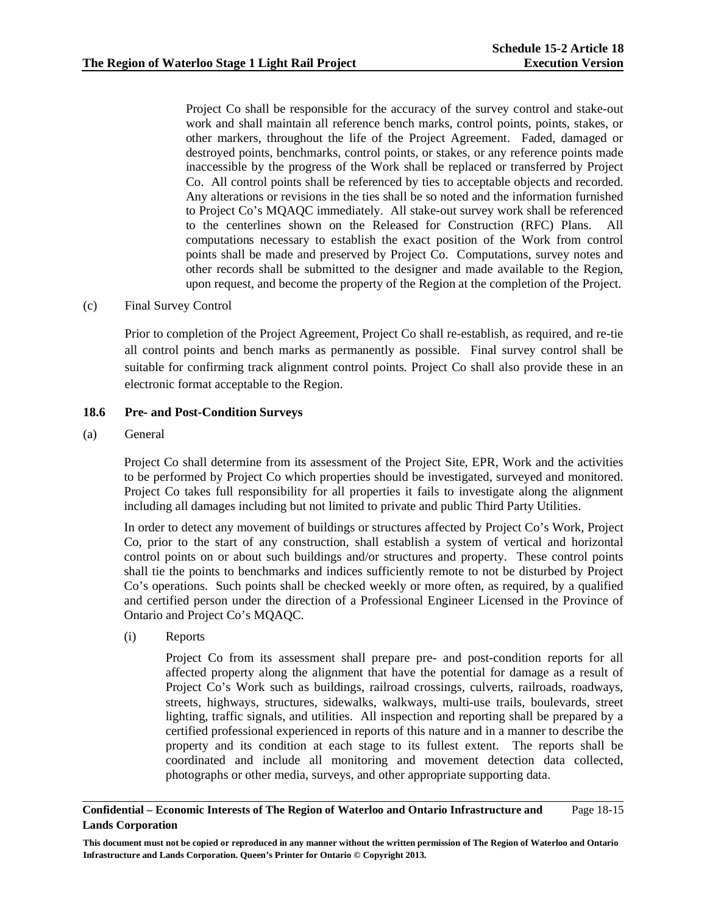Project Co shall be responsible for the accuracy of the survey control and stake-out work and shall maintain all reference bench marks, control points, points, stakes, or other markers, throughout the life of the Project Agreement. Faded, damaged or destroyed points, benchmarks, control points, or stakes, or any reference points made inaccessible by the progress of the Work shall be replaced or transferred by Project Co. All control points shall be referenced by ties to acceptable objects and recorded. Any alterations or revisions in the ties shall be so noted and the information furnished to Project Co's MQAQC immediately. All stake-out survey work shall be referenced to the centerlines shown on the Released for Construction (RFC) Plans. All computations necessary to establish the exact position of the Work from control points shall be made and preserved by Project Co. Computations, survey notes and other records shall be submitted to the designer and made available to the Region, upon request, and become the property of the Region at the completion of the Project.

(c) Final Survey Control

Prior to completion of the Project Agreement, Project Co shall re-establish, as required, and re-tie all control points and bench marks as permanently as possible. Final survey control shall be suitable for confirming track alignment control points. Project Co shall also provide these in an electronic format acceptable to the Region.

### 18.6 Pre- and Post-Condition Surveys

(a) General

Project Co shall determine from its assessment of the Project Site, EPR, Work and the activities to be performed by Project Co which properties should be investigated, surveyed and monitored. Project Co takes full responsibility for all properties it fails to investigate along the alignment including all damages including but not limited to private and public Third Party Utilities.

In order to detect any movement of buildings or structures affected by Project Co's Work, Project Co, prior to the start of any construction, shall establish a system of vertical and horizontal control points on or about such buildings and/or structures and property. These control points shall tie the points to benchmarks and indices sufficiently remote to not be disturbed by Project Co's operations. Such points shall be checked weekly or more often, as required, by a qualified and certified person under the direction of a Professional Engineer Licensed in the Province of Ontario and Project Co's MQAQC.

(i) Reports

Project Co from its assessment shall prepare pre- and post-condition reports for all affected property along the alignment that have the potential for damage as a result of Project Co's Work such as buildings, railroad crossings, culverts, railroads, roadways, streets, highways, structures, sidewalks, walkways, multi-use trails, boulevards, street lighting, traffic signals, and utilities. All inspection and reporting shall be prepared by a certified professional experienced in reports of this nature and in a manner to describe the property and its condition at each stage to its fullest extent. The reports shall be coordinated and include all monitoring and movement detection data collected, photographs or other media, surveys, and other appropriate supporting data.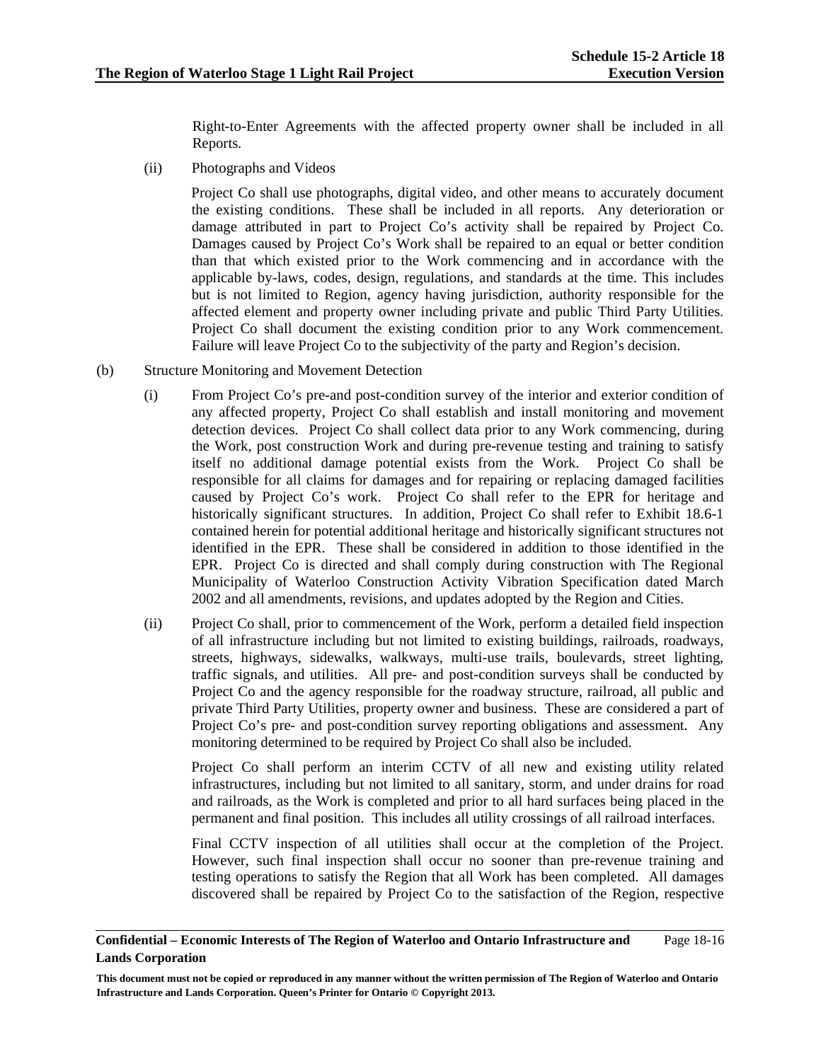Right-to-Enter Agreements with the affected property owner shall be included in all Reports.

(ii) Photographs and Videos

Project Co shall use photographs, digital video, and other means to accurately document the existing conditions. These shall be included in all reports. Any deterioration or damage attributed in part to Project Co's activity shall be repaired by Project Co. Damages caused by Project Co's Work shall be repaired to an equal or better condition than that which existed prior to the Work commencing and in accordance with the applicable by-laws, codes, design, regulations, and standards at the time. This includes but is not limited to Region, agency having jurisdiction, authority responsible for the affected element and property owner including private and public Third Party Utilities. Project Co shall document the existing condition prior to any Work commencement. Failure will leave Project Co to the subjectivity of the party and Region's decision.

(b) Structure Monitoring and Movement Detection

(i) From Project Co's pre-and post-condition survey of the interior and exterior condition of any affected property, Project Co shall establish and install monitoring and movement detection devices. Project Co shall collect data prior to any Work commencing, during the Work, post construction Work and during pre-revenue testing and training to satisfy itself no additional damage potential exists from the Work. Project Co shall be responsible for all claims for damages and for repairing or replacing damaged facilities caused by Project Co's work. Project Co shall refer to the EPR for heritage and historically significant structures. In addition, Project Co shall refer to Exhibit 18.6-1 contained herein for potential additional heritage and historically significant structures not identified in the EPR. These shall be considered in addition to those identified in the EPR. Project Co is directed and shall comply during construction with The Regional Municipality of Waterloo Construction Activity Vibration Specification dated March 2002 and all amendments, revisions, and updates adopted by the Region and Cities.

(ii) Project Co shall, prior to commencement of the Work, perform a detailed field inspection of all infrastructure including but not limited to existing buildings, railroads, roadways, streets, highways, sidewalks, walkways, multi-use trails, boulevards, street lighting, traffic signals, and utilities. All pre- and post-condition surveys shall be conducted by Project Co and the agency responsible for the roadway structure, railroad, all public and private Third Party Utilities, property owner and business. These are considered a part of Project Co's pre- and post-condition survey reporting obligations and assessment. Any monitoring determined to be required by Project Co shall also be included.

Project Co shall perform an interim CCTV of all new and existing utility related infrastructures, including but not limited to all sanitary, storm, and under drains for road and railroads, as the Work is completed and prior to all hard surfaces being placed in the permanent and final position. This includes all utility crossings of all railroad interfaces.

Final CCTV inspection of all utilities shall occur at the completion of the Project. However, such final inspection shall occur no sooner than pre-revenue training and testing operations to satisfy the Region that all Work has been completed. All damages discovered shall be repaired by Project Co to the satisfaction of the Region, respective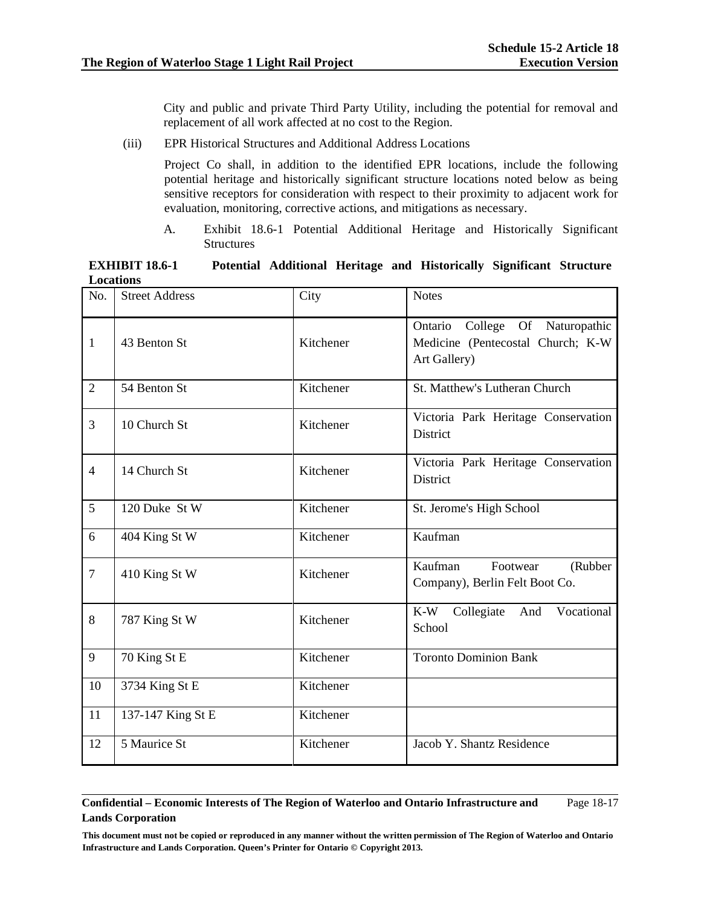City and public and private Third Party Utility, including the potential for removal and replacement of all work affected at no cost to the Region.

(iii) EPR Historical Structures and Additional Address Locations

Project Co shall, in addition to the identified EPR locations, include the following potential heritage and historically significant structure locations noted below as being sensitive receptors for consideration with respect to their proximity to adjacent work for evaluation, monitoring, corrective actions, and mitigations as necessary.

A. Exhibit 18.6-1 Potential Additional Heritage and Historically Significant Structures

**EXHIBIT 18.6-1 Potential Additional Heritage and Historically Significant Structure Locations**

| No. | Street Address | City | Notes |
|---|---|---|---|
| 1 | 43 Benton St | Kitchener | Ontario College Of Naturopathic Medicine (Pentecostal Church; K-W Art Gallery) |
| 2 | 54 Benton St | Kitchener | St. Matthew's Lutheran Church |
| 3 | 10 Church St | Kitchener | Victoria Park Heritage Conservation District |
| 4 | 14 Church St | Kitchener | Victoria Park Heritage Conservation District |
| 5 | 120 Duke St W | Kitchener | St. Jerome's High School |
| 6 | 404 King St W | Kitchener | Kaufman |
| 7 | 410 King St W | Kitchener | Kaufman Footwear (Rubber Company), Berlin Felt Boot Co. |
| 8 | 787 King St W | Kitchener | K-W Collegiate And Vocational School |
| 9 | 70 King St E | Kitchener | Toronto Dominion Bank |
| 10 | 3734 King St E | Kitchener | |
| 11 | 137-147 King St E | Kitchener | |
| 12 | 5 Maurice St | Kitchener | Jacob Y. Shantz Residence |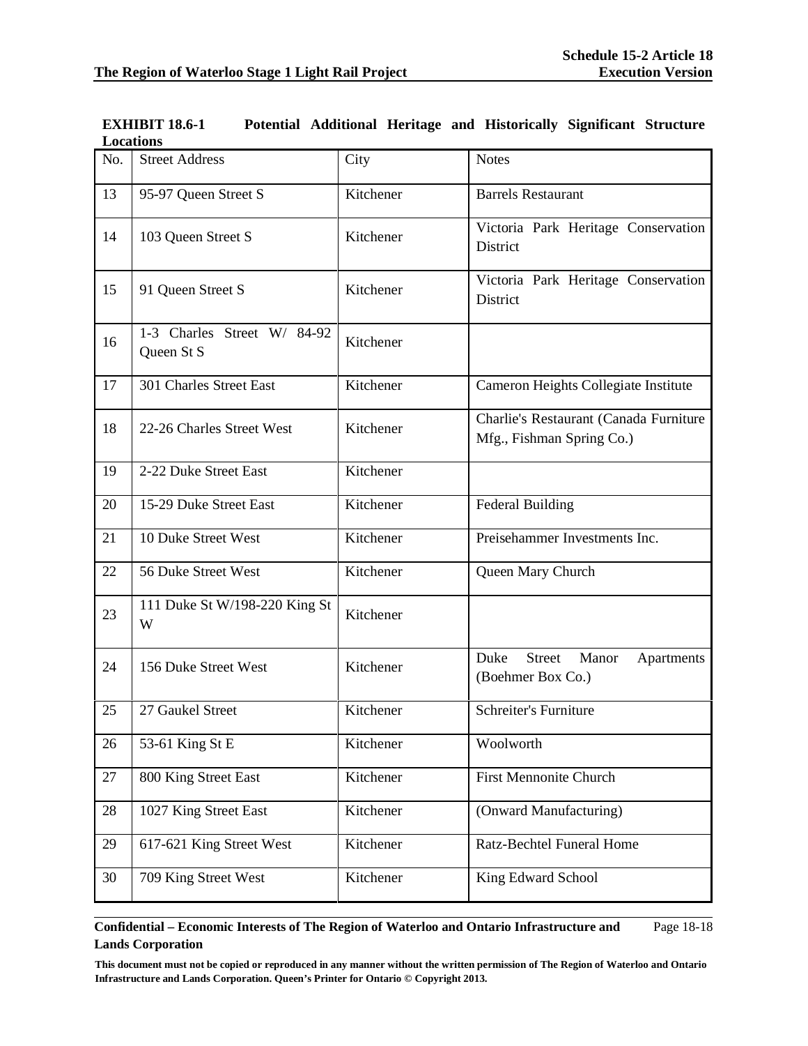**EXHIBIT 18.6-1 Potential Additional Heritage and Historically Significant Structure Locations**

| No. | Street Address | City | Notes |
|---|---|---|---|
| 13 | 95-97 Queen Street S | Kitchener | Barrels Restaurant |
| 14 | 103 Queen Street S | Kitchener | Victoria Park Heritage Conservation District |
| 15 | 91 Queen Street S | Kitchener | Victoria Park Heritage Conservation District |
| 16 | 1-3 Charles Street W/ 84-92 Queen St S | Kitchener | |
| 17 | 301 Charles Street East | Kitchener | Cameron Heights Collegiate Institute |
| 18 | 22-26 Charles Street West | Kitchener | Charlie's Restaurant (Canada Furniture Mfg., Fishman Spring Co.) |
| 19 | 2-22 Duke Street East | Kitchener | |
| 20 | 15-29 Duke Street East | Kitchener | Federal Building |
| 21 | 10 Duke Street West | Kitchener | Preisehammer Investments Inc. |
| 22 | 56 Duke Street West | Kitchener | Queen Mary Church |
| 23 | 111 Duke St W/198-220 King St W | Kitchener | |
| 24 | 156 Duke Street West | Kitchener | Duke Street Manor Apartments (Boehmer Box Co.) |
| 25 | 27 Gaukel Street | Kitchener | Schreiter's Furniture |
| 26 | 53-61 King St E | Kitchener | Woolworth |
| 27 | 800 King Street East | Kitchener | First Mennonite Church |
| 28 | 1027 King Street East | Kitchener | (Onward Manufacturing) |
| 29 | 617-621 King Street West | Kitchener | Ratz-Bechtel Funeral Home |
| 30 | 709 King Street West | Kitchener | King Edward School |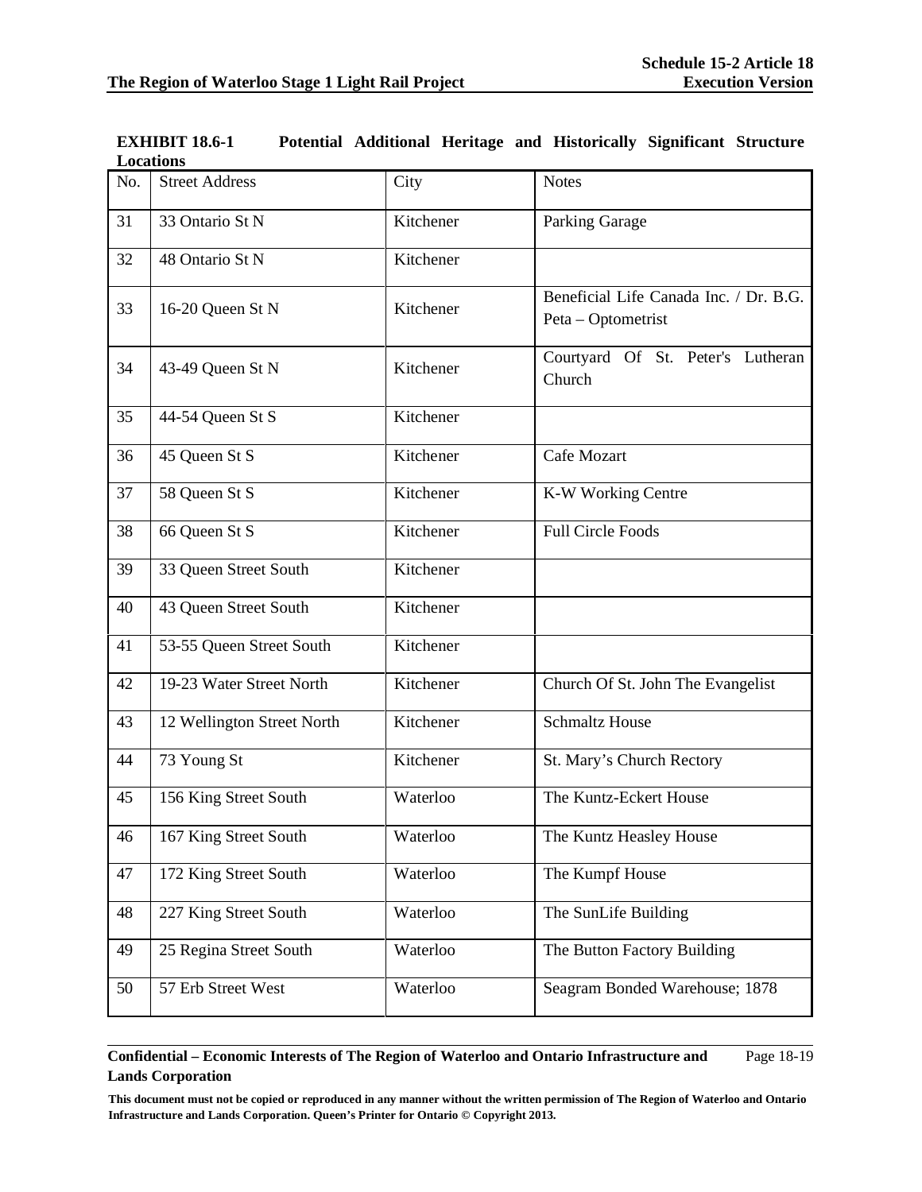**EXHIBIT 18.6-1 Potential Additional Heritage and Historically Significant Structure Locations**

| No. | Street Address | City | Notes |
|---|---|---|---|
| 31 | 33 Ontario St N | Kitchener | Parking Garage |
| 32 | 48 Ontario St N | Kitchener | |
| 33 | 16-20 Queen St N | Kitchener | Beneficial Life Canada Inc. / Dr. B.G. Peta – Optometrist |
| 34 | 43-49 Queen St N | Kitchener | Courtyard Of St. Peter's Lutheran Church |
| 35 | 44-54 Queen St S | Kitchener | |
| 36 | 45 Queen St S | Kitchener | Cafe Mozart |
| 37 | 58 Queen St S | Kitchener | K-W Working Centre |
| 38 | 66 Queen St S | Kitchener | Full Circle Foods |
| 39 | 33 Queen Street South | Kitchener | |
| 40 | 43 Queen Street South | Kitchener | |
| 41 | 53-55 Queen Street South | Kitchener | |
| 42 | 19-23 Water Street North | Kitchener | Church Of St. John The Evangelist |
| 43 | 12 Wellington Street North | Kitchener | Schmaltz House |
| 44 | 73 Young St | Kitchener | St. Mary's Church Rectory |
| 45 | 156 King Street South | Waterloo | The Kuntz-Eckert House |
| 46 | 167 King Street South | Waterloo | The Kuntz Heasley House |
| 47 | 172 King Street South | Waterloo | The Kumpf House |
| 48 | 227 King Street South | Waterloo | The SunLife Building |
| 49 | 25 Regina Street South | Waterloo | The Button Factory Building |
| 50 | 57 Erb Street West | Waterloo | Seagram Bonded Warehouse; 1878 |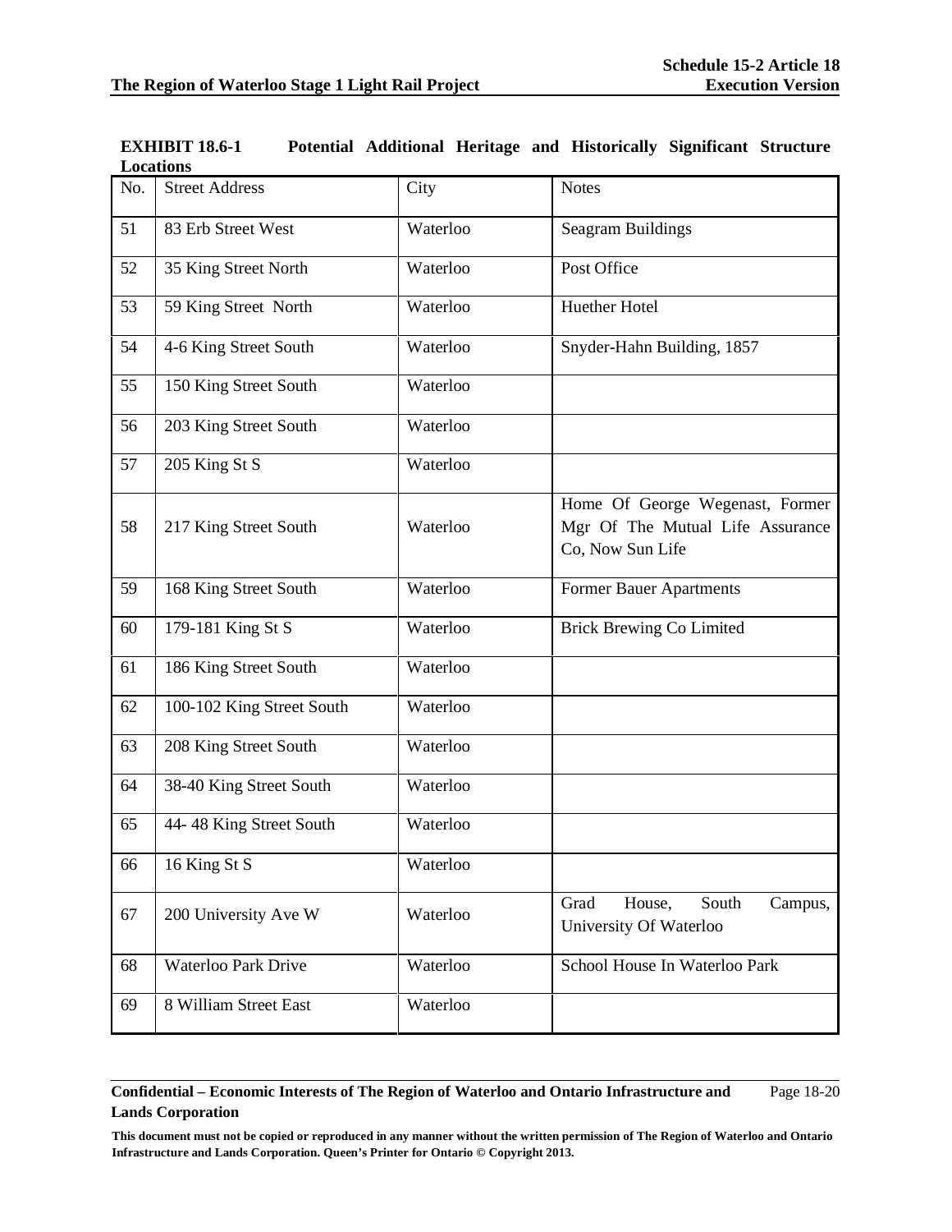**EXHIBIT 18.6-1 Potential Additional Heritage and Historically Significant Structure Locations**

| No. | Street Address | City | Notes |
|---|---|---|---|
| 51 | 83 Erb Street West | Waterloo | Seagram Buildings |
| 52 | 35 King Street North | Waterloo | Post Office |
| 53 | 59 King Street North | Waterloo | Huether Hotel |
| 54 | 4-6 King Street South | Waterloo | Snyder-Hahn Building, 1857 |
| 55 | 150 King Street South | Waterloo | |
| 56 | 203 King Street South | Waterloo | |
| 57 | 205 King St S | Waterloo | |
| 58 | 217 King Street South | Waterloo | Home Of George Wegenast, Former Mgr Of The Mutual Life Assurance Co, Now Sun Life |
| 59 | 168 King Street South | Waterloo | Former Bauer Apartments |
| 60 | 179-181 King St S | Waterloo | Brick Brewing Co Limited |
| 61 | 186 King Street South | Waterloo | |
| 62 | 100-102 King Street South | Waterloo | |
| 63 | 208 King Street South | Waterloo | |
| 64 | 38-40 King Street South | Waterloo | |
| 65 | 44- 48 King Street South | Waterloo | |
| 66 | 16 King St S | Waterloo | |
| 67 | 200 University Ave W | Waterloo | Grad House, South Campus, University Of Waterloo |
| 68 | Waterloo Park Drive | Waterloo | School House In Waterloo Park |
| 69 | 8 William Street East | Waterloo | |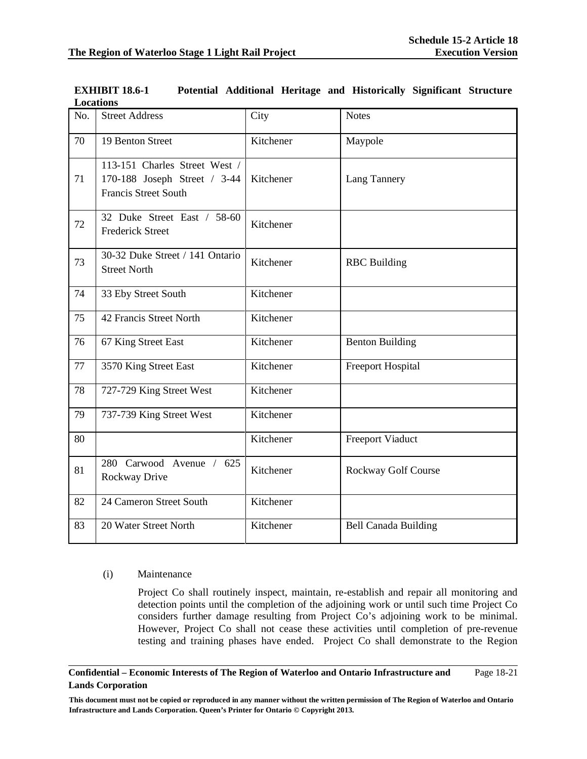**EXHIBIT 18.6-1 Potential Additional Heritage and Historically Significant Structure Locations**

| No. | Street Address | City | Notes |
|---|---|---|---|
| 70 | 19 Benton Street | Kitchener | Maypole |
| 71 | 113-151 Charles Street West / 170-188 Joseph Street / 3-44 Francis Street South | Kitchener | Lang Tannery |
| 72 | 32 Duke Street East / 58-60 Frederick Street | Kitchener | |
| 73 | 30-32 Duke Street / 141 Ontario Street North | Kitchener | RBC Building |
| 74 | 33 Eby Street South | Kitchener | |
| 75 | 42 Francis Street North | Kitchener | |
| 76 | 67 King Street East | Kitchener | Benton Building |
| 77 | 3570 King Street East | Kitchener | Freeport Hospital |
| 78 | 727-729 King Street West | Kitchener | |
| 79 | 737-739 King Street West | Kitchener | |
| 80 | | Kitchener | Freeport Viaduct |
| 81 | 280 Carwood Avenue / 625 Rockway Drive | Kitchener | Rockway Golf Course |
| 82 | 24 Cameron Street South | Kitchener | |
| 83 | 20 Water Street North | Kitchener | Bell Canada Building |

(i) Maintenance

Project Co shall routinely inspect, maintain, re-establish and repair all monitoring and detection points until the completion of the adjoining work or until such time Project Co considers further damage resulting from Project Co's adjoining work to be minimal. However, Project Co shall not cease these activities until completion of pre-revenue testing and training phases have ended. Project Co shall demonstrate to the Region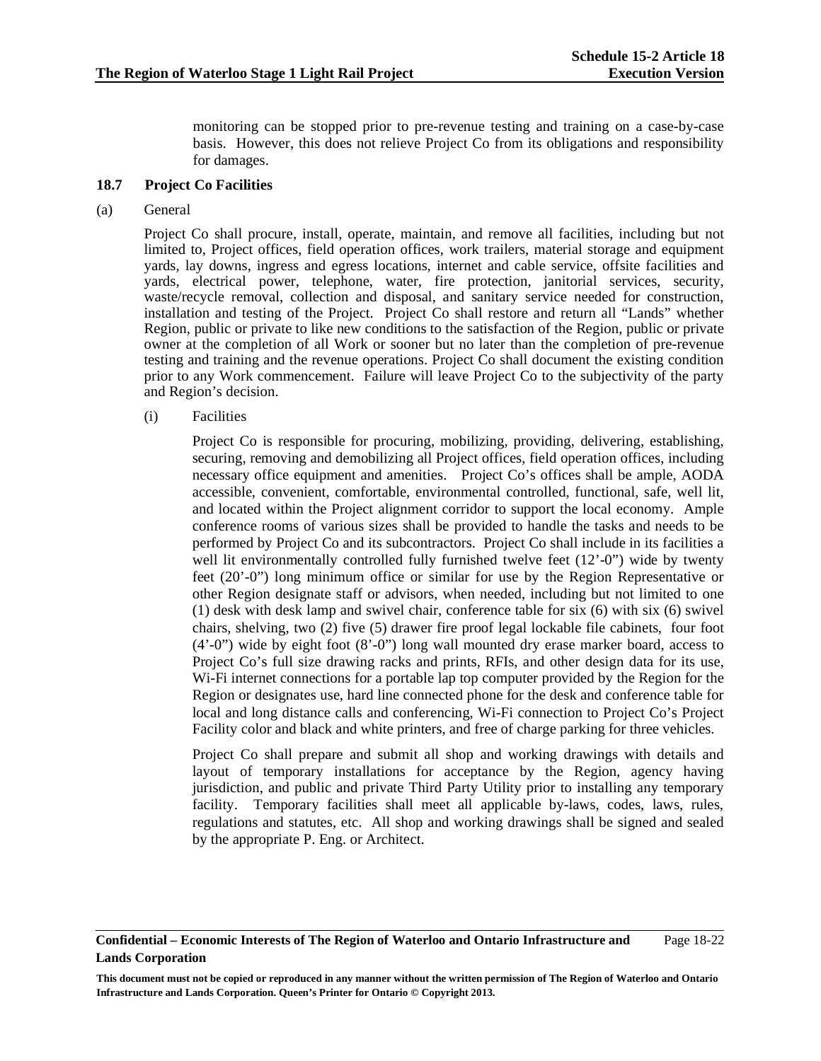monitoring can be stopped prior to pre-revenue testing and training on a case-by-case basis. However, this does not relieve Project Co from its obligations and responsibility for damages.

### 18.7 Project Co Facilities

(a) General

Project Co shall procure, install, operate, maintain, and remove all facilities, including but not limited to, Project offices, field operation offices, work trailers, material storage and equipment yards, lay downs, ingress and egress locations, internet and cable service, offsite facilities and yards, electrical power, telephone, water, fire protection, janitorial services, security, waste/recycle removal, collection and disposal, and sanitary service needed for construction, installation and testing of the Project. Project Co shall restore and return all "Lands" whether Region, public or private to like new conditions to the satisfaction of the Region, public or private owner at the completion of all Work or sooner but no later than the completion of pre-revenue testing and training and the revenue operations. Project Co shall document the existing condition prior to any Work commencement. Failure will leave Project Co to the subjectivity of the party and Region's decision.

(i) Facilities

Project Co is responsible for procuring, mobilizing, providing, delivering, establishing, securing, removing and demobilizing all Project offices, field operation offices, including necessary office equipment and amenities. Project Co's offices shall be ample, AODA accessible, convenient, comfortable, environmental controlled, functional, safe, well lit, and located within the Project alignment corridor to support the local economy. Ample conference rooms of various sizes shall be provided to handle the tasks and needs to be performed by Project Co and its subcontractors. Project Co shall include in its facilities a well lit environmentally controlled fully furnished twelve feet (12'-0") wide by twenty feet (20'-0") long minimum office or similar for use by the Region Representative or other Region designate staff or advisors, when needed, including but not limited to one (1) desk with desk lamp and swivel chair, conference table for six (6) with six (6) swivel chairs, shelving, two (2) five (5) drawer fire proof legal lockable file cabinets, four foot (4'-0") wide by eight foot (8'-0") long wall mounted dry erase marker board, access to Project Co's full size drawing racks and prints, RFIs, and other design data for its use, Wi-Fi internet connections for a portable lap top computer provided by the Region for the Region or designates use, hard line connected phone for the desk and conference table for local and long distance calls and conferencing, Wi-Fi connection to Project Co's Project Facility color and black and white printers, and free of charge parking for three vehicles.

Project Co shall prepare and submit all shop and working drawings with details and layout of temporary installations for acceptance by the Region, agency having jurisdiction, and public and private Third Party Utility prior to installing any temporary facility. Temporary facilities shall meet all applicable by-laws, codes, laws, rules, regulations and statutes, etc. All shop and working drawings shall be signed and sealed by the appropriate P. Eng. or Architect.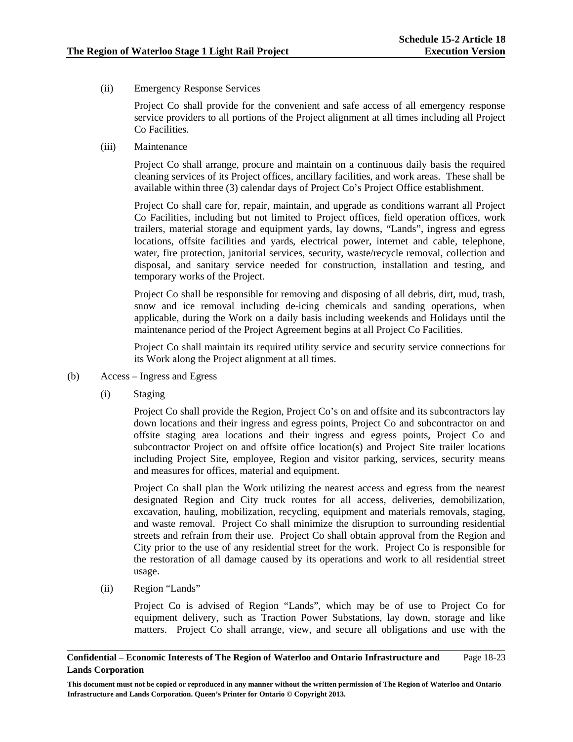(ii) Emergency Response Services

Project Co shall provide for the convenient and safe access of all emergency response service providers to all portions of the Project alignment at all times including all Project Co Facilities.

(iii) Maintenance

Project Co shall arrange, procure and maintain on a continuous daily basis the required cleaning services of its Project offices, ancillary facilities, and work areas. These shall be available within three (3) calendar days of Project Co's Project Office establishment.

Project Co shall care for, repair, maintain, and upgrade as conditions warrant all Project Co Facilities, including but not limited to Project offices, field operation offices, work trailers, material storage and equipment yards, lay downs, "Lands", ingress and egress locations, offsite facilities and yards, electrical power, internet and cable, telephone, water, fire protection, janitorial services, security, waste/recycle removal, collection and disposal, and sanitary service needed for construction, installation and testing, and temporary works of the Project.

Project Co shall be responsible for removing and disposing of all debris, dirt, mud, trash, snow and ice removal including de-icing chemicals and sanding operations, when applicable, during the Work on a daily basis including weekends and Holidays until the maintenance period of the Project Agreement begins at all Project Co Facilities.

Project Co shall maintain its required utility service and security service connections for its Work along the Project alignment at all times.

(b) Access – Ingress and Egress

(i) Staging

Project Co shall provide the Region, Project Co's on and offsite and its subcontractors lay down locations and their ingress and egress points, Project Co and subcontractor on and offsite staging area locations and their ingress and egress points, Project Co and subcontractor Project on and offsite office location(s) and Project Site trailer locations including Project Site, employee, Region and visitor parking, services, security means and measures for offices, material and equipment.

Project Co shall plan the Work utilizing the nearest access and egress from the nearest designated Region and City truck routes for all access, deliveries, demobilization, excavation, hauling, mobilization, recycling, equipment and materials removals, staging, and waste removal. Project Co shall minimize the disruption to surrounding residential streets and refrain from their use. Project Co shall obtain approval from the Region and City prior to the use of any residential street for the work. Project Co is responsible for the restoration of all damage caused by its operations and work to all residential street usage.

(ii) Region "Lands"

Project Co is advised of Region "Lands", which may be of use to Project Co for equipment delivery, such as Traction Power Substations, lay down, storage and like matters. Project Co shall arrange, view, and secure all obligations and use with the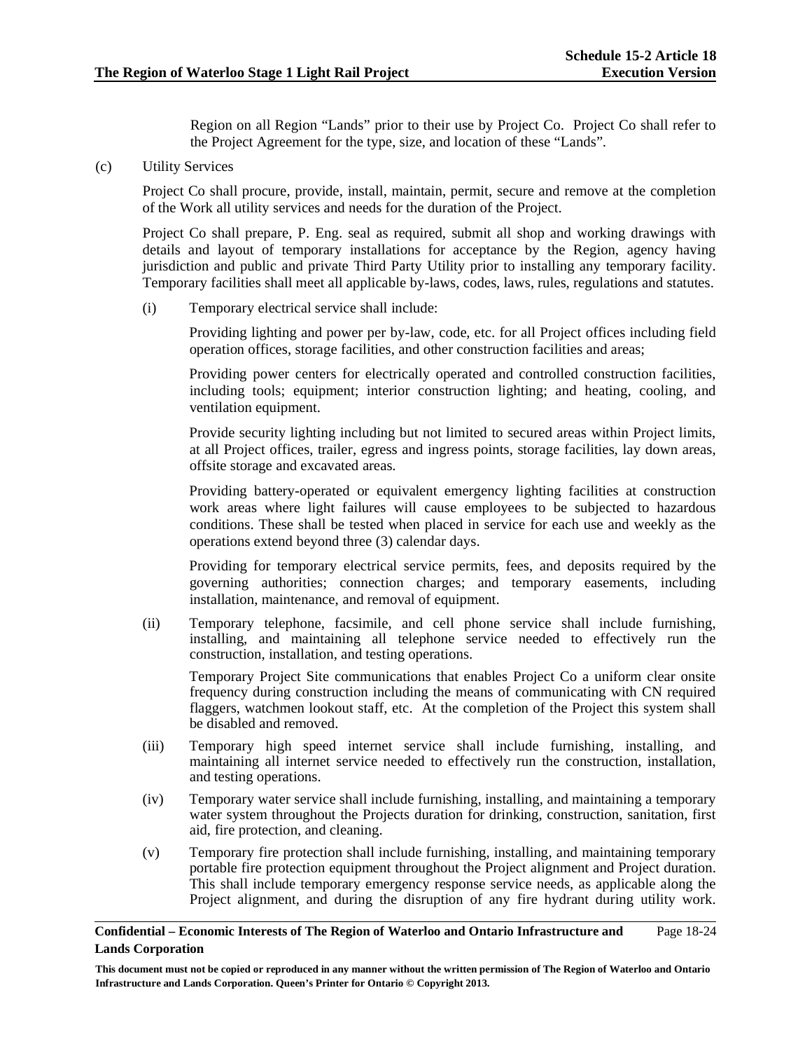Region on all Region "Lands" prior to their use by Project Co. Project Co shall refer to the Project Agreement for the type, size, and location of these "Lands".

(c) Utility Services

Project Co shall procure, provide, install, maintain, permit, secure and remove at the completion of the Work all utility services and needs for the duration of the Project.

Project Co shall prepare, P. Eng. seal as required, submit all shop and working drawings with details and layout of temporary installations for acceptance by the Region, agency having jurisdiction and public and private Third Party Utility prior to installing any temporary facility. Temporary facilities shall meet all applicable by-laws, codes, laws, rules, regulations and statutes.

(i) Temporary electrical service shall include:

Providing lighting and power per by-law, code, etc. for all Project offices including field operation offices, storage facilities, and other construction facilities and areas;

Providing power centers for electrically operated and controlled construction facilities, including tools; equipment; interior construction lighting; and heating, cooling, and ventilation equipment.

Provide security lighting including but not limited to secured areas within Project limits, at all Project offices, trailer, egress and ingress points, storage facilities, lay down areas, offsite storage and excavated areas.

Providing battery-operated or equivalent emergency lighting facilities at construction work areas where light failures will cause employees to be subjected to hazardous conditions. These shall be tested when placed in service for each use and weekly as the operations extend beyond three (3) calendar days.

Providing for temporary electrical service permits, fees, and deposits required by the governing authorities; connection charges; and temporary easements, including installation, maintenance, and removal of equipment.

(ii) Temporary telephone, facsimile, and cell phone service shall include furnishing, installing, and maintaining all telephone service needed to effectively run the construction, installation, and testing operations.

Temporary Project Site communications that enables Project Co a uniform clear onsite frequency during construction including the means of communicating with CN required flaggers, watchmen lookout staff, etc. At the completion of the Project this system shall be disabled and removed.

(iii) Temporary high speed internet service shall include furnishing, installing, and maintaining all internet service needed to effectively run the construction, installation, and testing operations.

(iv) Temporary water service shall include furnishing, installing, and maintaining a temporary water system throughout the Projects duration for drinking, construction, sanitation, first aid, fire protection, and cleaning.

(v) Temporary fire protection shall include furnishing, installing, and maintaining temporary portable fire protection equipment throughout the Project alignment and Project duration. This shall include temporary emergency response service needs, as applicable along the Project alignment, and during the disruption of any fire hydrant during utility work.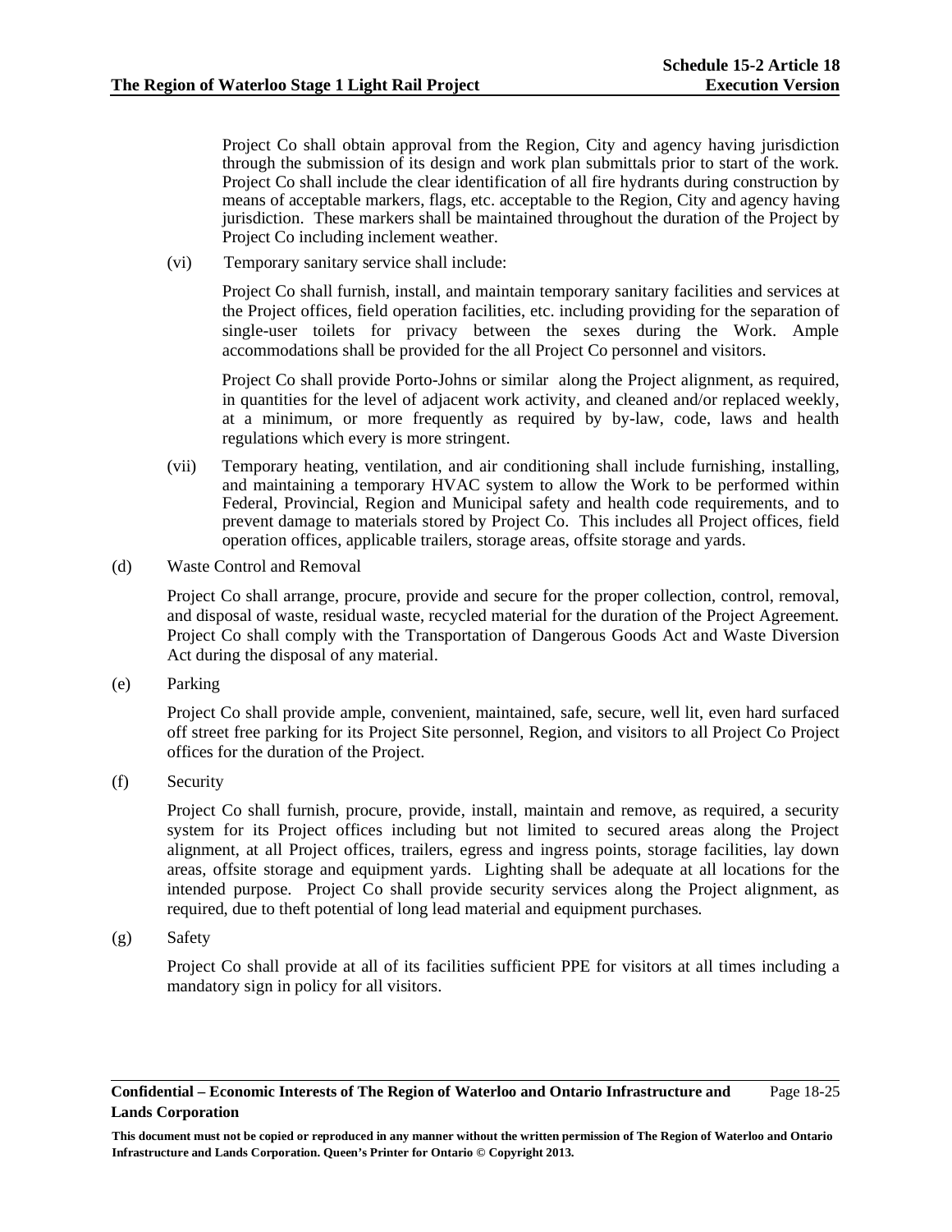Project Co shall obtain approval from the Region, City and agency having jurisdiction through the submission of its design and work plan submittals prior to start of the work. Project Co shall include the clear identification of all fire hydrants during construction by means of acceptable markers, flags, etc. acceptable to the Region, City and agency having jurisdiction. These markers shall be maintained throughout the duration of the Project by Project Co including inclement weather.

(vi) Temporary sanitary service shall include:

Project Co shall furnish, install, and maintain temporary sanitary facilities and services at the Project offices, field operation facilities, etc. including providing for the separation of single-user toilets for privacy between the sexes during the Work. Ample accommodations shall be provided for the all Project Co personnel and visitors.

Project Co shall provide Porto-Johns or similar along the Project alignment, as required, in quantities for the level of adjacent work activity, and cleaned and/or replaced weekly, at a minimum, or more frequently as required by by-law, code, laws and health regulations which every is more stringent.

(vii) Temporary heating, ventilation, and air conditioning shall include furnishing, installing, and maintaining a temporary HVAC system to allow the Work to be performed within Federal, Provincial, Region and Municipal safety and health code requirements, and to prevent damage to materials stored by Project Co. This includes all Project offices, field operation offices, applicable trailers, storage areas, offsite storage and yards.

(d) Waste Control and Removal

Project Co shall arrange, procure, provide and secure for the proper collection, control, removal, and disposal of waste, residual waste, recycled material for the duration of the Project Agreement. Project Co shall comply with the Transportation of Dangerous Goods Act and Waste Diversion Act during the disposal of any material.

(e) Parking

Project Co shall provide ample, convenient, maintained, safe, secure, well lit, even hard surfaced off street free parking for its Project Site personnel, Region, and visitors to all Project Co Project offices for the duration of the Project.

(f) Security

Project Co shall furnish, procure, provide, install, maintain and remove, as required, a security system for its Project offices including but not limited to secured areas along the Project alignment, at all Project offices, trailers, egress and ingress points, storage facilities, lay down areas, offsite storage and equipment yards. Lighting shall be adequate at all locations for the intended purpose. Project Co shall provide security services along the Project alignment, as required, due to theft potential of long lead material and equipment purchases.

(g) Safety

Project Co shall provide at all of its facilities sufficient PPE for visitors at all times including a mandatory sign in policy for all visitors.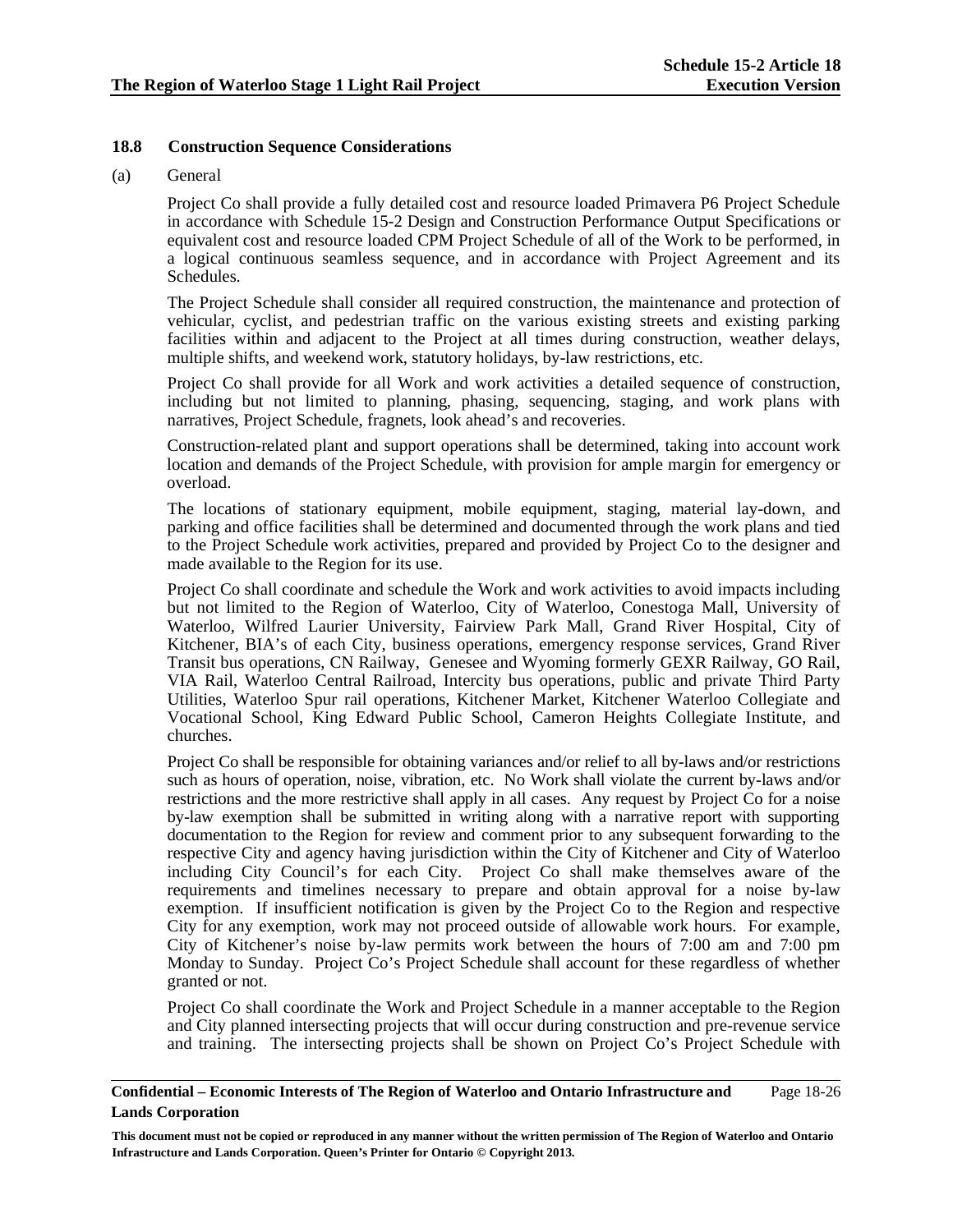### 18.8 Construction Sequence Considerations

(a) General

Project Co shall provide a fully detailed cost and resource loaded Primavera P6 Project Schedule in accordance with Schedule 15-2 Design and Construction Performance Output Specifications or equivalent cost and resource loaded CPM Project Schedule of all of the Work to be performed, in a logical continuous seamless sequence, and in accordance with Project Agreement and its Schedules.

The Project Schedule shall consider all required construction, the maintenance and protection of vehicular, cyclist, and pedestrian traffic on the various existing streets and existing parking facilities within and adjacent to the Project at all times during construction, weather delays, multiple shifts, and weekend work, statutory holidays, by-law restrictions, etc.

Project Co shall provide for all Work and work activities a detailed sequence of construction, including but not limited to planning, phasing, sequencing, staging, and work plans with narratives, Project Schedule, fragnets, look ahead's and recoveries.

Construction-related plant and support operations shall be determined, taking into account work location and demands of the Project Schedule, with provision for ample margin for emergency or overload.

The locations of stationary equipment, mobile equipment, staging, material lay-down, and parking and office facilities shall be determined and documented through the work plans and tied to the Project Schedule work activities, prepared and provided by Project Co to the designer and made available to the Region for its use.

Project Co shall coordinate and schedule the Work and work activities to avoid impacts including but not limited to the Region of Waterloo, City of Waterloo, Conestoga Mall, University of Waterloo, Wilfred Laurier University, Fairview Park Mall, Grand River Hospital, City of Kitchener, BIA's of each City, business operations, emergency response services, Grand River Transit bus operations, CN Railway, Genesee and Wyoming formerly GEXR Railway, GO Rail, VIA Rail, Waterloo Central Railroad, Intercity bus operations, public and private Third Party Utilities, Waterloo Spur rail operations, Kitchener Market, Kitchener Waterloo Collegiate and Vocational School, King Edward Public School, Cameron Heights Collegiate Institute, and churches.

Project Co shall be responsible for obtaining variances and/or relief to all by-laws and/or restrictions such as hours of operation, noise, vibration, etc. No Work shall violate the current by-laws and/or restrictions and the more restrictive shall apply in all cases. Any request by Project Co for a noise by-law exemption shall be submitted in writing along with a narrative report with supporting documentation to the Region for review and comment prior to any subsequent forwarding to the respective City and agency having jurisdiction within the City of Kitchener and City of Waterloo including City Council's for each City. Project Co shall make themselves aware of the requirements and timelines necessary to prepare and obtain approval for a noise by-law exemption. If insufficient notification is given by the Project Co to the Region and respective City for any exemption, work may not proceed outside of allowable work hours. For example, City of Kitchener's noise by-law permits work between the hours of 7:00 am and 7:00 pm Monday to Sunday. Project Co's Project Schedule shall account for these regardless of whether granted or not.

Project Co shall coordinate the Work and Project Schedule in a manner acceptable to the Region and City planned intersecting projects that will occur during construction and pre-revenue service and training. The intersecting projects shall be shown on Project Co's Project Schedule with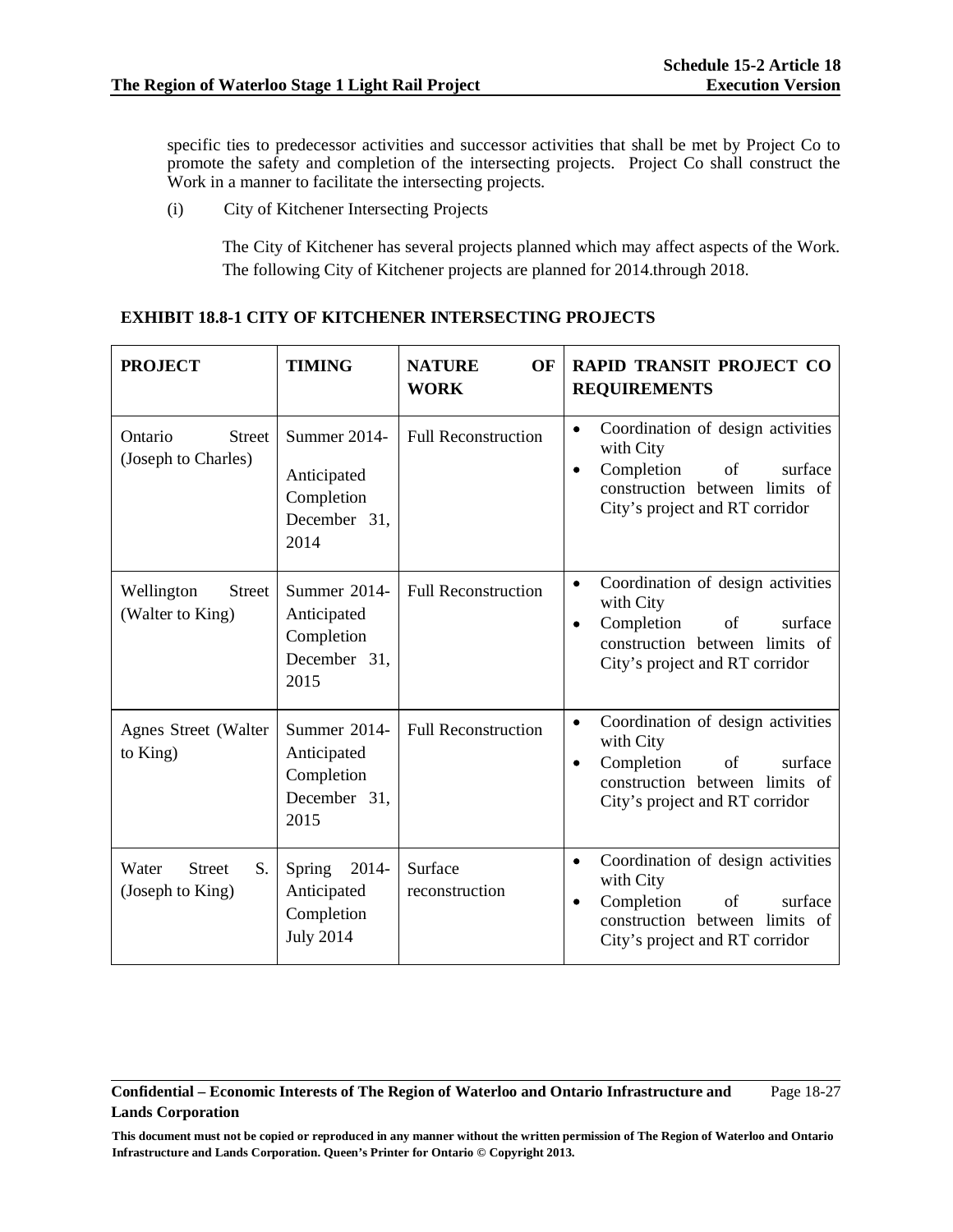specific ties to predecessor activities and successor activities that shall be met by Project Co to promote the safety and completion of the intersecting projects. Project Co shall construct the Work in a manner to facilitate the intersecting projects.

(i) City of Kitchener Intersecting Projects

The City of Kitchener has several projects planned which may affect aspects of the Work. The following City of Kitchener projects are planned for 2014.through 2018.

**EXHIBIT 18.8-1 CITY OF KITCHENER INTERSECTING PROJECTS**

| PROJECT | TIMING | NATURE OF WORK | RAPID TRANSIT PROJECT CO REQUIREMENTS |
|---|---|---|---|
| Ontario Street (Joseph to Charles) | Summer 2014- Anticipated Completion December 31, 2014 | Full Reconstruction | • Coordination of design activities with City<br>• Completion of surface construction between limits of City's project and RT corridor |
| Wellington Street (Walter to King) | Summer 2014- Anticipated Completion December 31, 2015 | Full Reconstruction | • Coordination of design activities with City<br>• Completion of surface construction between limits of City's project and RT corridor |
| Agnes Street (Walter to King) | Summer 2014- Anticipated Completion December 31, 2015 | Full Reconstruction | • Coordination of design activities with City<br>• Completion of surface construction between limits of City's project and RT corridor |
| Water Street S. (Joseph to King) | Spring 2014- Anticipated Completion July 2014 | Surface reconstruction | • Coordination of design activities with City<br>• Completion of surface construction between limits of City's project and RT corridor |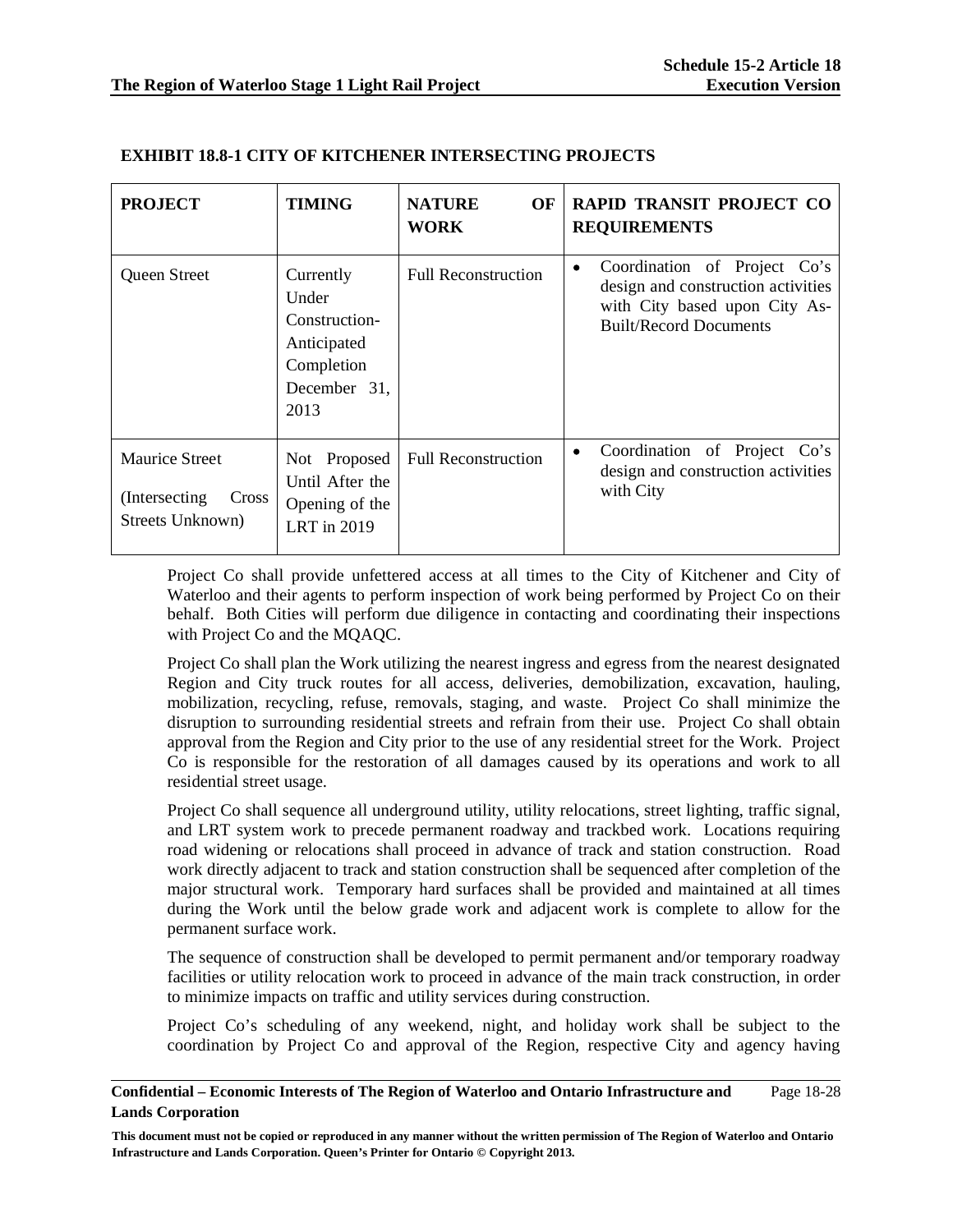**EXHIBIT 18.8-1 CITY OF KITCHENER INTERSECTING PROJECTS**

| PROJECT | TIMING | NATURE OF WORK | RAPID TRANSIT PROJECT CO REQUIREMENTS |
|---|---|---|---|
| Queen Street | Currently Under Construction- Anticipated Completion December 31, 2013 | Full Reconstruction | • Coordination of Project Co's design and construction activities with City based upon City As-Built/Record Documents |
| Maurice Street (Intersecting Cross Streets Unknown) | Not Proposed Until After the Opening of the LRT in 2019 | Full Reconstruction | • Coordination of Project Co's design and construction activities with City |

Project Co shall provide unfettered access at all times to the City of Kitchener and City of Waterloo and their agents to perform inspection of work being performed by Project Co on their behalf. Both Cities will perform due diligence in contacting and coordinating their inspections with Project Co and the MQAQC.

Project Co shall plan the Work utilizing the nearest ingress and egress from the nearest designated Region and City truck routes for all access, deliveries, demobilization, excavation, hauling, mobilization, recycling, refuse, removals, staging, and waste. Project Co shall minimize the disruption to surrounding residential streets and refrain from their use. Project Co shall obtain approval from the Region and City prior to the use of any residential street for the Work. Project Co is responsible for the restoration of all damages caused by its operations and work to all residential street usage.

Project Co shall sequence all underground utility, utility relocations, street lighting, traffic signal, and LRT system work to precede permanent roadway and trackbed work. Locations requiring road widening or relocations shall proceed in advance of track and station construction. Road work directly adjacent to track and station construction shall be sequenced after completion of the major structural work. Temporary hard surfaces shall be provided and maintained at all times during the Work until the below grade work and adjacent work is complete to allow for the permanent surface work.

The sequence of construction shall be developed to permit permanent and/or temporary roadway facilities or utility relocation work to proceed in advance of the main track construction, in order to minimize impacts on traffic and utility services during construction.

Project Co's scheduling of any weekend, night, and holiday work shall be subject to the coordination by Project Co and approval of the Region, respective City and agency having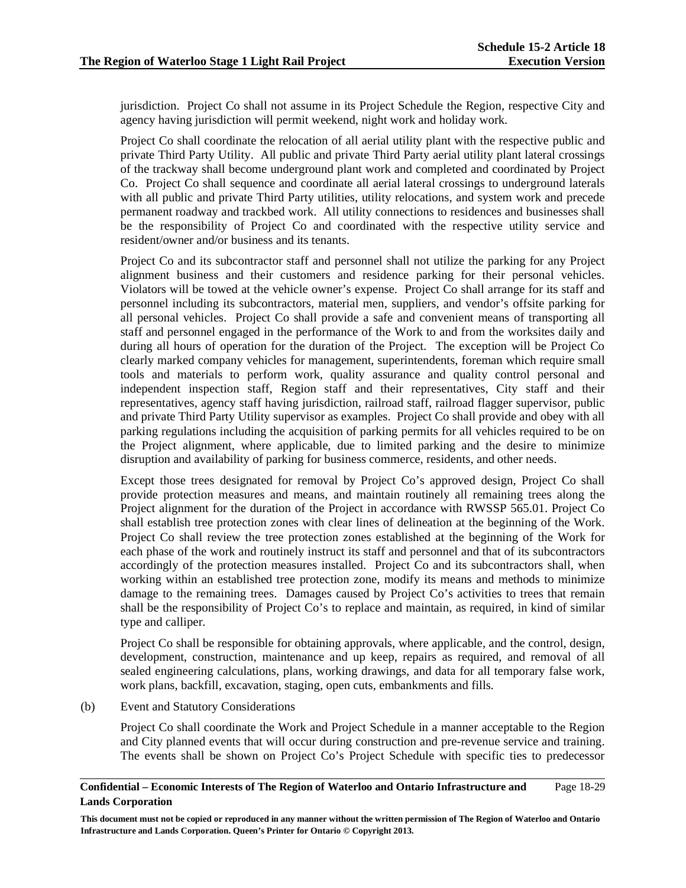jurisdiction. Project Co shall not assume in its Project Schedule the Region, respective City and agency having jurisdiction will permit weekend, night work and holiday work.

Project Co shall coordinate the relocation of all aerial utility plant with the respective public and private Third Party Utility. All public and private Third Party aerial utility plant lateral crossings of the trackway shall become underground plant work and completed and coordinated by Project Co. Project Co shall sequence and coordinate all aerial lateral crossings to underground laterals with all public and private Third Party utilities, utility relocations, and system work and precede permanent roadway and trackbed work. All utility connections to residences and businesses shall be the responsibility of Project Co and coordinated with the respective utility service and resident/owner and/or business and its tenants.

Project Co and its subcontractor staff and personnel shall not utilize the parking for any Project alignment business and their customers and residence parking for their personal vehicles. Violators will be towed at the vehicle owner's expense. Project Co shall arrange for its staff and personnel including its subcontractors, material men, suppliers, and vendor's offsite parking for all personal vehicles. Project Co shall provide a safe and convenient means of transporting all staff and personnel engaged in the performance of the Work to and from the worksites daily and during all hours of operation for the duration of the Project. The exception will be Project Co clearly marked company vehicles for management, superintendents, foreman which require small tools and materials to perform work, quality assurance and quality control personal and independent inspection staff, Region staff and their representatives, City staff and their representatives, agency staff having jurisdiction, railroad staff, railroad flagger supervisor, public and private Third Party Utility supervisor as examples. Project Co shall provide and obey with all parking regulations including the acquisition of parking permits for all vehicles required to be on the Project alignment, where applicable, due to limited parking and the desire to minimize disruption and availability of parking for business commerce, residents, and other needs.

Except those trees designated for removal by Project Co's approved design, Project Co shall provide protection measures and means, and maintain routinely all remaining trees along the Project alignment for the duration of the Project in accordance with RWSSP 565.01. Project Co shall establish tree protection zones with clear lines of delineation at the beginning of the Work. Project Co shall review the tree protection zones established at the beginning of the Work for each phase of the work and routinely instruct its staff and personnel and that of its subcontractors accordingly of the protection measures installed. Project Co and its subcontractors shall, when working within an established tree protection zone, modify its means and methods to minimize damage to the remaining trees. Damages caused by Project Co's activities to trees that remain shall be the responsibility of Project Co's to replace and maintain, as required, in kind of similar type and calliper.

Project Co shall be responsible for obtaining approvals, where applicable, and the control, design, development, construction, maintenance and up keep, repairs as required, and removal of all sealed engineering calculations, plans, working drawings, and data for all temporary false work, work plans, backfill, excavation, staging, open cuts, embankments and fills.

(b) Event and Statutory Considerations

Project Co shall coordinate the Work and Project Schedule in a manner acceptable to the Region and City planned events that will occur during construction and pre-revenue service and training. The events shall be shown on Project Co's Project Schedule with specific ties to predecessor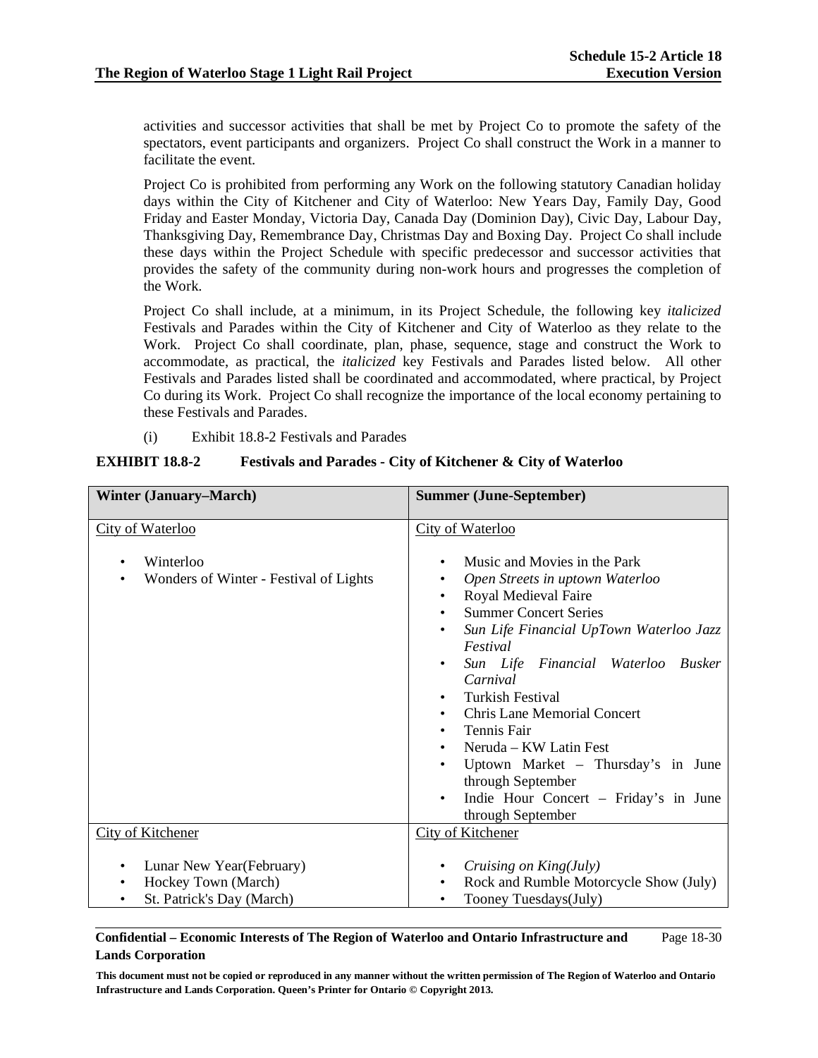activities and successor activities that shall be met by Project Co to promote the safety of the spectators, event participants and organizers. Project Co shall construct the Work in a manner to facilitate the event.

Project Co is prohibited from performing any Work on the following statutory Canadian holiday days within the City of Kitchener and City of Waterloo: New Years Day, Family Day, Good Friday and Easter Monday, Victoria Day, Canada Day (Dominion Day), Civic Day, Labour Day, Thanksgiving Day, Remembrance Day, Christmas Day and Boxing Day. Project Co shall include these days within the Project Schedule with specific predecessor and successor activities that provides the safety of the community during non-work hours and progresses the completion of the Work.

Project Co shall include, at a minimum, in its Project Schedule, the following key *italicized* Festivals and Parades within the City of Kitchener and City of Waterloo as they relate to the Work. Project Co shall coordinate, plan, phase, sequence, stage and construct the Work to accommodate, as practical, the *italicized* key Festivals and Parades listed below. All other Festivals and Parades listed shall be coordinated and accommodated, where practical, by Project Co during its Work. Project Co shall recognize the importance of the local economy pertaining to these Festivals and Parades.

(i) Exhibit 18.8-2 Festivals and Parades

**EXHIBIT 18.8-2 Festivals and Parades - City of Kitchener & City of Waterloo**

| Winter (January–March) | Summer (June-September) |
|---|---|
| City of Waterloo<br>• Winterloo<br>• Wonders of Winter - Festival of Lights | City of Waterloo<br>• Music and Movies in the Park<br>• *Open Streets in uptown Waterloo*<br>• Royal Medieval Faire<br>• Summer Concert Series<br>• *Sun Life Financial UpTown Waterloo Jazz Festival*<br>• *Sun Life Financial Waterloo Busker Carnival*<br>• Turkish Festival<br>• Chris Lane Memorial Concert<br>• Tennis Fair<br>• Neruda – KW Latin Fest<br>• Uptown Market – Thursday's in June through September<br>• Indie Hour Concert – Friday's in June through September |
| City of Kitchener<br>• Lunar New Year(February)<br>• Hockey Town (March)<br>• St. Patrick's Day (March) | City of Kitchener<br>• *Cruising on King(July)*<br>• Rock and Rumble Motorcycle Show (July)<br>• Tooney Tuesdays(July) |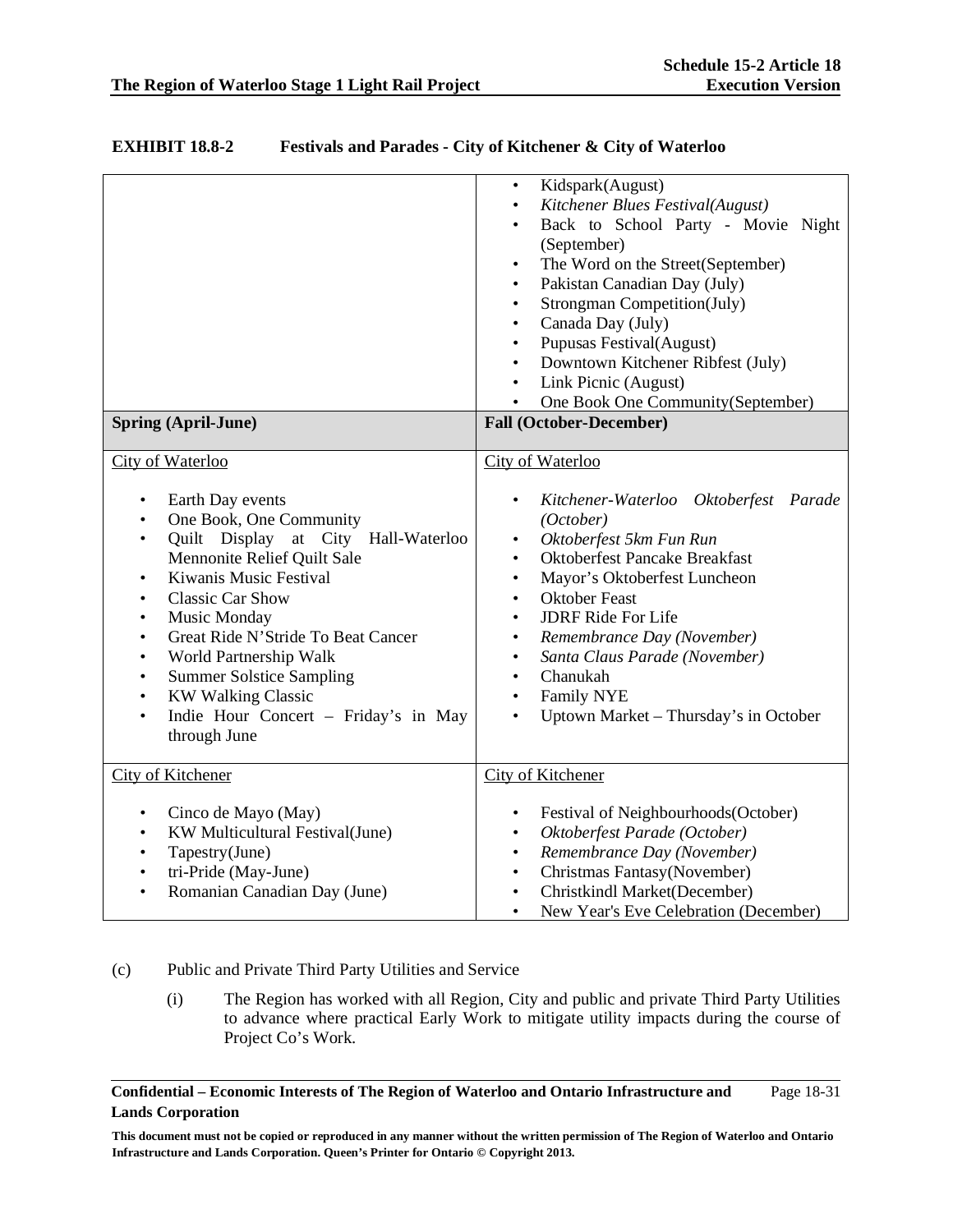**EXHIBIT 18.8-2 Festivals and Parades - City of Kitchener & City of Waterloo**

| | |
|---|---|
| | • Kidspark(August)<br>• *Kitchener Blues Festival(August)*<br>• Back to School Party - Movie Night (September)<br>• The Word on the Street(September)<br>• Pakistan Canadian Day (July)<br>• Strongman Competition(July)<br>• Canada Day (July)<br>• Pupusas Festival(August)<br>• Downtown Kitchener Ribfest (July)<br>• Link Picnic (August)<br>• One Book One Community(September) |
| **Spring (April-June)** | **Fall (October-December)** |
| City of Waterloo<br><br>• Earth Day events<br>• One Book, One Community<br>• Quilt Display at City Hall-Waterloo Mennonite Relief Quilt Sale<br>• Kiwanis Music Festival<br>• Classic Car Show<br>• Music Monday<br>• Great Ride N'Stride To Beat Cancer<br>• World Partnership Walk<br>• Summer Solstice Sampling<br>• KW Walking Classic<br>• Indie Hour Concert – Friday's in May through June | City of Waterloo<br><br>• *Kitchener-Waterloo Oktoberfest Parade (October)*<br>• *Oktoberfest 5km Fun Run*<br>• Oktoberfest Pancake Breakfast<br>• Mayor's Oktoberfest Luncheon<br>• Oktober Feast<br>• JDRF Ride For Life<br>• *Remembrance Day (November)*<br>• *Santa Claus Parade (November)*<br>• Chanukah<br>• Family NYE<br>• Uptown Market – Thursday's in October |
| City of Kitchener<br><br>• Cinco de Mayo (May)<br>• KW Multicultural Festival(June)<br>• Tapestry(June)<br>• tri-Pride (May-June)<br>• Romanian Canadian Day (June) | City of Kitchener<br><br>• Festival of Neighbourhoods(October)<br>• *Oktoberfest Parade (October)*<br>• *Remembrance Day (November)*<br>• Christmas Fantasy(November)<br>• Christkindl Market(December)<br>• New Year's Eve Celebration (December) |

(c) Public and Private Third Party Utilities and Service

(i) The Region has worked with all Region, City and public and private Third Party Utilities to advance where practical Early Work to mitigate utility impacts during the course of Project Co's Work.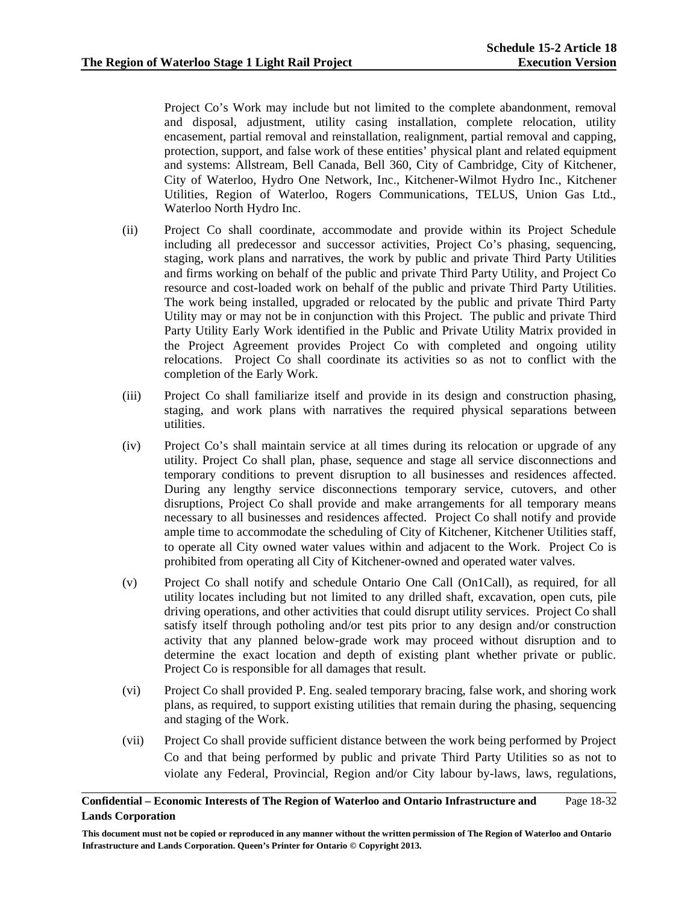Project Co's Work may include but not limited to the complete abandonment, removal and disposal, adjustment, utility casing installation, complete relocation, utility encasement, partial removal and reinstallation, realignment, partial removal and capping, protection, support, and false work of these entities' physical plant and related equipment and systems: Allstream, Bell Canada, Bell 360, City of Cambridge, City of Kitchener, City of Waterloo, Hydro One Network, Inc., Kitchener-Wilmot Hydro Inc., Kitchener Utilities, Region of Waterloo, Rogers Communications, TELUS, Union Gas Ltd., Waterloo North Hydro Inc.

(ii) Project Co shall coordinate, accommodate and provide within its Project Schedule including all predecessor and successor activities, Project Co's phasing, sequencing, staging, work plans and narratives, the work by public and private Third Party Utilities and firms working on behalf of the public and private Third Party Utility, and Project Co resource and cost-loaded work on behalf of the public and private Third Party Utilities. The work being installed, upgraded or relocated by the public and private Third Party Utility may or may not be in conjunction with this Project. The public and private Third Party Utility Early Work identified in the Public and Private Utility Matrix provided in the Project Agreement provides Project Co with completed and ongoing utility relocations. Project Co shall coordinate its activities so as not to conflict with the completion of the Early Work.

(iii) Project Co shall familiarize itself and provide in its design and construction phasing, staging, and work plans with narratives the required physical separations between utilities.

(iv) Project Co's shall maintain service at all times during its relocation or upgrade of any utility. Project Co shall plan, phase, sequence and stage all service disconnections and temporary conditions to prevent disruption to all businesses and residences affected. During any lengthy service disconnections temporary service, cutovers, and other disruptions, Project Co shall provide and make arrangements for all temporary means necessary to all businesses and residences affected. Project Co shall notify and provide ample time to accommodate the scheduling of City of Kitchener, Kitchener Utilities staff, to operate all City owned water values within and adjacent to the Work. Project Co is prohibited from operating all City of Kitchener-owned and operated water valves.

(v) Project Co shall notify and schedule Ontario One Call (On1Call), as required, for all utility locates including but not limited to any drilled shaft, excavation, open cuts, pile driving operations, and other activities that could disrupt utility services. Project Co shall satisfy itself through potholing and/or test pits prior to any design and/or construction activity that any planned below-grade work may proceed without disruption and to determine the exact location and depth of existing plant whether private or public. Project Co is responsible for all damages that result.

(vi) Project Co shall provided P. Eng. sealed temporary bracing, false work, and shoring work plans, as required, to support existing utilities that remain during the phasing, sequencing and staging of the Work.

(vii) Project Co shall provide sufficient distance between the work being performed by Project Co and that being performed by public and private Third Party Utilities so as not to violate any Federal, Provincial, Region and/or City labour by-laws, laws, regulations,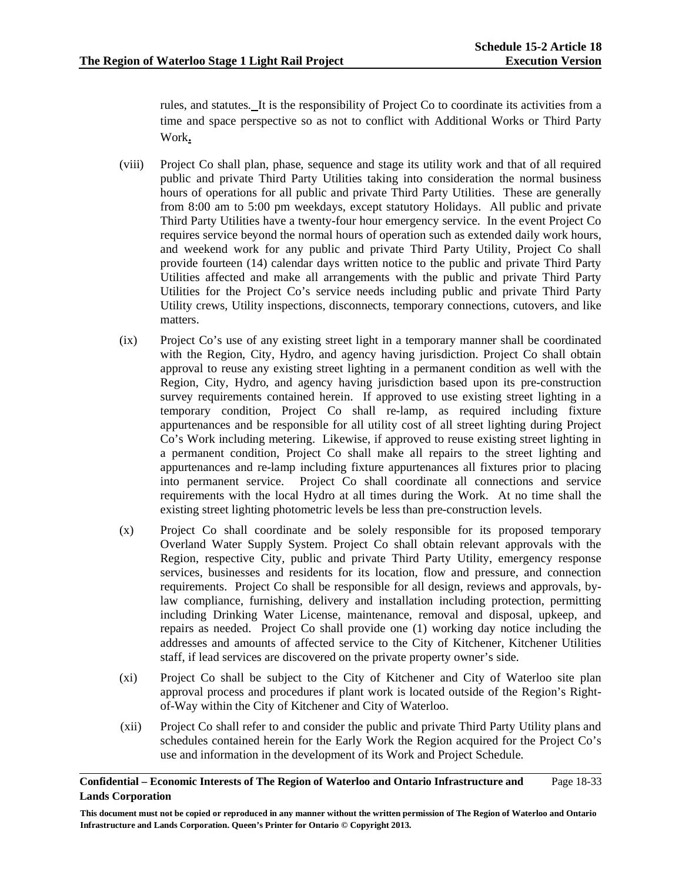rules, and statutes. It is the responsibility of Project Co to coordinate its activities from a time and space perspective so as not to conflict with Additional Works or Third Party Work.

(viii) Project Co shall plan, phase, sequence and stage its utility work and that of all required public and private Third Party Utilities taking into consideration the normal business hours of operations for all public and private Third Party Utilities. These are generally from 8:00 am to 5:00 pm weekdays, except statutory Holidays. All public and private Third Party Utilities have a twenty-four hour emergency service. In the event Project Co requires service beyond the normal hours of operation such as extended daily work hours, and weekend work for any public and private Third Party Utility, Project Co shall provide fourteen (14) calendar days written notice to the public and private Third Party Utilities affected and make all arrangements with the public and private Third Party Utilities for the Project Co's service needs including public and private Third Party Utility crews, Utility inspections, disconnects, temporary connections, cutovers, and like matters.

(ix) Project Co's use of any existing street light in a temporary manner shall be coordinated with the Region, City, Hydro, and agency having jurisdiction. Project Co shall obtain approval to reuse any existing street lighting in a permanent condition as well with the Region, City, Hydro, and agency having jurisdiction based upon its pre-construction survey requirements contained herein. If approved to use existing street lighting in a temporary condition, Project Co shall re-lamp, as required including fixture appurtenances and be responsible for all utility cost of all street lighting during Project Co's Work including metering. Likewise, if approved to reuse existing street lighting in a permanent condition, Project Co shall make all repairs to the street lighting and appurtenances and re-lamp including fixture appurtenances all fixtures prior to placing into permanent service. Project Co shall coordinate all connections and service requirements with the local Hydro at all times during the Work. At no time shall the existing street lighting photometric levels be less than pre-construction levels.

(x) Project Co shall coordinate and be solely responsible for its proposed temporary Overland Water Supply System. Project Co shall obtain relevant approvals with the Region, respective City, public and private Third Party Utility, emergency response services, businesses and residents for its location, flow and pressure, and connection requirements. Project Co shall be responsible for all design, reviews and approvals, by-law compliance, furnishing, delivery and installation including protection, permitting including Drinking Water License, maintenance, removal and disposal, upkeep, and repairs as needed. Project Co shall provide one (1) working day notice including the addresses and amounts of affected service to the City of Kitchener, Kitchener Utilities staff, if lead services are discovered on the private property owner's side.

(xi) Project Co shall be subject to the City of Kitchener and City of Waterloo site plan approval process and procedures if plant work is located outside of the Region's Right-of-Way within the City of Kitchener and City of Waterloo.

(xii) Project Co shall refer to and consider the public and private Third Party Utility plans and schedules contained herein for the Early Work the Region acquired for the Project Co's use and information in the development of its Work and Project Schedule.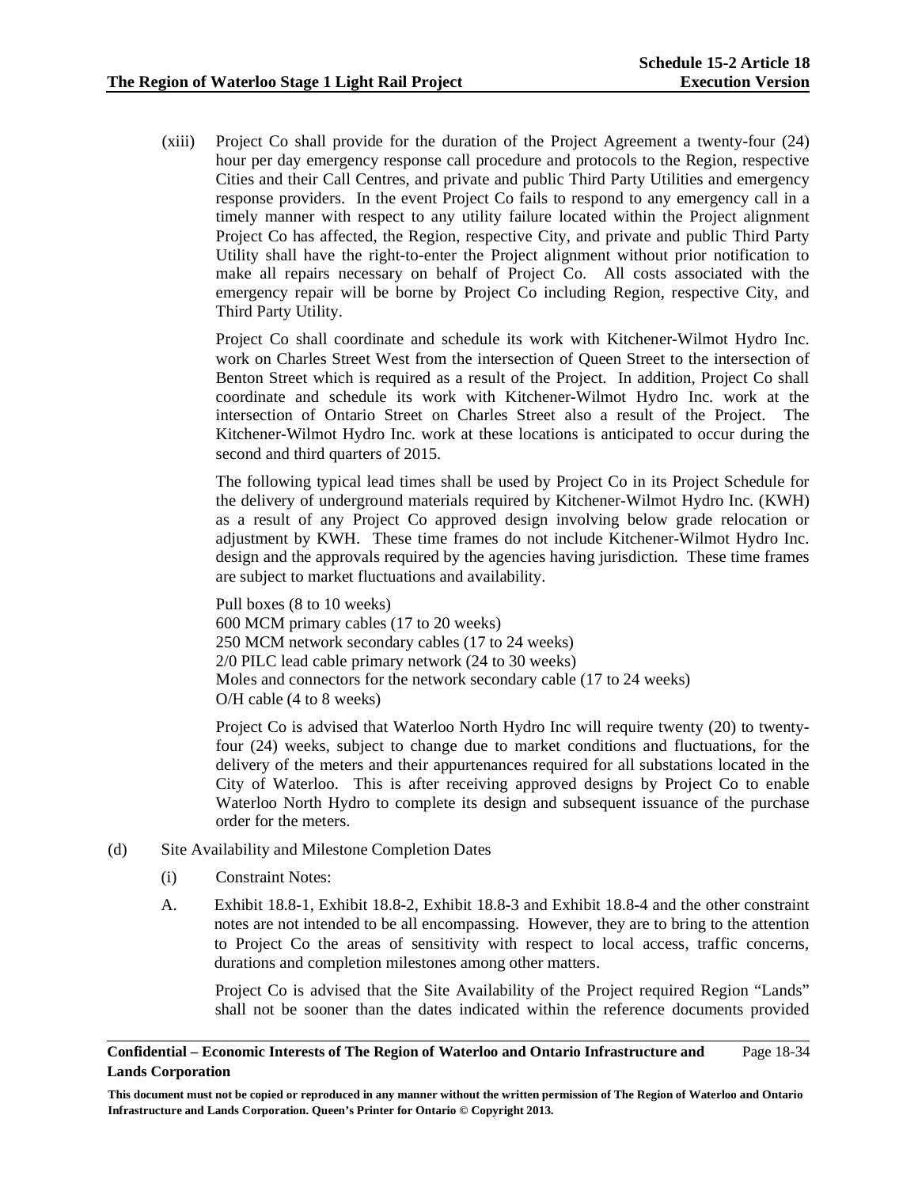(xiii) Project Co shall provide for the duration of the Project Agreement a twenty-four (24) hour per day emergency response call procedure and protocols to the Region, respective Cities and their Call Centres, and private and public Third Party Utilities and emergency response providers. In the event Project Co fails to respond to any emergency call in a timely manner with respect to any utility failure located within the Project alignment Project Co has affected, the Region, respective City, and private and public Third Party Utility shall have the right-to-enter the Project alignment without prior notification to make all repairs necessary on behalf of Project Co. All costs associated with the emergency repair will be borne by Project Co including Region, respective City, and Third Party Utility.

Project Co shall coordinate and schedule its work with Kitchener-Wilmot Hydro Inc. work on Charles Street West from the intersection of Queen Street to the intersection of Benton Street which is required as a result of the Project. In addition, Project Co shall coordinate and schedule its work with Kitchener-Wilmot Hydro Inc. work at the intersection of Ontario Street on Charles Street also a result of the Project. The Kitchener-Wilmot Hydro Inc. work at these locations is anticipated to occur during the second and third quarters of 2015.

The following typical lead times shall be used by Project Co in its Project Schedule for the delivery of underground materials required by Kitchener-Wilmot Hydro Inc. (KWH) as a result of any Project Co approved design involving below grade relocation or adjustment by KWH. These time frames do not include Kitchener-Wilmot Hydro Inc. design and the approvals required by the agencies having jurisdiction. These time frames are subject to market fluctuations and availability.

Pull boxes (8 to 10 weeks)
600 MCM primary cables (17 to 20 weeks)
250 MCM network secondary cables (17 to 24 weeks)
2/0 PILC lead cable primary network (24 to 30 weeks)
Moles and connectors for the network secondary cable (17 to 24 weeks)
O/H cable (4 to 8 weeks)

Project Co is advised that Waterloo North Hydro Inc will require twenty (20) to twenty-four (24) weeks, subject to change due to market conditions and fluctuations, for the delivery of the meters and their appurtenances required for all substations located in the City of Waterloo. This is after receiving approved designs by Project Co to enable Waterloo North Hydro to complete its design and subsequent issuance of the purchase order for the meters.

(d) Site Availability and Milestone Completion Dates

(i) Constraint Notes:

A. Exhibit 18.8-1, Exhibit 18.8-2, Exhibit 18.8-3 and Exhibit 18.8-4 and the other constraint notes are not intended to be all encompassing. However, they are to bring to the attention to Project Co the areas of sensitivity with respect to local access, traffic concerns, durations and completion milestones among other matters.

Project Co is advised that the Site Availability of the Project required Region "Lands" shall not be sooner than the dates indicated within the reference documents provided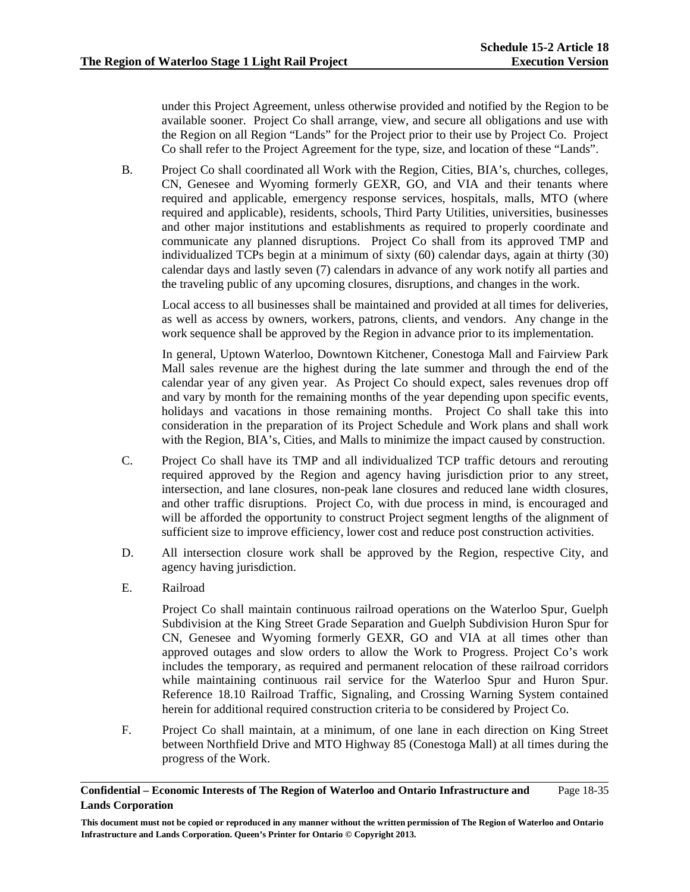under this Project Agreement, unless otherwise provided and notified by the Region to be available sooner. Project Co shall arrange, view, and secure all obligations and use with the Region on all Region "Lands" for the Project prior to their use by Project Co. Project Co shall refer to the Project Agreement for the type, size, and location of these "Lands".

B. Project Co shall coordinated all Work with the Region, Cities, BIA's, churches, colleges, CN, Genesee and Wyoming formerly GEXR, GO, and VIA and their tenants where required and applicable, emergency response services, hospitals, malls, MTO (where required and applicable), residents, schools, Third Party Utilities, universities, businesses and other major institutions and establishments as required to properly coordinate and communicate any planned disruptions. Project Co shall from its approved TMP and individualized TCPs begin at a minimum of sixty (60) calendar days, again at thirty (30) calendar days and lastly seven (7) calendars in advance of any work notify all parties and the traveling public of any upcoming closures, disruptions, and changes in the work.

Local access to all businesses shall be maintained and provided at all times for deliveries, as well as access by owners, workers, patrons, clients, and vendors. Any change in the work sequence shall be approved by the Region in advance prior to its implementation.

In general, Uptown Waterloo, Downtown Kitchener, Conestoga Mall and Fairview Park Mall sales revenue are the highest during the late summer and through the end of the calendar year of any given year. As Project Co should expect, sales revenues drop off and vary by month for the remaining months of the year depending upon specific events, holidays and vacations in those remaining months. Project Co shall take this into consideration in the preparation of its Project Schedule and Work plans and shall work with the Region, BIA's, Cities, and Malls to minimize the impact caused by construction.

C. Project Co shall have its TMP and all individualized TCP traffic detours and rerouting required approved by the Region and agency having jurisdiction prior to any street, intersection, and lane closures, non-peak lane closures and reduced lane width closures, and other traffic disruptions. Project Co, with due process in mind, is encouraged and will be afforded the opportunity to construct Project segment lengths of the alignment of sufficient size to improve efficiency, lower cost and reduce post construction activities.

D. All intersection closure work shall be approved by the Region, respective City, and agency having jurisdiction.

E. Railroad

Project Co shall maintain continuous railroad operations on the Waterloo Spur, Guelph Subdivision at the King Street Grade Separation and Guelph Subdivision Huron Spur for CN, Genesee and Wyoming formerly GEXR, GO and VIA at all times other than approved outages and slow orders to allow the Work to Progress. Project Co's work includes the temporary, as required and permanent relocation of these railroad corridors while maintaining continuous rail service for the Waterloo Spur and Huron Spur. Reference 18.10 Railroad Traffic, Signaling, and Crossing Warning System contained herein for additional required construction criteria to be considered by Project Co.

F. Project Co shall maintain, at a minimum, of one lane in each direction on King Street between Northfield Drive and MTO Highway 85 (Conestoga Mall) at all times during the progress of the Work.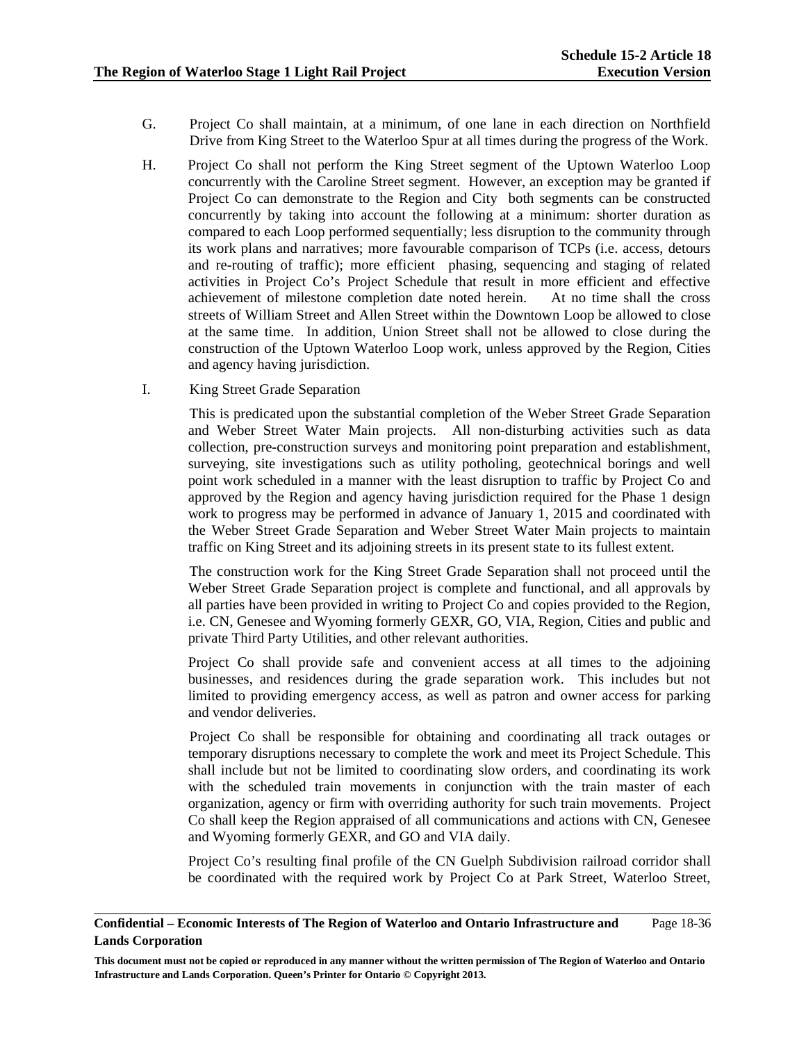G. Project Co shall maintain, at a minimum, of one lane in each direction on Northfield Drive from King Street to the Waterloo Spur at all times during the progress of the Work.

H. Project Co shall not perform the King Street segment of the Uptown Waterloo Loop concurrently with the Caroline Street segment. However, an exception may be granted if Project Co can demonstrate to the Region and City both segments can be constructed concurrently by taking into account the following at a minimum: shorter duration as compared to each Loop performed sequentially; less disruption to the community through its work plans and narratives; more favourable comparison of TCPs (i.e. access, detours and re-routing of traffic); more efficient phasing, sequencing and staging of related activities in Project Co's Project Schedule that result in more efficient and effective achievement of milestone completion date noted herein. At no time shall the cross streets of William Street and Allen Street within the Downtown Loop be allowed to close at the same time. In addition, Union Street shall not be allowed to close during the construction of the Uptown Waterloo Loop work, unless approved by the Region, Cities and agency having jurisdiction.

I. King Street Grade Separation

This is predicated upon the substantial completion of the Weber Street Grade Separation and Weber Street Water Main projects. All non-disturbing activities such as data collection, pre-construction surveys and monitoring point preparation and establishment, surveying, site investigations such as utility potholing, geotechnical borings and well point work scheduled in a manner with the least disruption to traffic by Project Co and approved by the Region and agency having jurisdiction required for the Phase 1 design work to progress may be performed in advance of January 1, 2015 and coordinated with the Weber Street Grade Separation and Weber Street Water Main projects to maintain traffic on King Street and its adjoining streets in its present state to its fullest extent.

The construction work for the King Street Grade Separation shall not proceed until the Weber Street Grade Separation project is complete and functional, and all approvals by all parties have been provided in writing to Project Co and copies provided to the Region, i.e. CN, Genesee and Wyoming formerly GEXR, GO, VIA, Region, Cities and public and private Third Party Utilities, and other relevant authorities.

Project Co shall provide safe and convenient access at all times to the adjoining businesses, and residences during the grade separation work. This includes but not limited to providing emergency access, as well as patron and owner access for parking and vendor deliveries.

Project Co shall be responsible for obtaining and coordinating all track outages or temporary disruptions necessary to complete the work and meet its Project Schedule. This shall include but not be limited to coordinating slow orders, and coordinating its work with the scheduled train movements in conjunction with the train master of each organization, agency or firm with overriding authority for such train movements. Project Co shall keep the Region appraised of all communications and actions with CN, Genesee and Wyoming formerly GEXR, and GO and VIA daily.

Project Co's resulting final profile of the CN Guelph Subdivision railroad corridor shall be coordinated with the required work by Project Co at Park Street, Waterloo Street,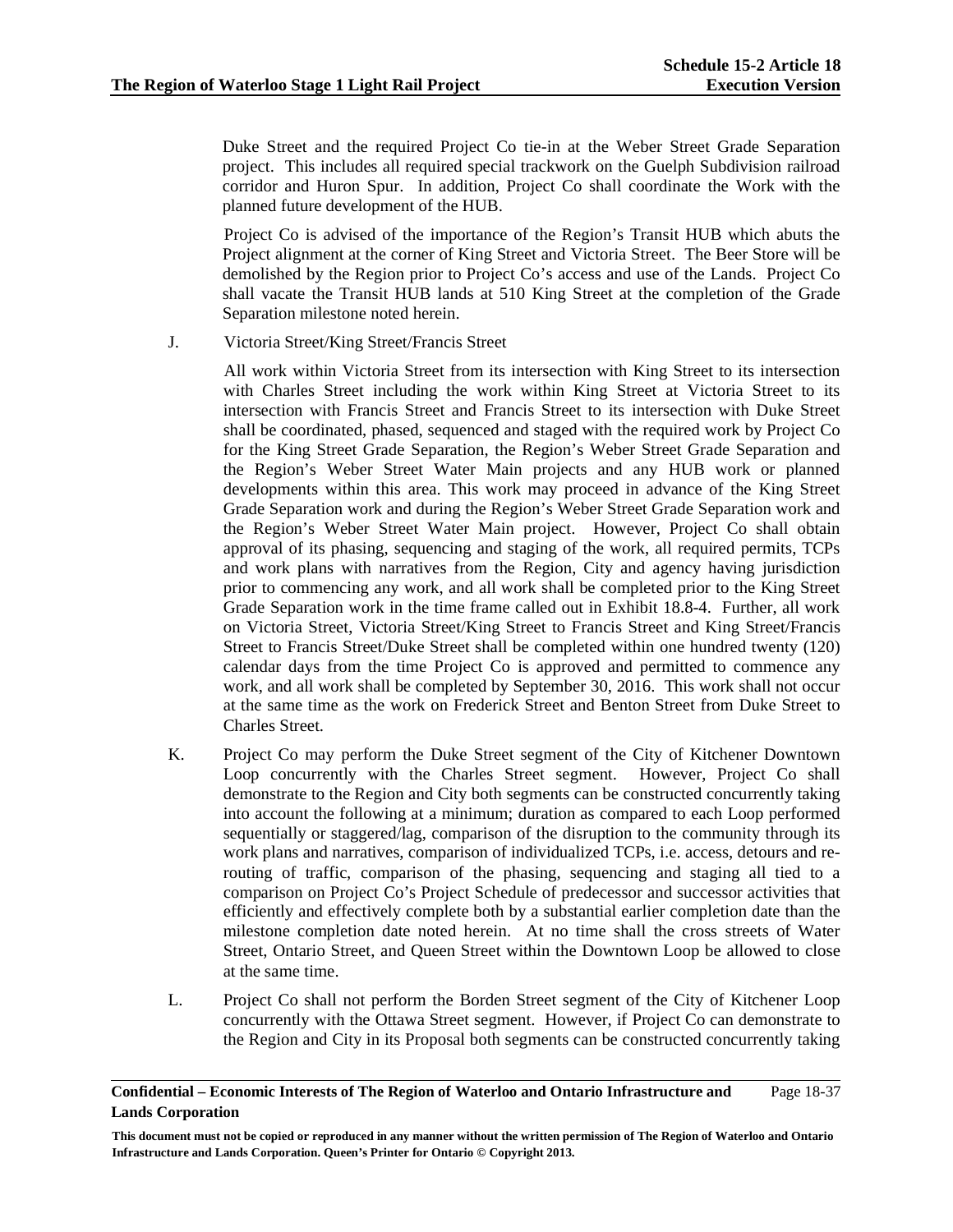Duke Street and the required Project Co tie-in at the Weber Street Grade Separation project. This includes all required special trackwork on the Guelph Subdivision railroad corridor and Huron Spur. In addition, Project Co shall coordinate the Work with the planned future development of the HUB.

Project Co is advised of the importance of the Region's Transit HUB which abuts the Project alignment at the corner of King Street and Victoria Street. The Beer Store will be demolished by the Region prior to Project Co's access and use of the Lands. Project Co shall vacate the Transit HUB lands at 510 King Street at the completion of the Grade Separation milestone noted herein.

J. Victoria Street/King Street/Francis Street

All work within Victoria Street from its intersection with King Street to its intersection with Charles Street including the work within King Street at Victoria Street to its intersection with Francis Street and Francis Street to its intersection with Duke Street shall be coordinated, phased, sequenced and staged with the required work by Project Co for the King Street Grade Separation, the Region's Weber Street Grade Separation and the Region's Weber Street Water Main projects and any HUB work or planned developments within this area. This work may proceed in advance of the King Street Grade Separation work and during the Region's Weber Street Grade Separation work and the Region's Weber Street Water Main project. However, Project Co shall obtain approval of its phasing, sequencing and staging of the work, all required permits, TCPs and work plans with narratives from the Region, City and agency having jurisdiction prior to commencing any work, and all work shall be completed prior to the King Street Grade Separation work in the time frame called out in Exhibit 18.8-4. Further, all work on Victoria Street, Victoria Street/King Street to Francis Street and King Street/Francis Street to Francis Street/Duke Street shall be completed within one hundred twenty (120) calendar days from the time Project Co is approved and permitted to commence any work, and all work shall be completed by September 30, 2016. This work shall not occur at the same time as the work on Frederick Street and Benton Street from Duke Street to Charles Street.

K. Project Co may perform the Duke Street segment of the City of Kitchener Downtown Loop concurrently with the Charles Street segment. However, Project Co shall demonstrate to the Region and City both segments can be constructed concurrently taking into account the following at a minimum; duration as compared to each Loop performed sequentially or staggered/lag, comparison of the disruption to the community through its work plans and narratives, comparison of individualized TCPs, i.e. access, detours and re-routing of traffic, comparison of the phasing, sequencing and staging all tied to a comparison on Project Co's Project Schedule of predecessor and successor activities that efficiently and effectively complete both by a substantial earlier completion date than the milestone completion date noted herein. At no time shall the cross streets of Water Street, Ontario Street, and Queen Street within the Downtown Loop be allowed to close at the same time.

L. Project Co shall not perform the Borden Street segment of the City of Kitchener Loop concurrently with the Ottawa Street segment. However, if Project Co can demonstrate to the Region and City in its Proposal both segments can be constructed concurrently taking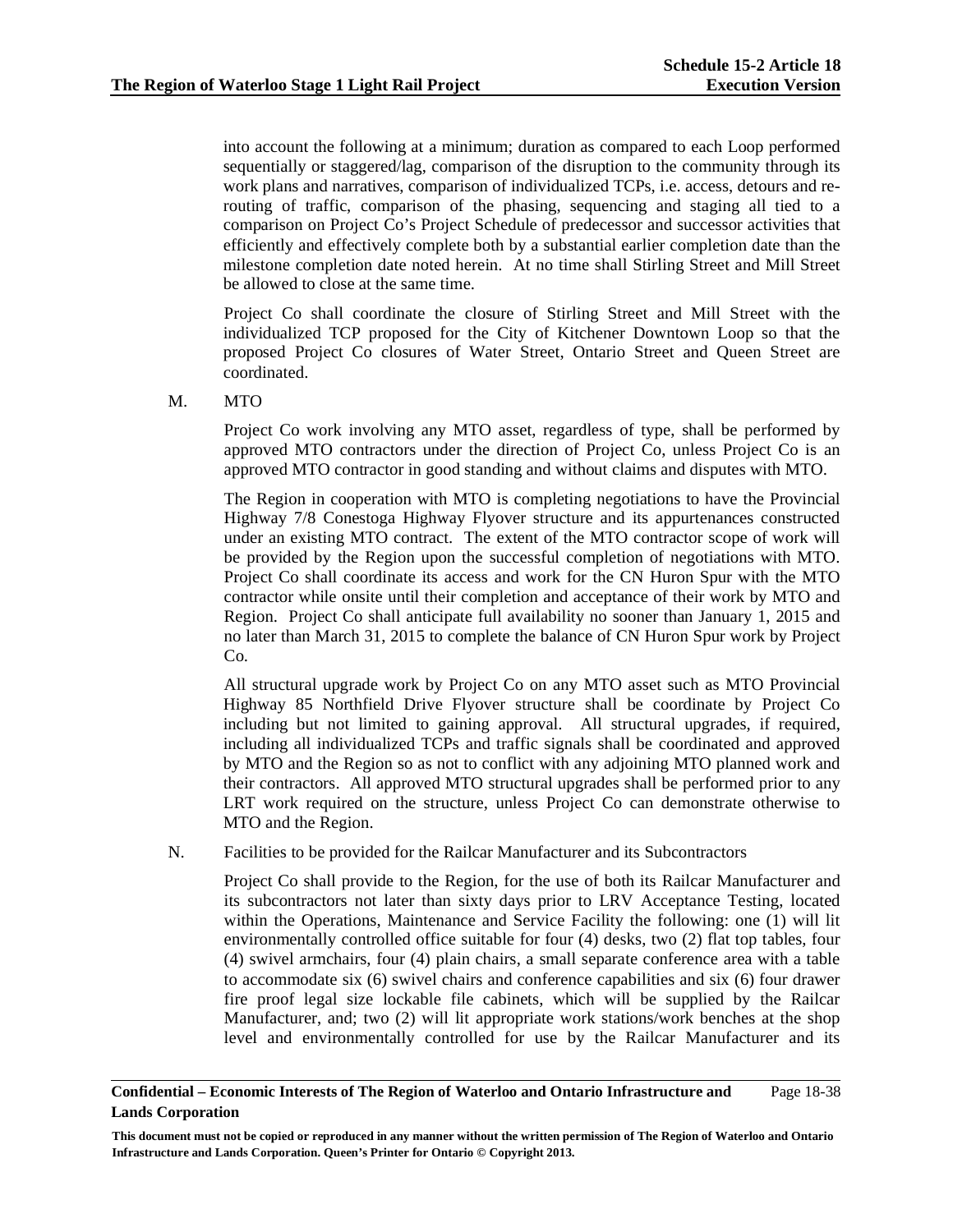into account the following at a minimum; duration as compared to each Loop performed sequentially or staggered/lag, comparison of the disruption to the community through its work plans and narratives, comparison of individualized TCPs, i.e. access, detours and re-routing of traffic, comparison of the phasing, sequencing and staging all tied to a comparison on Project Co's Project Schedule of predecessor and successor activities that efficiently and effectively complete both by a substantial earlier completion date than the milestone completion date noted herein. At no time shall Stirling Street and Mill Street be allowed to close at the same time.

Project Co shall coordinate the closure of Stirling Street and Mill Street with the individualized TCP proposed for the City of Kitchener Downtown Loop so that the proposed Project Co closures of Water Street, Ontario Street and Queen Street are coordinated.

M. MTO

Project Co work involving any MTO asset, regardless of type, shall be performed by approved MTO contractors under the direction of Project Co, unless Project Co is an approved MTO contractor in good standing and without claims and disputes with MTO.

The Region in cooperation with MTO is completing negotiations to have the Provincial Highway 7/8 Conestoga Highway Flyover structure and its appurtenances constructed under an existing MTO contract. The extent of the MTO contractor scope of work will be provided by the Region upon the successful completion of negotiations with MTO. Project Co shall coordinate its access and work for the CN Huron Spur with the MTO contractor while onsite until their completion and acceptance of their work by MTO and Region. Project Co shall anticipate full availability no sooner than January 1, 2015 and no later than March 31, 2015 to complete the balance of CN Huron Spur work by Project Co.

All structural upgrade work by Project Co on any MTO asset such as MTO Provincial Highway 85 Northfield Drive Flyover structure shall be coordinate by Project Co including but not limited to gaining approval. All structural upgrades, if required, including all individualized TCPs and traffic signals shall be coordinated and approved by MTO and the Region so as not to conflict with any adjoining MTO planned work and their contractors. All approved MTO structural upgrades shall be performed prior to any LRT work required on the structure, unless Project Co can demonstrate otherwise to MTO and the Region.

N. Facilities to be provided for the Railcar Manufacturer and its Subcontractors

Project Co shall provide to the Region, for the use of both its Railcar Manufacturer and its subcontractors not later than sixty days prior to LRV Acceptance Testing, located within the Operations, Maintenance and Service Facility the following: one (1) will lit environmentally controlled office suitable for four (4) desks, two (2) flat top tables, four (4) swivel armchairs, four (4) plain chairs, a small separate conference area with a table to accommodate six (6) swivel chairs and conference capabilities and six (6) four drawer fire proof legal size lockable file cabinets, which will be supplied by the Railcar Manufacturer, and; two (2) will lit appropriate work stations/work benches at the shop level and environmentally controlled for use by the Railcar Manufacturer and its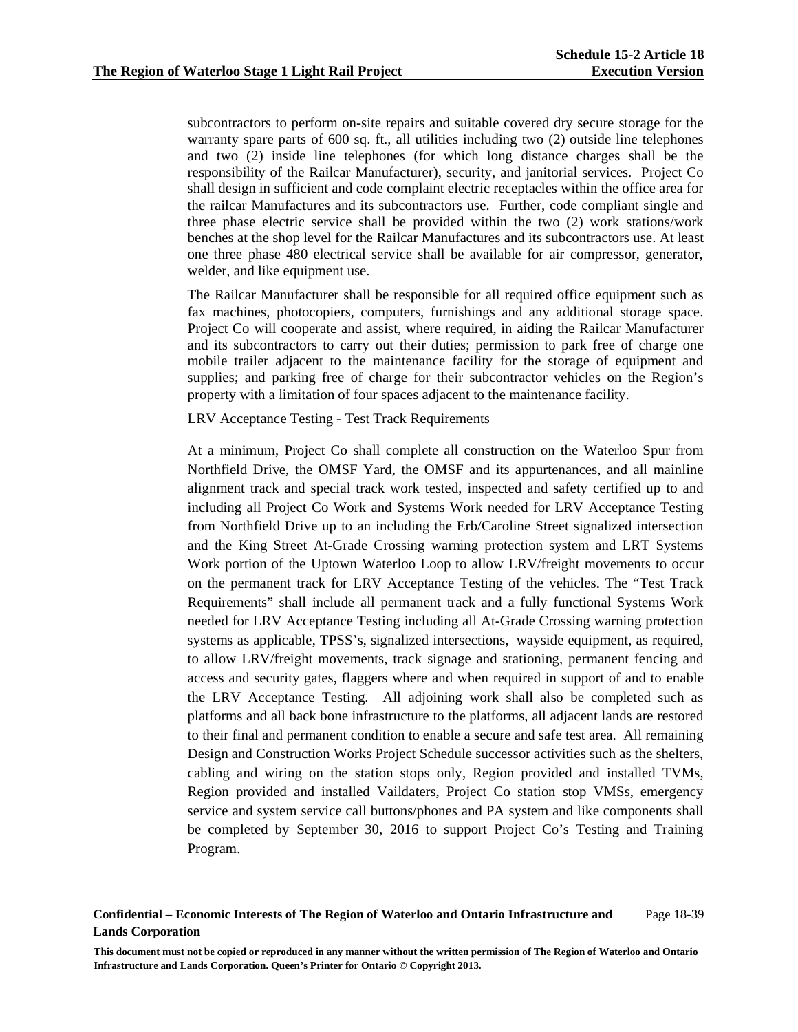subcontractors to perform on-site repairs and suitable covered dry secure storage for the warranty spare parts of 600 sq. ft., all utilities including two (2) outside line telephones and two (2) inside line telephones (for which long distance charges shall be the responsibility of the Railcar Manufacturer), security, and janitorial services. Project Co shall design in sufficient and code complaint electric receptacles within the office area for the railcar Manufactures and its subcontractors use. Further, code compliant single and three phase electric service shall be provided within the two (2) work stations/work benches at the shop level for the Railcar Manufactures and its subcontractors use. At least one three phase 480 electrical service shall be available for air compressor, generator, welder, and like equipment use.

The Railcar Manufacturer shall be responsible for all required office equipment such as fax machines, photocopiers, computers, furnishings and any additional storage space. Project Co will cooperate and assist, where required, in aiding the Railcar Manufacturer and its subcontractors to carry out their duties; permission to park free of charge one mobile trailer adjacent to the maintenance facility for the storage of equipment and supplies; and parking free of charge for their subcontractor vehicles on the Region's property with a limitation of four spaces adjacent to the maintenance facility.

LRV Acceptance Testing - Test Track Requirements

At a minimum, Project Co shall complete all construction on the Waterloo Spur from Northfield Drive, the OMSF Yard, the OMSF and its appurtenances, and all mainline alignment track and special track work tested, inspected and safety certified up to and including all Project Co Work and Systems Work needed for LRV Acceptance Testing from Northfield Drive up to an including the Erb/Caroline Street signalized intersection and the King Street At-Grade Crossing warning protection system and LRT Systems Work portion of the Uptown Waterloo Loop to allow LRV/freight movements to occur on the permanent track for LRV Acceptance Testing of the vehicles. The "Test Track Requirements" shall include all permanent track and a fully functional Systems Work needed for LRV Acceptance Testing including all At-Grade Crossing warning protection systems as applicable, TPSS's, signalized intersections, wayside equipment, as required, to allow LRV/freight movements, track signage and stationing, permanent fencing and access and security gates, flaggers where and when required in support of and to enable the LRV Acceptance Testing. All adjoining work shall also be completed such as platforms and all back bone infrastructure to the platforms, all adjacent lands are restored to their final and permanent condition to enable a secure and safe test area. All remaining Design and Construction Works Project Schedule successor activities such as the shelters, cabling and wiring on the station stops only, Region provided and installed TVMs, Region provided and installed Vaildaters, Project Co station stop VMSs, emergency service and system service call buttons/phones and PA system and like components shall be completed by September 30, 2016 to support Project Co's Testing and Training Program.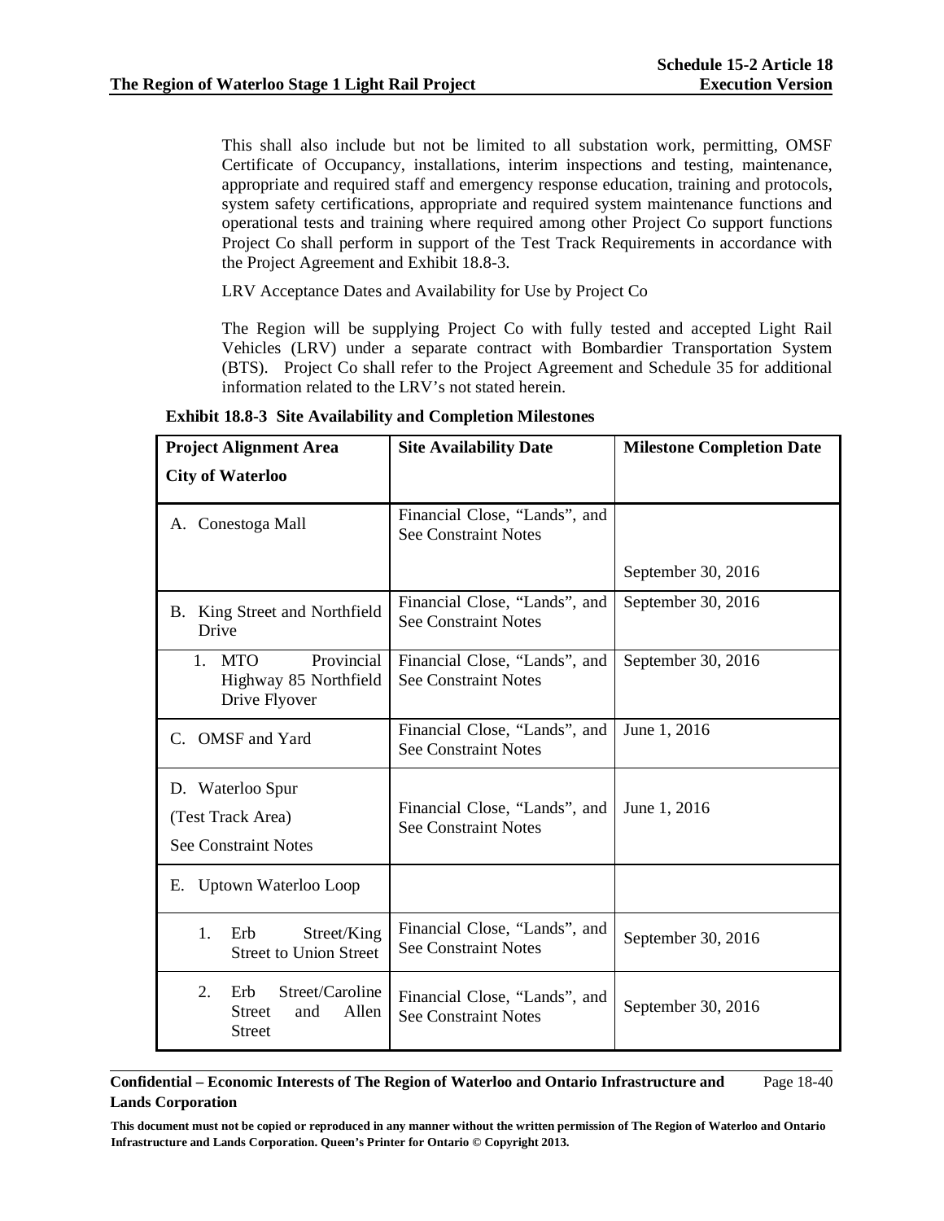This shall also include but not be limited to all substation work, permitting, OMSF Certificate of Occupancy, installations, interim inspections and testing, maintenance, appropriate and required staff and emergency response education, training and protocols, system safety certifications, appropriate and required system maintenance functions and operational tests and training where required among other Project Co support functions Project Co shall perform in support of the Test Track Requirements in accordance with the Project Agreement and Exhibit 18.8-3.

LRV Acceptance Dates and Availability for Use by Project Co

The Region will be supplying Project Co with fully tested and accepted Light Rail Vehicles (LRV) under a separate contract with Bombardier Transportation System (BTS). Project Co shall refer to the Project Agreement and Schedule 35 for additional information related to the LRV's not stated herein.

**Exhibit 18.8-3 Site Availability and Completion Milestones**

| **Project Alignment Area**<br>**City of Waterloo** | **Site Availability Date** | **Milestone Completion Date** |
|---|---|---|
| A. Conestoga Mall | Financial Close, "Lands", and See Constraint Notes | September 30, 2016 |
| B. King Street and Northfield Drive | Financial Close, "Lands", and See Constraint Notes | September 30, 2016 |
| 1. MTO Provincial Highway 85 Northfield Drive Flyover | Financial Close, "Lands", and See Constraint Notes | September 30, 2016 |
| C. OMSF and Yard | Financial Close, "Lands", and See Constraint Notes | June 1, 2016 |
| D. Waterloo Spur<br>(Test Track Area)<br>See Constraint Notes | Financial Close, "Lands", and See Constraint Notes | June 1, 2016 |
| E. Uptown Waterloo Loop | | |
| 1. Erb Street/King Street to Union Street | Financial Close, "Lands", and See Constraint Notes | September 30, 2016 |
| 2. Erb Street/Caroline Street and Allen Street | Financial Close, "Lands", and See Constraint Notes | September 30, 2016 |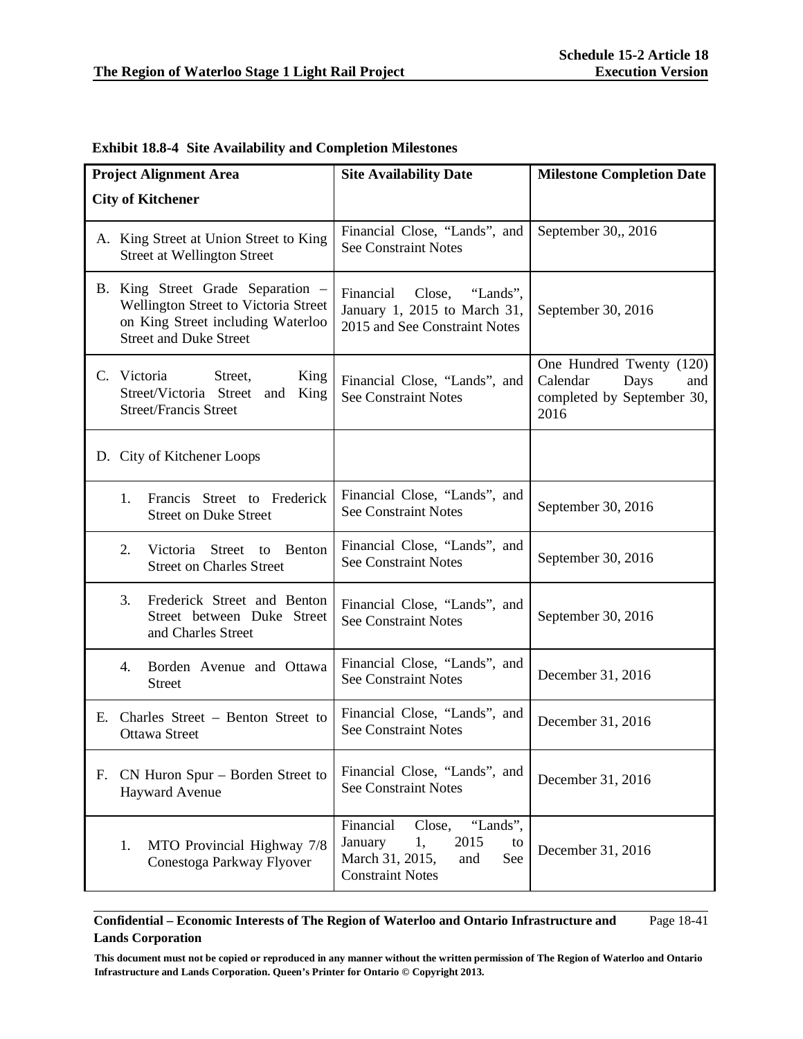**Exhibit 18.8-4 Site Availability and Completion Milestones**

| Project Alignment Area<br>City of Kitchener | Site Availability Date | Milestone Completion Date |
|---|---|---|
| A. King Street at Union Street to King Street at Wellington Street | Financial Close, "Lands", and See Constraint Notes | September 30,, 2016 |
| B. King Street Grade Separation – Wellington Street to Victoria Street on King Street including Waterloo Street and Duke Street | Financial Close, "Lands", January 1, 2015 to March 31, 2015 and See Constraint Notes | September 30, 2016 |
| C. Victoria Street, King Street/Victoria Street and King Street/Francis Street | Financial Close, "Lands", and See Constraint Notes | One Hundred Twenty (120) Calendar Days and completed by September 30, 2016 |
| D. City of Kitchener Loops | | |
| 1. Francis Street to Frederick Street on Duke Street | Financial Close, "Lands", and See Constraint Notes | September 30, 2016 |
| 2. Victoria Street to Benton Street on Charles Street | Financial Close, "Lands", and See Constraint Notes | September 30, 2016 |
| 3. Frederick Street and Benton Street between Duke Street and Charles Street | Financial Close, "Lands", and See Constraint Notes | September 30, 2016 |
| 4. Borden Avenue and Ottawa Street | Financial Close, "Lands", and See Constraint Notes | December 31, 2016 |
| E. Charles Street – Benton Street to Ottawa Street | Financial Close, "Lands", and See Constraint Notes | December 31, 2016 |
| F. CN Huron Spur – Borden Street to Hayward Avenue | Financial Close, "Lands", and See Constraint Notes | December 31, 2016 |
| 1. MTO Provincial Highway 7/8 Conestoga Parkway Flyover | Financial Close, "Lands", January 1, 2015 to March 31, 2015, and See Constraint Notes | December 31, 2016 |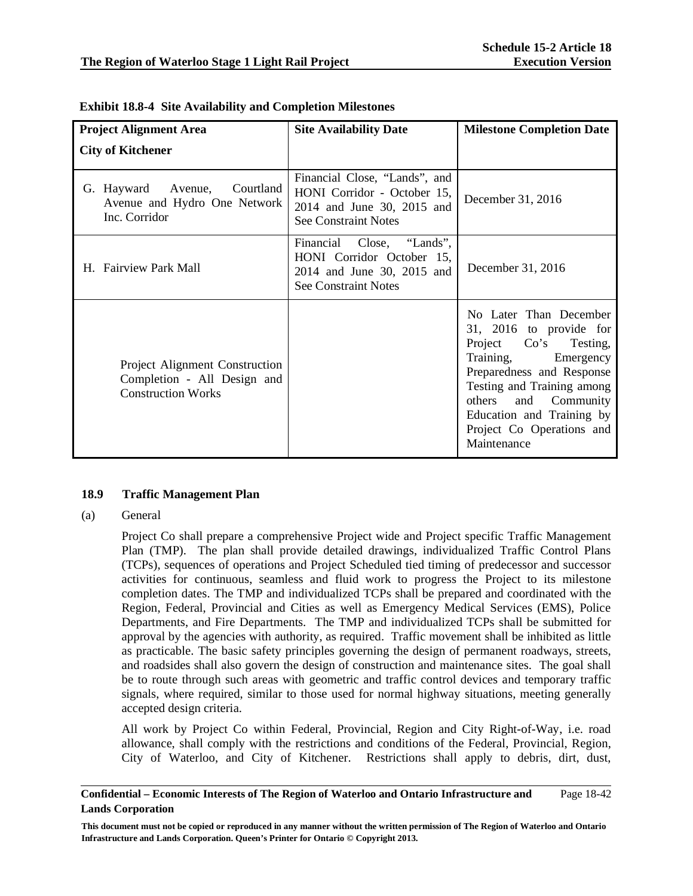**Exhibit 18.8-4 Site Availability and Completion Milestones**

| Project Alignment Area<br>City of Kitchener | Site Availability Date | Milestone Completion Date |
|---|---|---|
| G. Hayward Avenue, Courtland Avenue and Hydro One Network Inc. Corridor | Financial Close, "Lands", and HONI Corridor - October 15, 2014 and June 30, 2015 and See Constraint Notes | December 31, 2016 |
| H. Fairview Park Mall | Financial Close, "Lands", HONI Corridor October 15, 2014 and June 30, 2015 and See Constraint Notes | December 31, 2016 |
| Project Alignment Construction Completion - All Design and Construction Works | | No Later Than December 31, 2016 to provide for Project Co's Testing, Training, Emergency Preparedness and Response Testing and Training among others and Community Education and Training by Project Co Operations and Maintenance |

## 18.9 Traffic Management Plan

(a) General

Project Co shall prepare a comprehensive Project wide and Project specific Traffic Management Plan (TMP). The plan shall provide detailed drawings, individualized Traffic Control Plans (TCPs), sequences of operations and Project Scheduled tied timing of predecessor and successor activities for continuous, seamless and fluid work to progress the Project to its milestone completion dates. The TMP and individualized TCPs shall be prepared and coordinated with the Region, Federal, Provincial and Cities as well as Emergency Medical Services (EMS), Police Departments, and Fire Departments. The TMP and individualized TCPs shall be submitted for approval by the agencies with authority, as required. Traffic movement shall be inhibited as little as practicable. The basic safety principles governing the design of permanent roadways, streets, and roadsides shall also govern the design of construction and maintenance sites. The goal shall be to route through such areas with geometric and traffic control devices and temporary traffic signals, where required, similar to those used for normal highway situations, meeting generally accepted design criteria.

All work by Project Co within Federal, Provincial, Region and City Right-of-Way, i.e. road allowance, shall comply with the restrictions and conditions of the Federal, Provincial, Region, City of Waterloo, and City of Kitchener. Restrictions shall apply to debris, dirt, dust,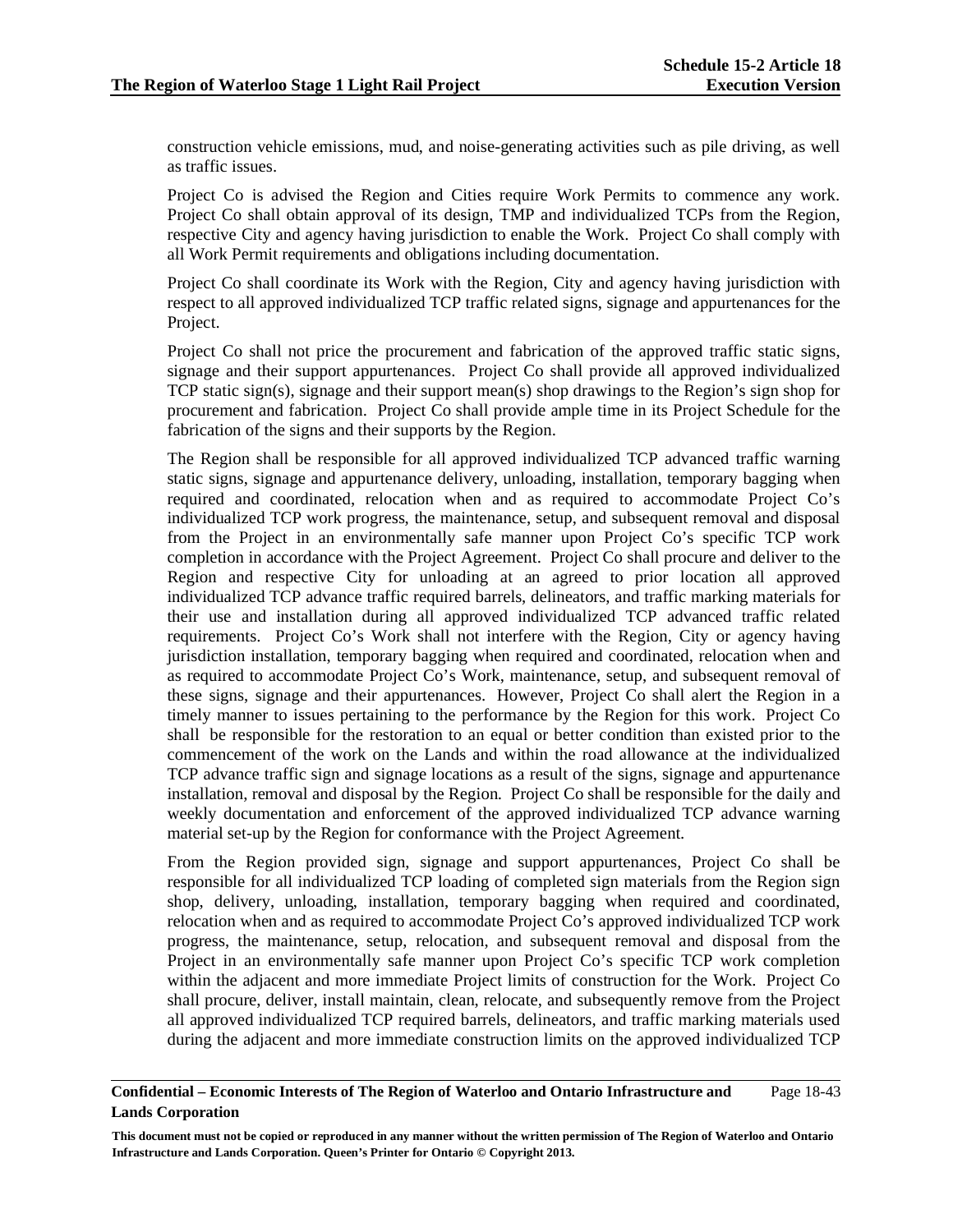construction vehicle emissions, mud, and noise-generating activities such as pile driving, as well as traffic issues.

Project Co is advised the Region and Cities require Work Permits to commence any work. Project Co shall obtain approval of its design, TMP and individualized TCPs from the Region, respective City and agency having jurisdiction to enable the Work. Project Co shall comply with all Work Permit requirements and obligations including documentation.

Project Co shall coordinate its Work with the Region, City and agency having jurisdiction with respect to all approved individualized TCP traffic related signs, signage and appurtenances for the Project.

Project Co shall not price the procurement and fabrication of the approved traffic static signs, signage and their support appurtenances. Project Co shall provide all approved individualized TCP static sign(s), signage and their support mean(s) shop drawings to the Region's sign shop for procurement and fabrication. Project Co shall provide ample time in its Project Schedule for the fabrication of the signs and their supports by the Region.

The Region shall be responsible for all approved individualized TCP advanced traffic warning static signs, signage and appurtenance delivery, unloading, installation, temporary bagging when required and coordinated, relocation when and as required to accommodate Project Co's individualized TCP work progress, the maintenance, setup, and subsequent removal and disposal from the Project in an environmentally safe manner upon Project Co's specific TCP work completion in accordance with the Project Agreement. Project Co shall procure and deliver to the Region and respective City for unloading at an agreed to prior location all approved individualized TCP advance traffic required barrels, delineators, and traffic marking materials for their use and installation during all approved individualized TCP advanced traffic related requirements. Project Co's Work shall not interfere with the Region, City or agency having jurisdiction installation, temporary bagging when required and coordinated, relocation when and as required to accommodate Project Co's Work, maintenance, setup, and subsequent removal of these signs, signage and their appurtenances. However, Project Co shall alert the Region in a timely manner to issues pertaining to the performance by the Region for this work. Project Co shall be responsible for the restoration to an equal or better condition than existed prior to the commencement of the work on the Lands and within the road allowance at the individualized TCP advance traffic sign and signage locations as a result of the signs, signage and appurtenance installation, removal and disposal by the Region. Project Co shall be responsible for the daily and weekly documentation and enforcement of the approved individualized TCP advance warning material set-up by the Region for conformance with the Project Agreement.

From the Region provided sign, signage and support appurtenances, Project Co shall be responsible for all individualized TCP loading of completed sign materials from the Region sign shop, delivery, unloading, installation, temporary bagging when required and coordinated, relocation when and as required to accommodate Project Co's approved individualized TCP work progress, the maintenance, setup, relocation, and subsequent removal and disposal from the Project in an environmentally safe manner upon Project Co's specific TCP work completion within the adjacent and more immediate Project limits of construction for the Work. Project Co shall procure, deliver, install maintain, clean, relocate, and subsequently remove from the Project all approved individualized TCP required barrels, delineators, and traffic marking materials used during the adjacent and more immediate construction limits on the approved individualized TCP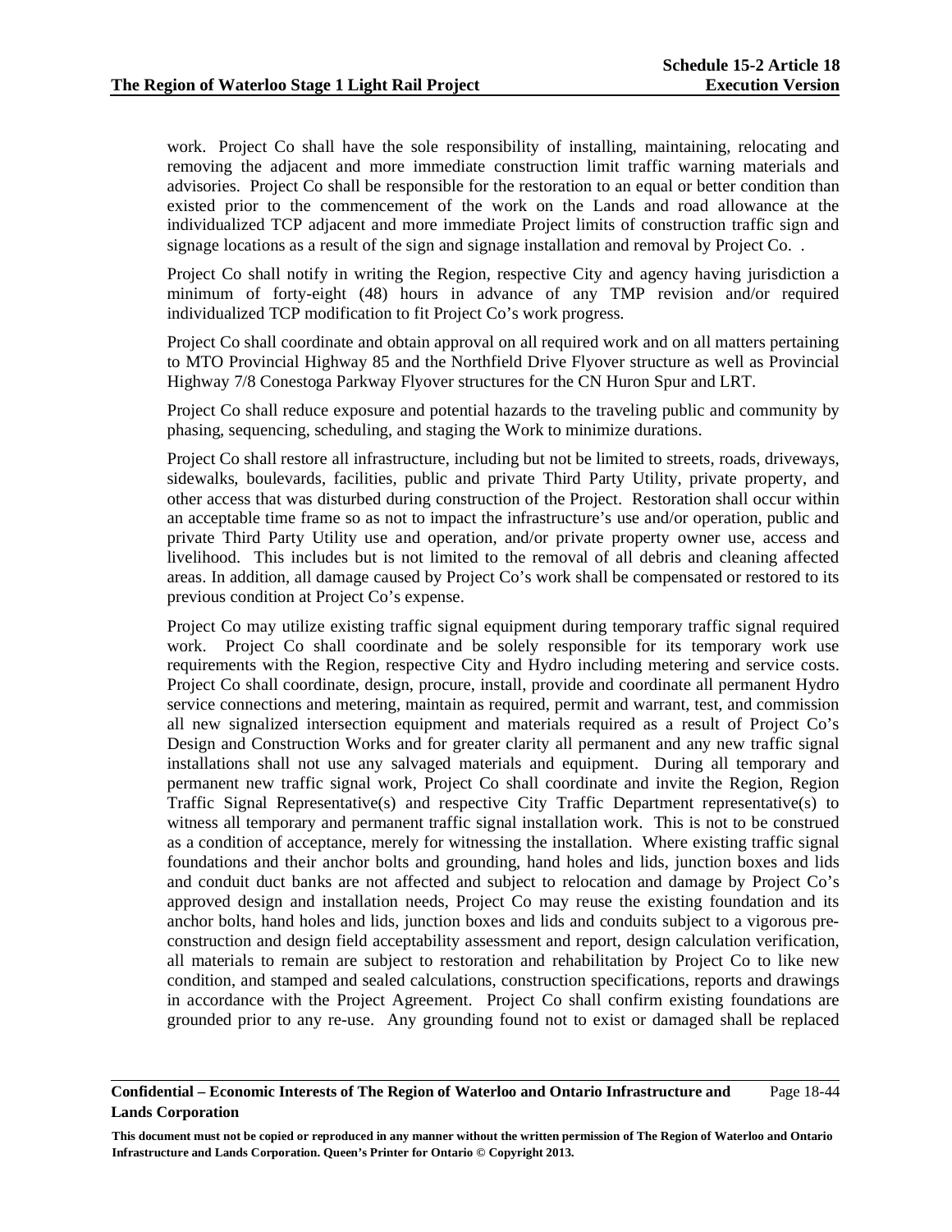work. Project Co shall have the sole responsibility of installing, maintaining, relocating and removing the adjacent and more immediate construction limit traffic warning materials and advisories. Project Co shall be responsible for the restoration to an equal or better condition than existed prior to the commencement of the work on the Lands and road allowance at the individualized TCP adjacent and more immediate Project limits of construction traffic sign and signage locations as a result of the sign and signage installation and removal by Project Co. .

Project Co shall notify in writing the Region, respective City and agency having jurisdiction a minimum of forty-eight (48) hours in advance of any TMP revision and/or required individualized TCP modification to fit Project Co's work progress.

Project Co shall coordinate and obtain approval on all required work and on all matters pertaining to MTO Provincial Highway 85 and the Northfield Drive Flyover structure as well as Provincial Highway 7/8 Conestoga Parkway Flyover structures for the CN Huron Spur and LRT.

Project Co shall reduce exposure and potential hazards to the traveling public and community by phasing, sequencing, scheduling, and staging the Work to minimize durations.

Project Co shall restore all infrastructure, including but not be limited to streets, roads, driveways, sidewalks, boulevards, facilities, public and private Third Party Utility, private property, and other access that was disturbed during construction of the Project. Restoration shall occur within an acceptable time frame so as not to impact the infrastructure's use and/or operation, public and private Third Party Utility use and operation, and/or private property owner use, access and livelihood. This includes but is not limited to the removal of all debris and cleaning affected areas. In addition, all damage caused by Project Co's work shall be compensated or restored to its previous condition at Project Co's expense.

Project Co may utilize existing traffic signal equipment during temporary traffic signal required work. Project Co shall coordinate and be solely responsible for its temporary work use requirements with the Region, respective City and Hydro including metering and service costs. Project Co shall coordinate, design, procure, install, provide and coordinate all permanent Hydro service connections and metering, maintain as required, permit and warrant, test, and commission all new signalized intersection equipment and materials required as a result of Project Co's Design and Construction Works and for greater clarity all permanent and any new traffic signal installations shall not use any salvaged materials and equipment. During all temporary and permanent new traffic signal work, Project Co shall coordinate and invite the Region, Region Traffic Signal Representative(s) and respective City Traffic Department representative(s) to witness all temporary and permanent traffic signal installation work. This is not to be construed as a condition of acceptance, merely for witnessing the installation. Where existing traffic signal foundations and their anchor bolts and grounding, hand holes and lids, junction boxes and lids and conduit duct banks are not affected and subject to relocation and damage by Project Co's approved design and installation needs, Project Co may reuse the existing foundation and its anchor bolts, hand holes and lids, junction boxes and lids and conduits subject to a vigorous pre-construction and design field acceptability assessment and report, design calculation verification, all materials to remain are subject to restoration and rehabilitation by Project Co to like new condition, and stamped and sealed calculations, construction specifications, reports and drawings in accordance with the Project Agreement. Project Co shall confirm existing foundations are grounded prior to any re-use. Any grounding found not to exist or damaged shall be replaced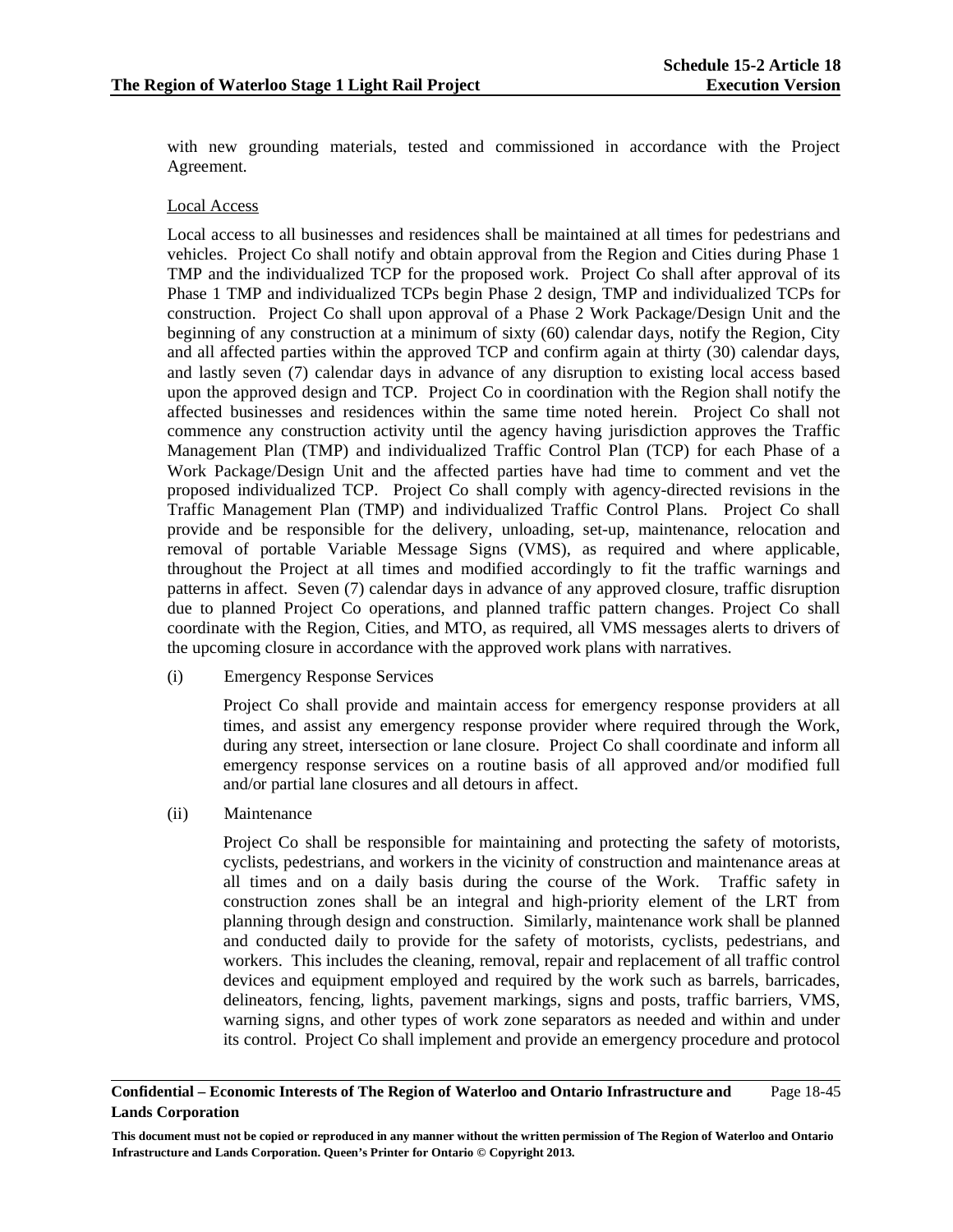with new grounding materials, tested and commissioned in accordance with the Project Agreement.

Local Access

Local access to all businesses and residences shall be maintained at all times for pedestrians and vehicles. Project Co shall notify and obtain approval from the Region and Cities during Phase 1 TMP and the individualized TCP for the proposed work. Project Co shall after approval of its Phase 1 TMP and individualized TCPs begin Phase 2 design, TMP and individualized TCPs for construction. Project Co shall upon approval of a Phase 2 Work Package/Design Unit and the beginning of any construction at a minimum of sixty (60) calendar days, notify the Region, City and all affected parties within the approved TCP and confirm again at thirty (30) calendar days, and lastly seven (7) calendar days in advance of any disruption to existing local access based upon the approved design and TCP. Project Co in coordination with the Region shall notify the affected businesses and residences within the same time noted herein. Project Co shall not commence any construction activity until the agency having jurisdiction approves the Traffic Management Plan (TMP) and individualized Traffic Control Plan (TCP) for each Phase of a Work Package/Design Unit and the affected parties have had time to comment and vet the proposed individualized TCP. Project Co shall comply with agency-directed revisions in the Traffic Management Plan (TMP) and individualized Traffic Control Plans. Project Co shall provide and be responsible for the delivery, unloading, set-up, maintenance, relocation and removal of portable Variable Message Signs (VMS), as required and where applicable, throughout the Project at all times and modified accordingly to fit the traffic warnings and patterns in affect. Seven (7) calendar days in advance of any approved closure, traffic disruption due to planned Project Co operations, and planned traffic pattern changes. Project Co shall coordinate with the Region, Cities, and MTO, as required, all VMS messages alerts to drivers of the upcoming closure in accordance with the approved work plans with narratives.

(i) Emergency Response Services

Project Co shall provide and maintain access for emergency response providers at all times, and assist any emergency response provider where required through the Work, during any street, intersection or lane closure. Project Co shall coordinate and inform all emergency response services on a routine basis of all approved and/or modified full and/or partial lane closures and all detours in affect.

(ii) Maintenance

Project Co shall be responsible for maintaining and protecting the safety of motorists, cyclists, pedestrians, and workers in the vicinity of construction and maintenance areas at all times and on a daily basis during the course of the Work. Traffic safety in construction zones shall be an integral and high-priority element of the LRT from planning through design and construction. Similarly, maintenance work shall be planned and conducted daily to provide for the safety of motorists, cyclists, pedestrians, and workers. This includes the cleaning, removal, repair and replacement of all traffic control devices and equipment employed and required by the work such as barrels, barricades, delineators, fencing, lights, pavement markings, signs and posts, traffic barriers, VMS, warning signs, and other types of work zone separators as needed and within and under its control. Project Co shall implement and provide an emergency procedure and protocol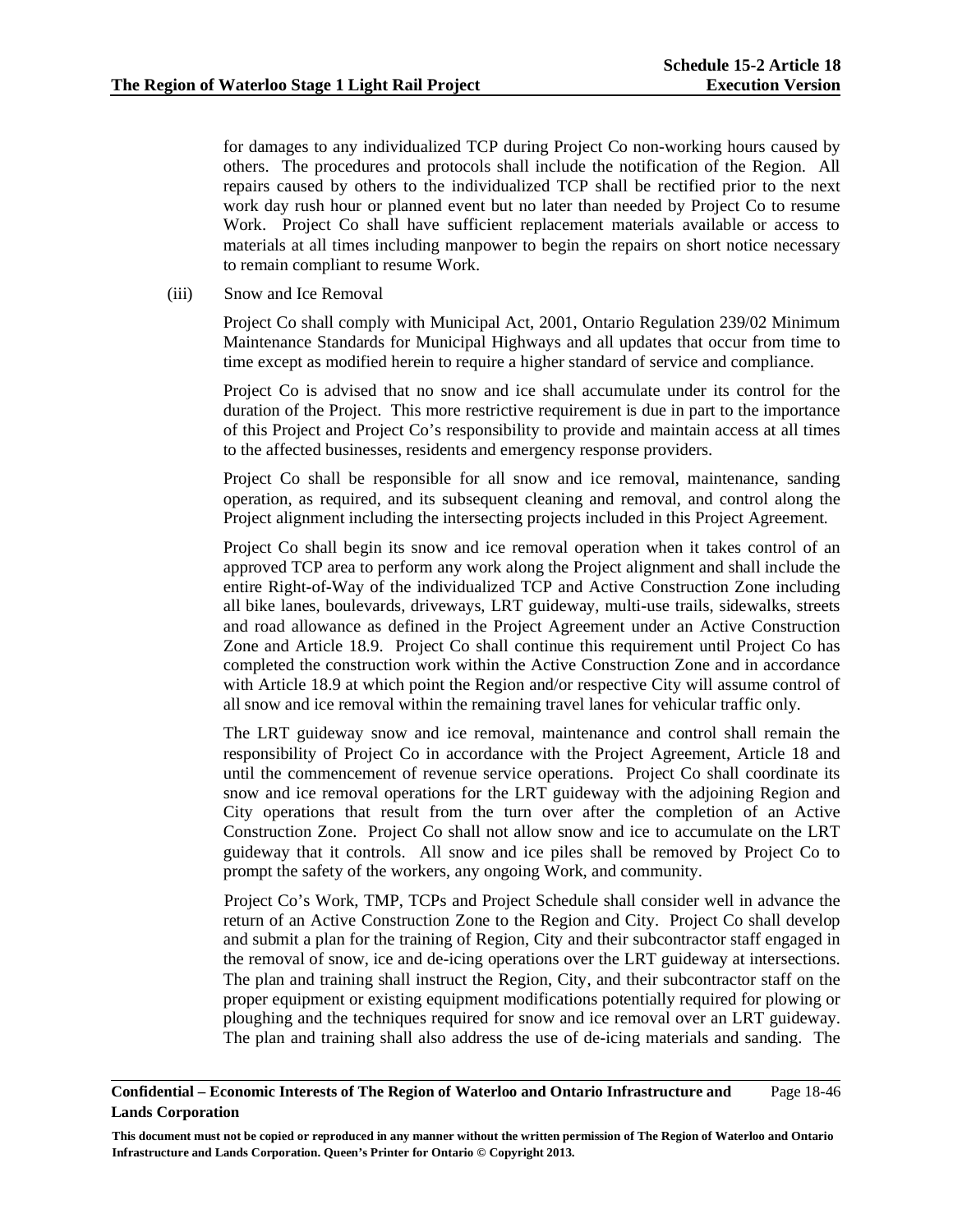for damages to any individualized TCP during Project Co non-working hours caused by others. The procedures and protocols shall include the notification of the Region. All repairs caused by others to the individualized TCP shall be rectified prior to the next work day rush hour or planned event but no later than needed by Project Co to resume Work. Project Co shall have sufficient replacement materials available or access to materials at all times including manpower to begin the repairs on short notice necessary to remain compliant to resume Work.

(iii) Snow and Ice Removal

Project Co shall comply with Municipal Act, 2001, Ontario Regulation 239/02 Minimum Maintenance Standards for Municipal Highways and all updates that occur from time to time except as modified herein to require a higher standard of service and compliance.

Project Co is advised that no snow and ice shall accumulate under its control for the duration of the Project. This more restrictive requirement is due in part to the importance of this Project and Project Co's responsibility to provide and maintain access at all times to the affected businesses, residents and emergency response providers.

Project Co shall be responsible for all snow and ice removal, maintenance, sanding operation, as required, and its subsequent cleaning and removal, and control along the Project alignment including the intersecting projects included in this Project Agreement.

Project Co shall begin its snow and ice removal operation when it takes control of an approved TCP area to perform any work along the Project alignment and shall include the entire Right-of-Way of the individualized TCP and Active Construction Zone including all bike lanes, boulevards, driveways, LRT guideway, multi-use trails, sidewalks, streets and road allowance as defined in the Project Agreement under an Active Construction Zone and Article 18.9. Project Co shall continue this requirement until Project Co has completed the construction work within the Active Construction Zone and in accordance with Article 18.9 at which point the Region and/or respective City will assume control of all snow and ice removal within the remaining travel lanes for vehicular traffic only.

The LRT guideway snow and ice removal, maintenance and control shall remain the responsibility of Project Co in accordance with the Project Agreement, Article 18 and until the commencement of revenue service operations. Project Co shall coordinate its snow and ice removal operations for the LRT guideway with the adjoining Region and City operations that result from the turn over after the completion of an Active Construction Zone. Project Co shall not allow snow and ice to accumulate on the LRT guideway that it controls. All snow and ice piles shall be removed by Project Co to prompt the safety of the workers, any ongoing Work, and community.

Project Co's Work, TMP, TCPs and Project Schedule shall consider well in advance the return of an Active Construction Zone to the Region and City. Project Co shall develop and submit a plan for the training of Region, City and their subcontractor staff engaged in the removal of snow, ice and de-icing operations over the LRT guideway at intersections. The plan and training shall instruct the Region, City, and their subcontractor staff on the proper equipment or existing equipment modifications potentially required for plowing or ploughing and the techniques required for snow and ice removal over an LRT guideway. The plan and training shall also address the use of de-icing materials and sanding. The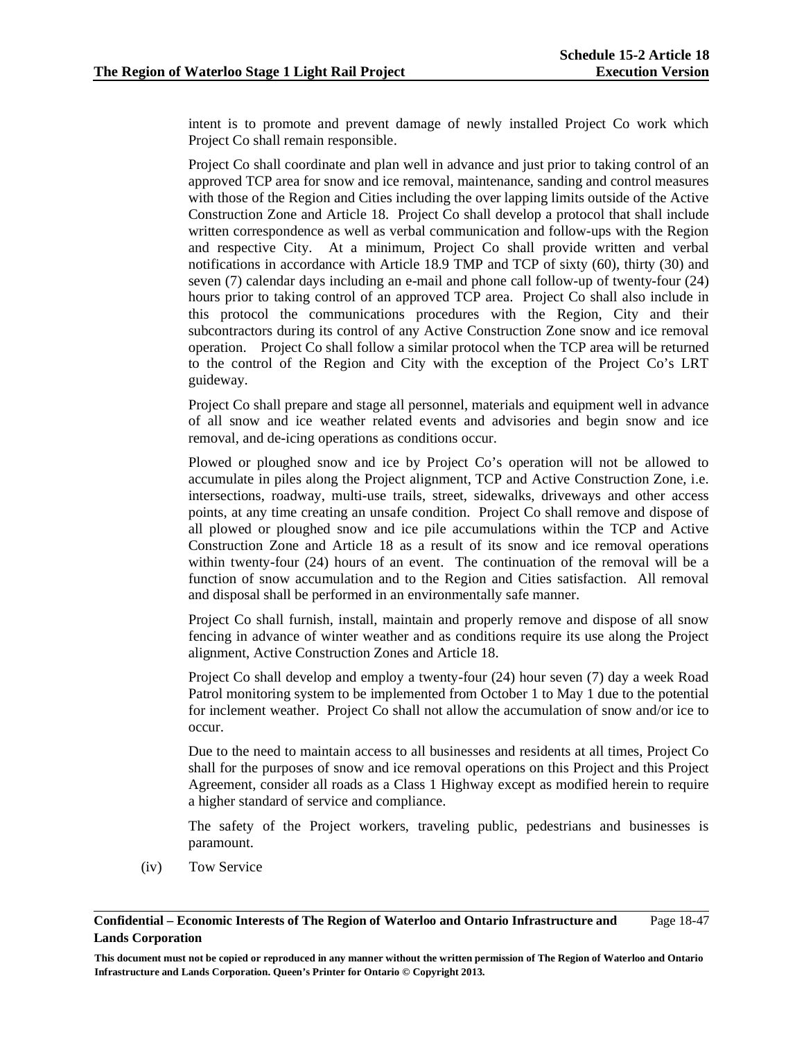intent is to promote and prevent damage of newly installed Project Co work which Project Co shall remain responsible.

Project Co shall coordinate and plan well in advance and just prior to taking control of an approved TCP area for snow and ice removal, maintenance, sanding and control measures with those of the Region and Cities including the over lapping limits outside of the Active Construction Zone and Article 18. Project Co shall develop a protocol that shall include written correspondence as well as verbal communication and follow-ups with the Region and respective City. At a minimum, Project Co shall provide written and verbal notifications in accordance with Article 18.9 TMP and TCP of sixty (60), thirty (30) and seven (7) calendar days including an e-mail and phone call follow-up of twenty-four (24) hours prior to taking control of an approved TCP area. Project Co shall also include in this protocol the communications procedures with the Region, City and their subcontractors during its control of any Active Construction Zone snow and ice removal operation. Project Co shall follow a similar protocol when the TCP area will be returned to the control of the Region and City with the exception of the Project Co's LRT guideway.

Project Co shall prepare and stage all personnel, materials and equipment well in advance of all snow and ice weather related events and advisories and begin snow and ice removal, and de-icing operations as conditions occur.

Plowed or ploughed snow and ice by Project Co's operation will not be allowed to accumulate in piles along the Project alignment, TCP and Active Construction Zone, i.e. intersections, roadway, multi-use trails, street, sidewalks, driveways and other access points, at any time creating an unsafe condition. Project Co shall remove and dispose of all plowed or ploughed snow and ice pile accumulations within the TCP and Active Construction Zone and Article 18 as a result of its snow and ice removal operations within twenty-four (24) hours of an event. The continuation of the removal will be a function of snow accumulation and to the Region and Cities satisfaction. All removal and disposal shall be performed in an environmentally safe manner.

Project Co shall furnish, install, maintain and properly remove and dispose of all snow fencing in advance of winter weather and as conditions require its use along the Project alignment, Active Construction Zones and Article 18.

Project Co shall develop and employ a twenty-four (24) hour seven (7) day a week Road Patrol monitoring system to be implemented from October 1 to May 1 due to the potential for inclement weather. Project Co shall not allow the accumulation of snow and/or ice to occur.

Due to the need to maintain access to all businesses and residents at all times, Project Co shall for the purposes of snow and ice removal operations on this Project and this Project Agreement, consider all roads as a Class 1 Highway except as modified herein to require a higher standard of service and compliance.

The safety of the Project workers, traveling public, pedestrians and businesses is paramount.

(iv) Tow Service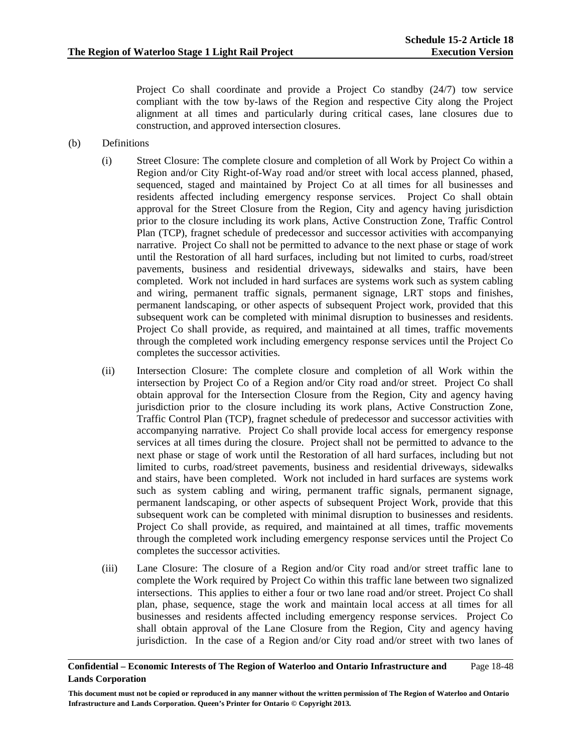Project Co shall coordinate and provide a Project Co standby (24/7) tow service compliant with the tow by-laws of the Region and respective City along the Project alignment at all times and particularly during critical cases, lane closures due to construction, and approved intersection closures.

(b) Definitions

(i) Street Closure: The complete closure and completion of all Work by Project Co within a Region and/or City Right-of-Way road and/or street with local access planned, phased, sequenced, staged and maintained by Project Co at all times for all businesses and residents affected including emergency response services. Project Co shall obtain approval for the Street Closure from the Region, City and agency having jurisdiction prior to the closure including its work plans, Active Construction Zone, Traffic Control Plan (TCP), fragnet schedule of predecessor and successor activities with accompanying narrative. Project Co shall not be permitted to advance to the next phase or stage of work until the Restoration of all hard surfaces, including but not limited to curbs, road/street pavements, business and residential driveways, sidewalks and stairs, have been completed. Work not included in hard surfaces are systems work such as system cabling and wiring, permanent traffic signals, permanent signage, LRT stops and finishes, permanent landscaping, or other aspects of subsequent Project work, provided that this subsequent work can be completed with minimal disruption to businesses and residents. Project Co shall provide, as required, and maintained at all times, traffic movements through the completed work including emergency response services until the Project Co completes the successor activities.

(ii) Intersection Closure: The complete closure and completion of all Work within the intersection by Project Co of a Region and/or City road and/or street. Project Co shall obtain approval for the Intersection Closure from the Region, City and agency having jurisdiction prior to the closure including its work plans, Active Construction Zone, Traffic Control Plan (TCP), fragnet schedule of predecessor and successor activities with accompanying narrative. Project Co shall provide local access for emergency response services at all times during the closure. Project shall not be permitted to advance to the next phase or stage of work until the Restoration of all hard surfaces, including but not limited to curbs, road/street pavements, business and residential driveways, sidewalks and stairs, have been completed. Work not included in hard surfaces are systems work such as system cabling and wiring, permanent traffic signals, permanent signage, permanent landscaping, or other aspects of subsequent Project Work, provide that this subsequent work can be completed with minimal disruption to businesses and residents. Project Co shall provide, as required, and maintained at all times, traffic movements through the completed work including emergency response services until the Project Co completes the successor activities.

(iii) Lane Closure: The closure of a Region and/or City road and/or street traffic lane to complete the Work required by Project Co within this traffic lane between two signalized intersections. This applies to either a four or two lane road and/or street. Project Co shall plan, phase, sequence, stage the work and maintain local access at all times for all businesses and residents affected including emergency response services. Project Co shall obtain approval of the Lane Closure from the Region, City and agency having jurisdiction. In the case of a Region and/or City road and/or street with two lanes of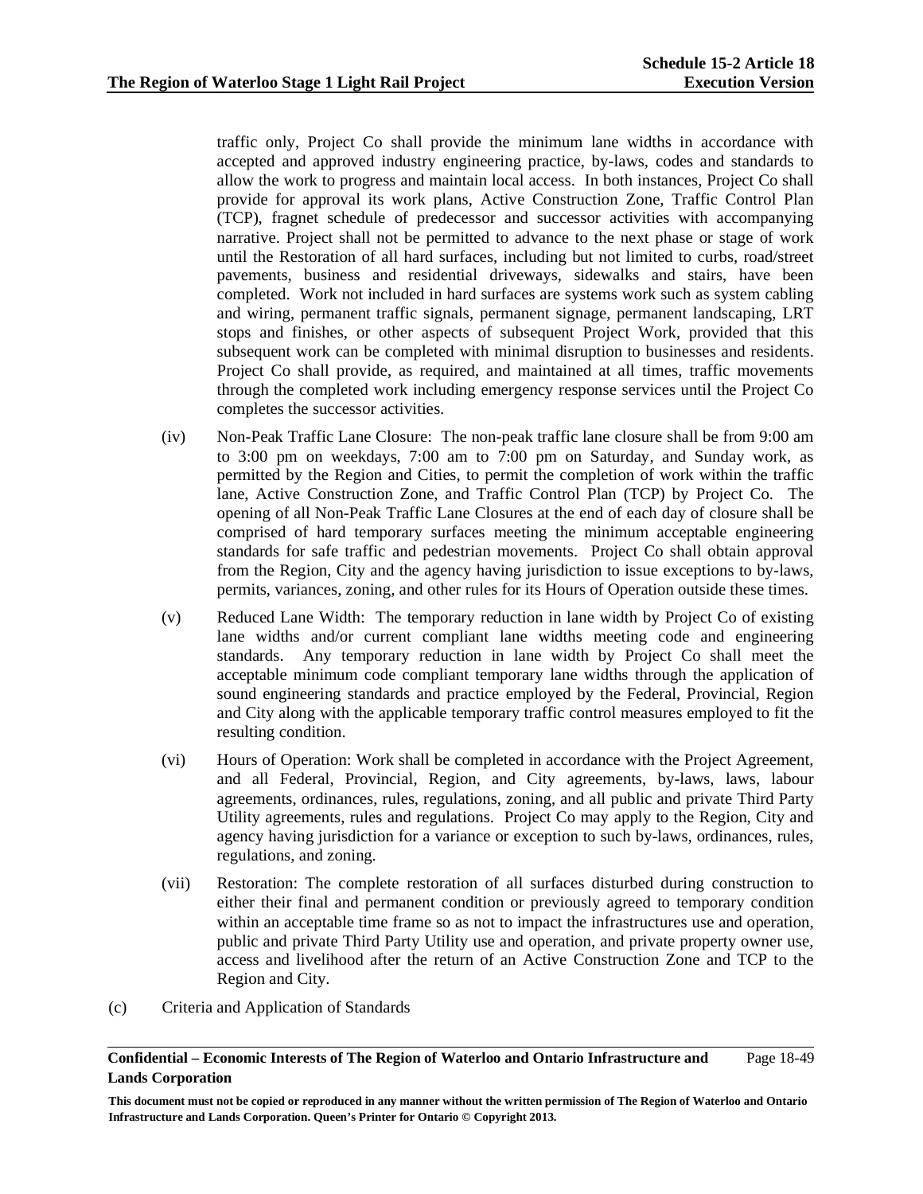traffic only, Project Co shall provide the minimum lane widths in accordance with accepted and approved industry engineering practice, by-laws, codes and standards to allow the work to progress and maintain local access. In both instances, Project Co shall provide for approval its work plans, Active Construction Zone, Traffic Control Plan (TCP), fragnet schedule of predecessor and successor activities with accompanying narrative. Project shall not be permitted to advance to the next phase or stage of work until the Restoration of all hard surfaces, including but not limited to curbs, road/street pavements, business and residential driveways, sidewalks and stairs, have been completed. Work not included in hard surfaces are systems work such as system cabling and wiring, permanent traffic signals, permanent signage, permanent landscaping, LRT stops and finishes, or other aspects of subsequent Project Work, provided that this subsequent work can be completed with minimal disruption to businesses and residents. Project Co shall provide, as required, and maintained at all times, traffic movements through the completed work including emergency response services until the Project Co completes the successor activities.

(iv) Non-Peak Traffic Lane Closure: The non-peak traffic lane closure shall be from 9:00 am to 3:00 pm on weekdays, 7:00 am to 7:00 pm on Saturday, and Sunday work, as permitted by the Region and Cities, to permit the completion of work within the traffic lane, Active Construction Zone, and Traffic Control Plan (TCP) by Project Co. The opening of all Non-Peak Traffic Lane Closures at the end of each day of closure shall be comprised of hard temporary surfaces meeting the minimum acceptable engineering standards for safe traffic and pedestrian movements. Project Co shall obtain approval from the Region, City and the agency having jurisdiction to issue exceptions to by-laws, permits, variances, zoning, and other rules for its Hours of Operation outside these times.

(v) Reduced Lane Width: The temporary reduction in lane width by Project Co of existing lane widths and/or current compliant lane widths meeting code and engineering standards. Any temporary reduction in lane width by Project Co shall meet the acceptable minimum code compliant temporary lane widths through the application of sound engineering standards and practice employed by the Federal, Provincial, Region and City along with the applicable temporary traffic control measures employed to fit the resulting condition.

(vi) Hours of Operation: Work shall be completed in accordance with the Project Agreement, and all Federal, Provincial, Region, and City agreements, by-laws, laws, labour agreements, ordinances, rules, regulations, zoning, and all public and private Third Party Utility agreements, rules and regulations. Project Co may apply to the Region, City and agency having jurisdiction for a variance or exception to such by-laws, ordinances, rules, regulations, and zoning.

(vii) Restoration: The complete restoration of all surfaces disturbed during construction to either their final and permanent condition or previously agreed to temporary condition within an acceptable time frame so as not to impact the infrastructures use and operation, public and private Third Party Utility use and operation, and private property owner use, access and livelihood after the return of an Active Construction Zone and TCP to the Region and City.

(c) Criteria and Application of Standards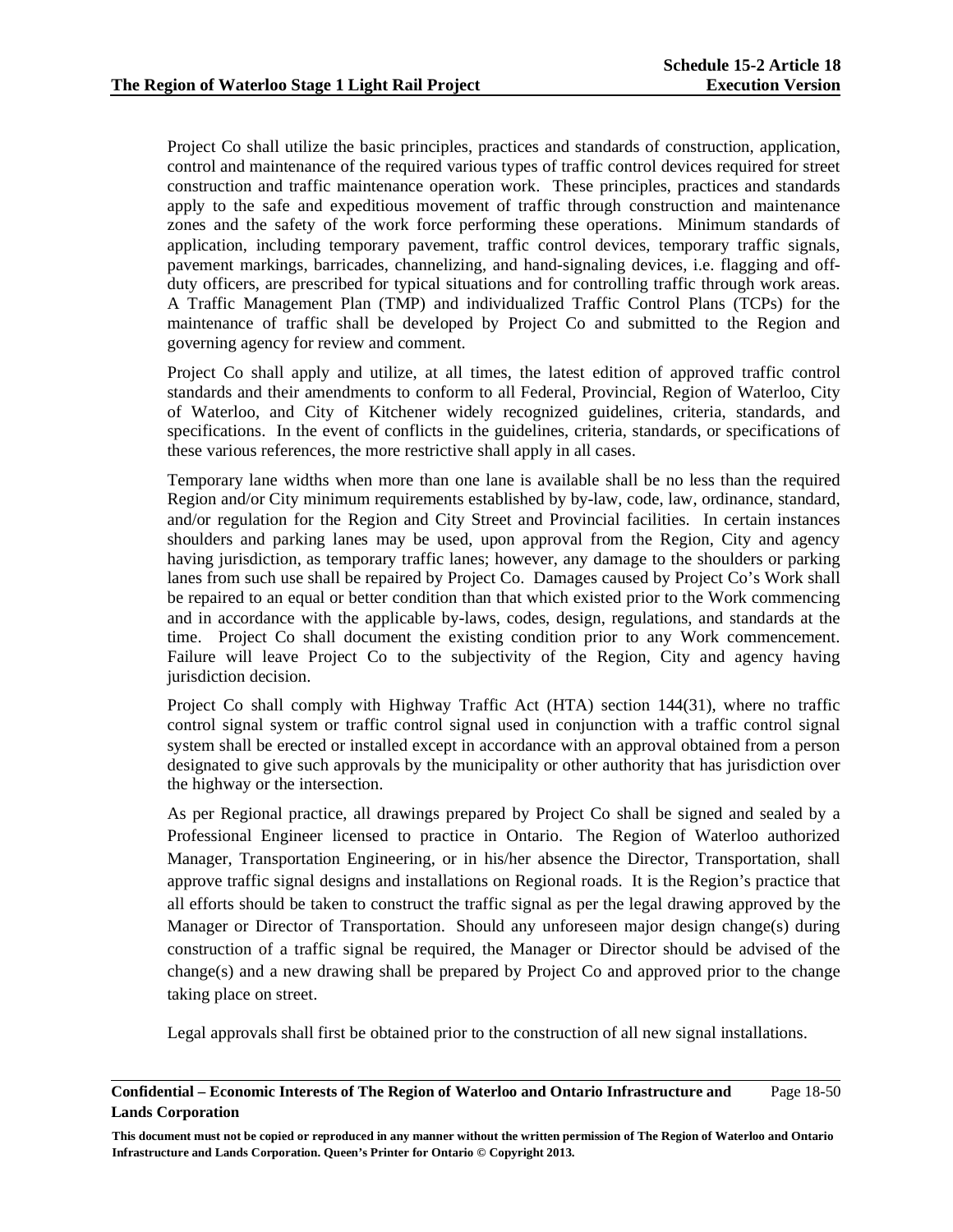Project Co shall utilize the basic principles, practices and standards of construction, application, control and maintenance of the required various types of traffic control devices required for street construction and traffic maintenance operation work. These principles, practices and standards apply to the safe and expeditious movement of traffic through construction and maintenance zones and the safety of the work force performing these operations. Minimum standards of application, including temporary pavement, traffic control devices, temporary traffic signals, pavement markings, barricades, channelizing, and hand-signaling devices, i.e. flagging and off-duty officers, are prescribed for typical situations and for controlling traffic through work areas. A Traffic Management Plan (TMP) and individualized Traffic Control Plans (TCPs) for the maintenance of traffic shall be developed by Project Co and submitted to the Region and governing agency for review and comment.

Project Co shall apply and utilize, at all times, the latest edition of approved traffic control standards and their amendments to conform to all Federal, Provincial, Region of Waterloo, City of Waterloo, and City of Kitchener widely recognized guidelines, criteria, standards, and specifications. In the event of conflicts in the guidelines, criteria, standards, or specifications of these various references, the more restrictive shall apply in all cases.

Temporary lane widths when more than one lane is available shall be no less than the required Region and/or City minimum requirements established by by-law, code, law, ordinance, standard, and/or regulation for the Region and City Street and Provincial facilities. In certain instances shoulders and parking lanes may be used, upon approval from the Region, City and agency having jurisdiction, as temporary traffic lanes; however, any damage to the shoulders or parking lanes from such use shall be repaired by Project Co. Damages caused by Project Co's Work shall be repaired to an equal or better condition than that which existed prior to the Work commencing and in accordance with the applicable by-laws, codes, design, regulations, and standards at the time. Project Co shall document the existing condition prior to any Work commencement. Failure will leave Project Co to the subjectivity of the Region, City and agency having jurisdiction decision.

Project Co shall comply with Highway Traffic Act (HTA) section 144(31), where no traffic control signal system or traffic control signal used in conjunction with a traffic control signal system shall be erected or installed except in accordance with an approval obtained from a person designated to give such approvals by the municipality or other authority that has jurisdiction over the highway or the intersection.

As per Regional practice, all drawings prepared by Project Co shall be signed and sealed by a Professional Engineer licensed to practice in Ontario. The Region of Waterloo authorized Manager, Transportation Engineering, or in his/her absence the Director, Transportation, shall approve traffic signal designs and installations on Regional roads. It is the Region's practice that all efforts should be taken to construct the traffic signal as per the legal drawing approved by the Manager or Director of Transportation. Should any unforeseen major design change(s) during construction of a traffic signal be required, the Manager or Director should be advised of the change(s) and a new drawing shall be prepared by Project Co and approved prior to the change taking place on street.

Legal approvals shall first be obtained prior to the construction of all new signal installations.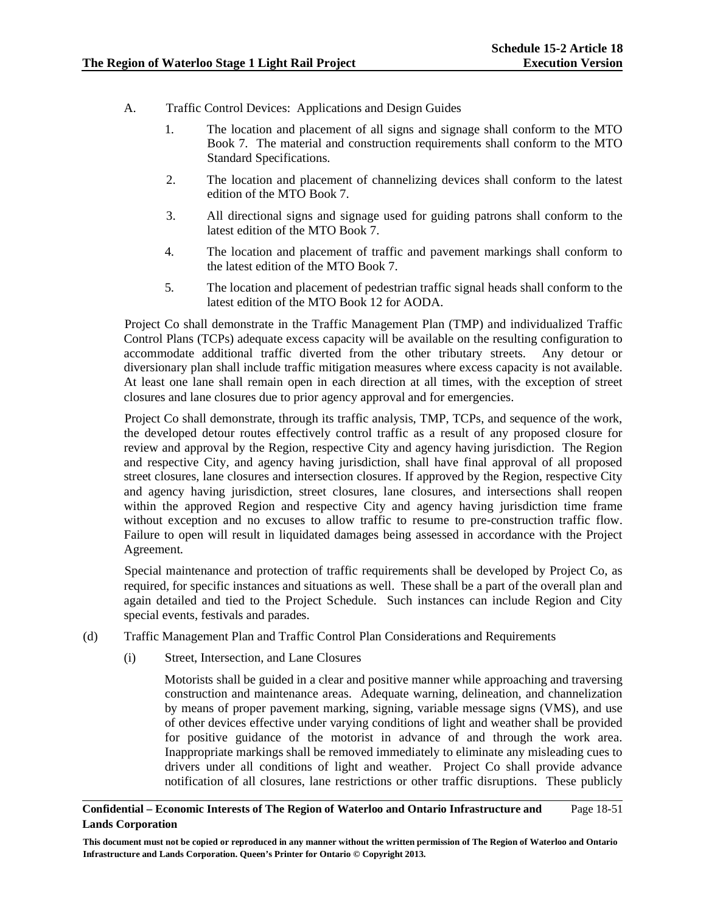A. Traffic Control Devices: Applications and Design Guides

1. The location and placement of all signs and signage shall conform to the MTO Book 7. The material and construction requirements shall conform to the MTO Standard Specifications.

2. The location and placement of channelizing devices shall conform to the latest edition of the MTO Book 7.

3. All directional signs and signage used for guiding patrons shall conform to the latest edition of the MTO Book 7.

4. The location and placement of traffic and pavement markings shall conform to the latest edition of the MTO Book 7.

5. The location and placement of pedestrian traffic signal heads shall conform to the latest edition of the MTO Book 12 for AODA.

Project Co shall demonstrate in the Traffic Management Plan (TMP) and individualized Traffic Control Plans (TCPs) adequate excess capacity will be available on the resulting configuration to accommodate additional traffic diverted from the other tributary streets. Any detour or diversionary plan shall include traffic mitigation measures where excess capacity is not available. At least one lane shall remain open in each direction at all times, with the exception of street closures and lane closures due to prior agency approval and for emergencies.

Project Co shall demonstrate, through its traffic analysis, TMP, TCPs, and sequence of the work, the developed detour routes effectively control traffic as a result of any proposed closure for review and approval by the Region, respective City and agency having jurisdiction. The Region and respective City, and agency having jurisdiction, shall have final approval of all proposed street closures, lane closures and intersection closures. If approved by the Region, respective City and agency having jurisdiction, street closures, lane closures, and intersections shall reopen within the approved Region and respective City and agency having jurisdiction time frame without exception and no excuses to allow traffic to resume to pre-construction traffic flow. Failure to open will result in liquidated damages being assessed in accordance with the Project Agreement.

Special maintenance and protection of traffic requirements shall be developed by Project Co, as required, for specific instances and situations as well. These shall be a part of the overall plan and again detailed and tied to the Project Schedule. Such instances can include Region and City special events, festivals and parades.

(d) Traffic Management Plan and Traffic Control Plan Considerations and Requirements

(i) Street, Intersection, and Lane Closures

Motorists shall be guided in a clear and positive manner while approaching and traversing construction and maintenance areas. Adequate warning, delineation, and channelization by means of proper pavement marking, signing, variable message signs (VMS), and use of other devices effective under varying conditions of light and weather shall be provided for positive guidance of the motorist in advance of and through the work area. Inappropriate markings shall be removed immediately to eliminate any misleading cues to drivers under all conditions of light and weather. Project Co shall provide advance notification of all closures, lane restrictions or other traffic disruptions. These publicly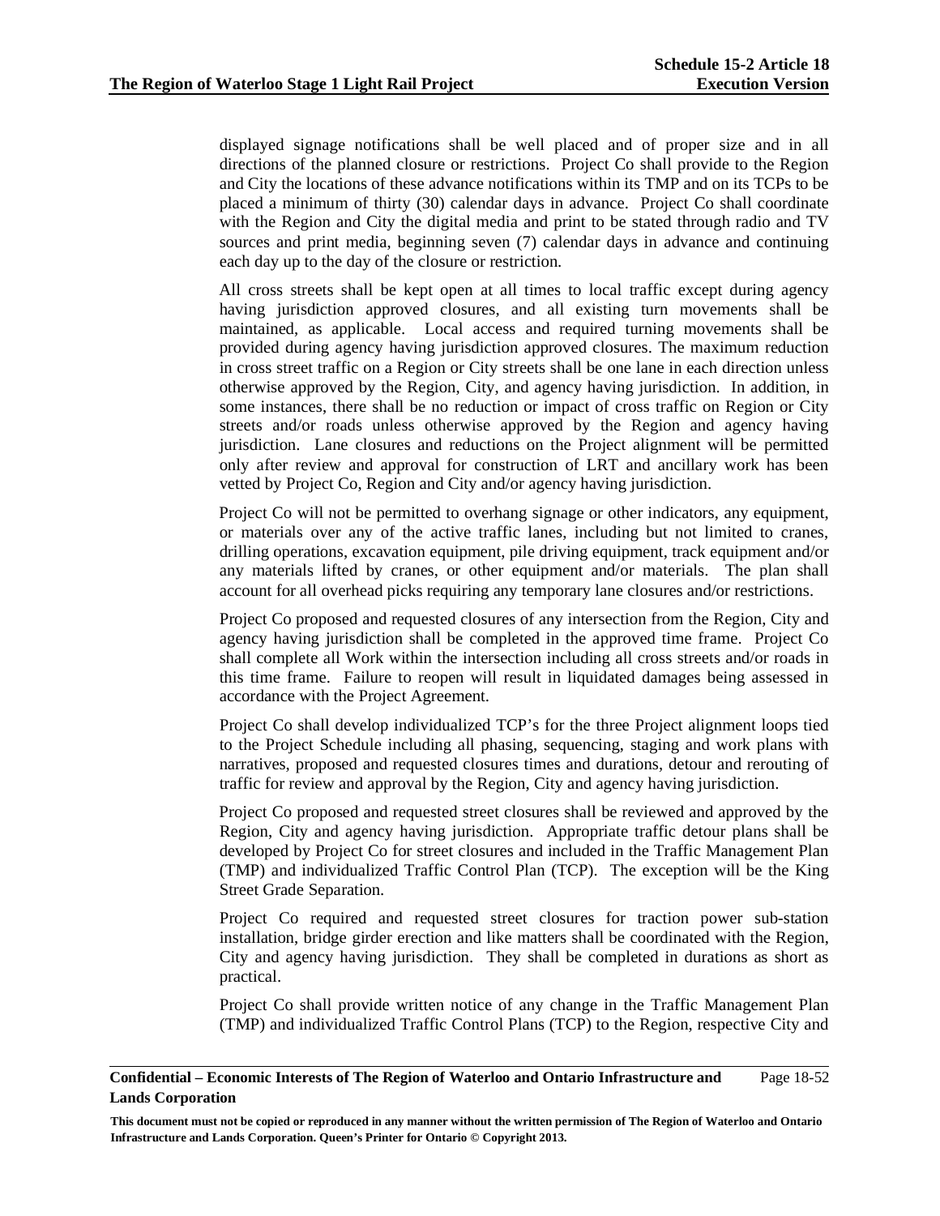displayed signage notifications shall be well placed and of proper size and in all directions of the planned closure or restrictions. Project Co shall provide to the Region and City the locations of these advance notifications within its TMP and on its TCPs to be placed a minimum of thirty (30) calendar days in advance. Project Co shall coordinate with the Region and City the digital media and print to be stated through radio and TV sources and print media, beginning seven (7) calendar days in advance and continuing each day up to the day of the closure or restriction.

All cross streets shall be kept open at all times to local traffic except during agency having jurisdiction approved closures, and all existing turn movements shall be maintained, as applicable. Local access and required turning movements shall be provided during agency having jurisdiction approved closures. The maximum reduction in cross street traffic on a Region or City streets shall be one lane in each direction unless otherwise approved by the Region, City, and agency having jurisdiction. In addition, in some instances, there shall be no reduction or impact of cross traffic on Region or City streets and/or roads unless otherwise approved by the Region and agency having jurisdiction. Lane closures and reductions on the Project alignment will be permitted only after review and approval for construction of LRT and ancillary work has been vetted by Project Co, Region and City and/or agency having jurisdiction.

Project Co will not be permitted to overhang signage or other indicators, any equipment, or materials over any of the active traffic lanes, including but not limited to cranes, drilling operations, excavation equipment, pile driving equipment, track equipment and/or any materials lifted by cranes, or other equipment and/or materials. The plan shall account for all overhead picks requiring any temporary lane closures and/or restrictions.

Project Co proposed and requested closures of any intersection from the Region, City and agency having jurisdiction shall be completed in the approved time frame. Project Co shall complete all Work within the intersection including all cross streets and/or roads in this time frame. Failure to reopen will result in liquidated damages being assessed in accordance with the Project Agreement.

Project Co shall develop individualized TCP's for the three Project alignment loops tied to the Project Schedule including all phasing, sequencing, staging and work plans with narratives, proposed and requested closures times and durations, detour and rerouting of traffic for review and approval by the Region, City and agency having jurisdiction.

Project Co proposed and requested street closures shall be reviewed and approved by the Region, City and agency having jurisdiction. Appropriate traffic detour plans shall be developed by Project Co for street closures and included in the Traffic Management Plan (TMP) and individualized Traffic Control Plan (TCP). The exception will be the King Street Grade Separation.

Project Co required and requested street closures for traction power sub-station installation, bridge girder erection and like matters shall be coordinated with the Region, City and agency having jurisdiction. They shall be completed in durations as short as practical.

Project Co shall provide written notice of any change in the Traffic Management Plan (TMP) and individualized Traffic Control Plans (TCP) to the Region, respective City and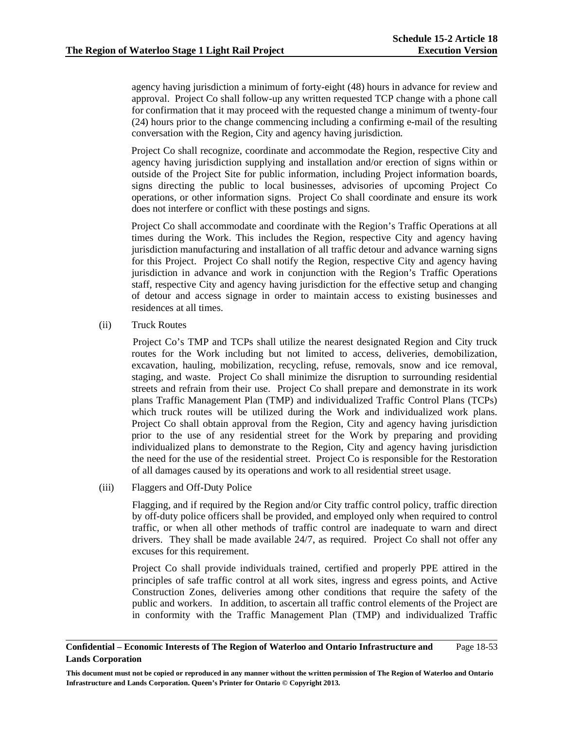agency having jurisdiction a minimum of forty-eight (48) hours in advance for review and approval. Project Co shall follow-up any written requested TCP change with a phone call for confirmation that it may proceed with the requested change a minimum of twenty-four (24) hours prior to the change commencing including a confirming e-mail of the resulting conversation with the Region, City and agency having jurisdiction.

Project Co shall recognize, coordinate and accommodate the Region, respective City and agency having jurisdiction supplying and installation and/or erection of signs within or outside of the Project Site for public information, including Project information boards, signs directing the public to local businesses, advisories of upcoming Project Co operations, or other information signs. Project Co shall coordinate and ensure its work does not interfere or conflict with these postings and signs.

Project Co shall accommodate and coordinate with the Region's Traffic Operations at all times during the Work. This includes the Region, respective City and agency having jurisdiction manufacturing and installation of all traffic detour and advance warning signs for this Project. Project Co shall notify the Region, respective City and agency having jurisdiction in advance and work in conjunction with the Region's Traffic Operations staff, respective City and agency having jurisdiction for the effective setup and changing of detour and access signage in order to maintain access to existing businesses and residences at all times.

(ii) Truck Routes

Project Co's TMP and TCPs shall utilize the nearest designated Region and City truck routes for the Work including but not limited to access, deliveries, demobilization, excavation, hauling, mobilization, recycling, refuse, removals, snow and ice removal, staging, and waste. Project Co shall minimize the disruption to surrounding residential streets and refrain from their use. Project Co shall prepare and demonstrate in its work plans Traffic Management Plan (TMP) and individualized Traffic Control Plans (TCPs) which truck routes will be utilized during the Work and individualized work plans. Project Co shall obtain approval from the Region, City and agency having jurisdiction prior to the use of any residential street for the Work by preparing and providing individualized plans to demonstrate to the Region, City and agency having jurisdiction the need for the use of the residential street. Project Co is responsible for the Restoration of all damages caused by its operations and work to all residential street usage.

(iii) Flaggers and Off-Duty Police

Flagging, and if required by the Region and/or City traffic control policy, traffic direction by off-duty police officers shall be provided, and employed only when required to control traffic, or when all other methods of traffic control are inadequate to warn and direct drivers. They shall be made available 24/7, as required. Project Co shall not offer any excuses for this requirement.

Project Co shall provide individuals trained, certified and properly PPE attired in the principles of safe traffic control at all work sites, ingress and egress points, and Active Construction Zones, deliveries among other conditions that require the safety of the public and workers. In addition, to ascertain all traffic control elements of the Project are in conformity with the Traffic Management Plan (TMP) and individualized Traffic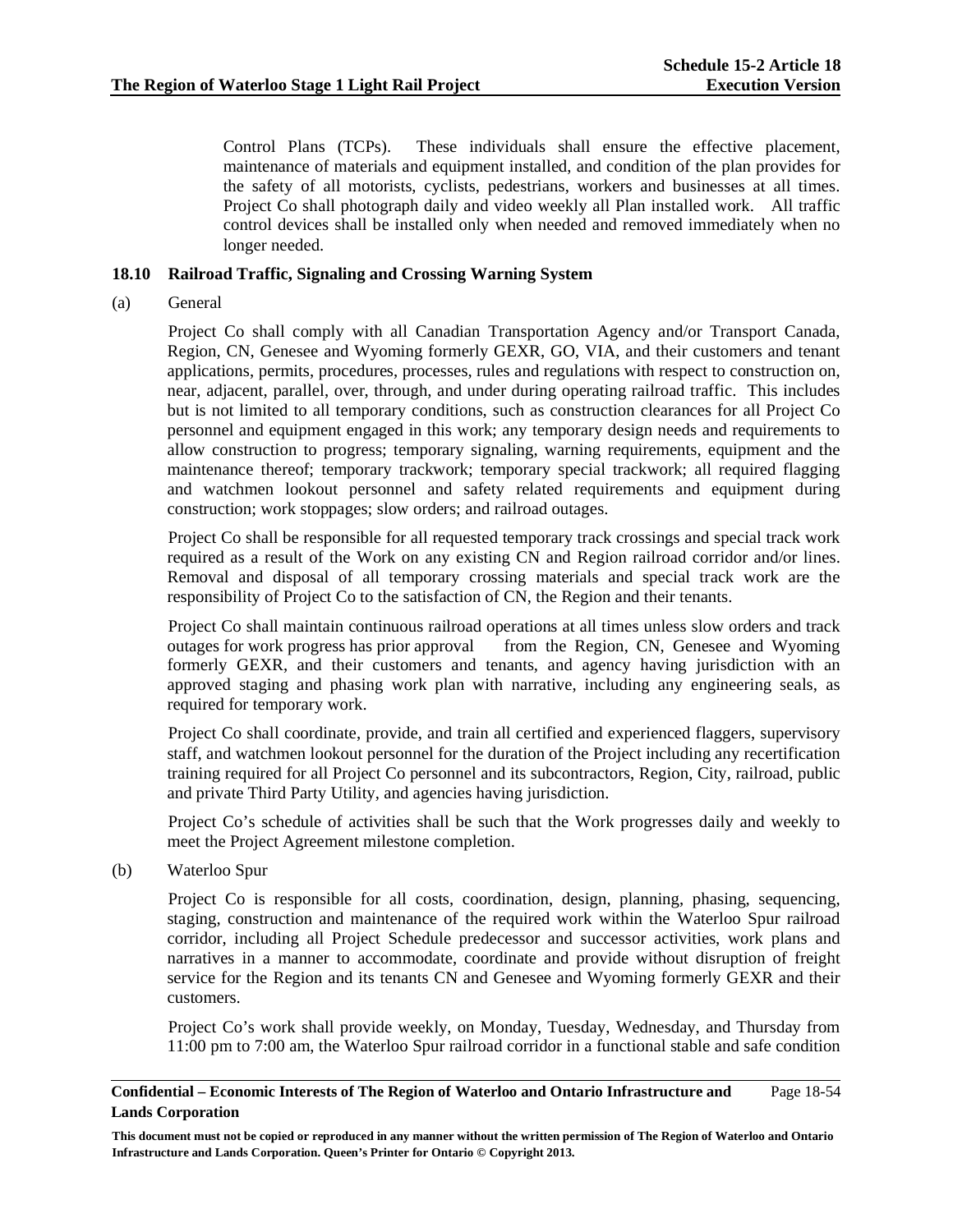Control Plans (TCPs). These individuals shall ensure the effective placement, maintenance of materials and equipment installed, and condition of the plan provides for the safety of all motorists, cyclists, pedestrians, workers and businesses at all times. Project Co shall photograph daily and video weekly all Plan installed work. All traffic control devices shall be installed only when needed and removed immediately when no longer needed.

### 18.10 Railroad Traffic, Signaling and Crossing Warning System

(a) General

Project Co shall comply with all Canadian Transportation Agency and/or Transport Canada, Region, CN, Genesee and Wyoming formerly GEXR, GO, VIA, and their customers and tenant applications, permits, procedures, processes, rules and regulations with respect to construction on, near, adjacent, parallel, over, through, and under during operating railroad traffic. This includes but is not limited to all temporary conditions, such as construction clearances for all Project Co personnel and equipment engaged in this work; any temporary design needs and requirements to allow construction to progress; temporary signaling, warning requirements, equipment and the maintenance thereof; temporary trackwork; temporary special trackwork; all required flagging and watchmen lookout personnel and safety related requirements and equipment during construction; work stoppages; slow orders; and railroad outages.

Project Co shall be responsible for all requested temporary track crossings and special track work required as a result of the Work on any existing CN and Region railroad corridor and/or lines. Removal and disposal of all temporary crossing materials and special track work are the responsibility of Project Co to the satisfaction of CN, the Region and their tenants.

Project Co shall maintain continuous railroad operations at all times unless slow orders and track outages for work progress has prior approval from the Region, CN, Genesee and Wyoming formerly GEXR, and their customers and tenants, and agency having jurisdiction with an approved staging and phasing work plan with narrative, including any engineering seals, as required for temporary work.

Project Co shall coordinate, provide, and train all certified and experienced flaggers, supervisory staff, and watchmen lookout personnel for the duration of the Project including any recertification training required for all Project Co personnel and its subcontractors, Region, City, railroad, public and private Third Party Utility, and agencies having jurisdiction.

Project Co's schedule of activities shall be such that the Work progresses daily and weekly to meet the Project Agreement milestone completion.

(b) Waterloo Spur

Project Co is responsible for all costs, coordination, design, planning, phasing, sequencing, staging, construction and maintenance of the required work within the Waterloo Spur railroad corridor, including all Project Schedule predecessor and successor activities, work plans and narratives in a manner to accommodate, coordinate and provide without disruption of freight service for the Region and its tenants CN and Genesee and Wyoming formerly GEXR and their customers.

Project Co's work shall provide weekly, on Monday, Tuesday, Wednesday, and Thursday from 11:00 pm to 7:00 am, the Waterloo Spur railroad corridor in a functional stable and safe condition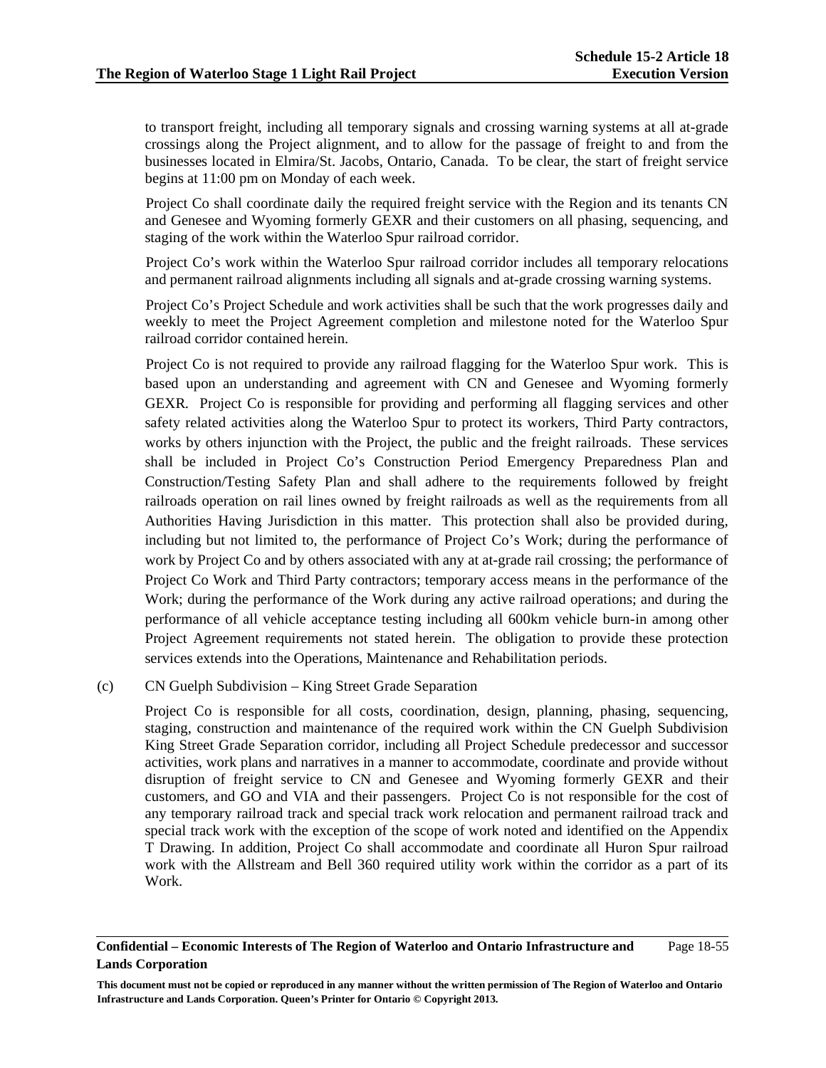to transport freight, including all temporary signals and crossing warning systems at all at-grade crossings along the Project alignment, and to allow for the passage of freight to and from the businesses located in Elmira/St. Jacobs, Ontario, Canada. To be clear, the start of freight service begins at 11:00 pm on Monday of each week.

Project Co shall coordinate daily the required freight service with the Region and its tenants CN and Genesee and Wyoming formerly GEXR and their customers on all phasing, sequencing, and staging of the work within the Waterloo Spur railroad corridor.

Project Co's work within the Waterloo Spur railroad corridor includes all temporary relocations and permanent railroad alignments including all signals and at-grade crossing warning systems.

Project Co's Project Schedule and work activities shall be such that the work progresses daily and weekly to meet the Project Agreement completion and milestone noted for the Waterloo Spur railroad corridor contained herein.

Project Co is not required to provide any railroad flagging for the Waterloo Spur work. This is based upon an understanding and agreement with CN and Genesee and Wyoming formerly GEXR. Project Co is responsible for providing and performing all flagging services and other safety related activities along the Waterloo Spur to protect its workers, Third Party contractors, works by others injunction with the Project, the public and the freight railroads. These services shall be included in Project Co's Construction Period Emergency Preparedness Plan and Construction/Testing Safety Plan and shall adhere to the requirements followed by freight railroads operation on rail lines owned by freight railroads as well as the requirements from all Authorities Having Jurisdiction in this matter. This protection shall also be provided during, including but not limited to, the performance of Project Co's Work; during the performance of work by Project Co and by others associated with any at at-grade rail crossing; the performance of Project Co Work and Third Party contractors; temporary access means in the performance of the Work; during the performance of the Work during any active railroad operations; and during the performance of all vehicle acceptance testing including all 600km vehicle burn-in among other Project Agreement requirements not stated herein. The obligation to provide these protection services extends into the Operations, Maintenance and Rehabilitation periods.

(c) CN Guelph Subdivision – King Street Grade Separation

Project Co is responsible for all costs, coordination, design, planning, phasing, sequencing, staging, construction and maintenance of the required work within the CN Guelph Subdivision King Street Grade Separation corridor, including all Project Schedule predecessor and successor activities, work plans and narratives in a manner to accommodate, coordinate and provide without disruption of freight service to CN and Genesee and Wyoming formerly GEXR and their customers, and GO and VIA and their passengers. Project Co is not responsible for the cost of any temporary railroad track and special track work relocation and permanent railroad track and special track work with the exception of the scope of work noted and identified on the Appendix T Drawing. In addition, Project Co shall accommodate and coordinate all Huron Spur railroad work with the Allstream and Bell 360 required utility work within the corridor as a part of its Work.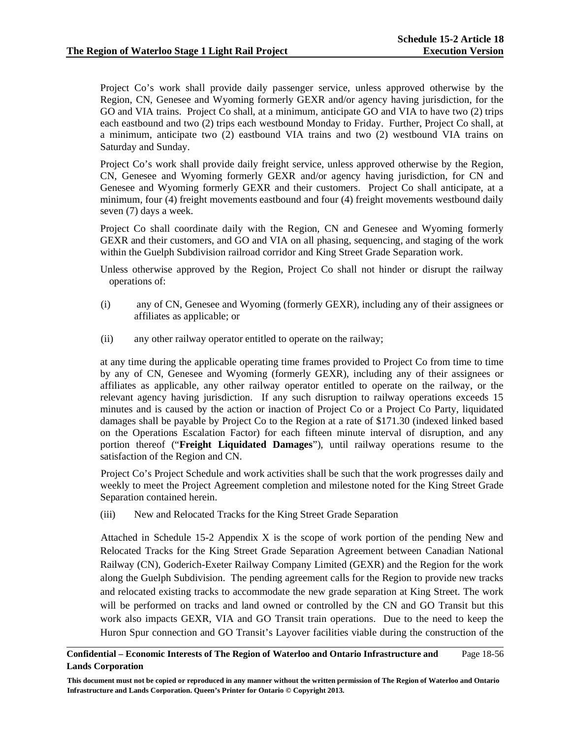Project Co's work shall provide daily passenger service, unless approved otherwise by the Region, CN, Genesee and Wyoming formerly GEXR and/or agency having jurisdiction, for the GO and VIA trains. Project Co shall, at a minimum, anticipate GO and VIA to have two (2) trips each eastbound and two (2) trips each westbound Monday to Friday. Further, Project Co shall, at a minimum, anticipate two (2) eastbound VIA trains and two (2) westbound VIA trains on Saturday and Sunday.

Project Co's work shall provide daily freight service, unless approved otherwise by the Region, CN, Genesee and Wyoming formerly GEXR and/or agency having jurisdiction, for CN and Genesee and Wyoming formerly GEXR and their customers. Project Co shall anticipate, at a minimum, four (4) freight movements eastbound and four (4) freight movements westbound daily seven (7) days a week.

Project Co shall coordinate daily with the Region, CN and Genesee and Wyoming formerly GEXR and their customers, and GO and VIA on all phasing, sequencing, and staging of the work within the Guelph Subdivision railroad corridor and King Street Grade Separation work.

Unless otherwise approved by the Region, Project Co shall not hinder or disrupt the railway operations of:

(i) any of CN, Genesee and Wyoming (formerly GEXR), including any of their assignees or affiliates as applicable; or

(ii) any other railway operator entitled to operate on the railway;

at any time during the applicable operating time frames provided to Project Co from time to time by any of CN, Genesee and Wyoming (formerly GEXR), including any of their assignees or affiliates as applicable, any other railway operator entitled to operate on the railway, or the relevant agency having jurisdiction. If any such disruption to railway operations exceeds 15 minutes and is caused by the action or inaction of Project Co or a Project Co Party, liquidated damages shall be payable by Project Co to the Region at a rate of $171.30 (indexed linked based on the Operations Escalation Factor) for each fifteen minute interval of disruption, and any portion thereof ("**Freight Liquidated Damages**"), until railway operations resume to the satisfaction of the Region and CN.

Project Co's Project Schedule and work activities shall be such that the work progresses daily and weekly to meet the Project Agreement completion and milestone noted for the King Street Grade Separation contained herein.

(iii) New and Relocated Tracks for the King Street Grade Separation

Attached in Schedule 15-2 Appendix X is the scope of work portion of the pending New and Relocated Tracks for the King Street Grade Separation Agreement between Canadian National Railway (CN), Goderich-Exeter Railway Company Limited (GEXR) and the Region for the work along the Guelph Subdivision. The pending agreement calls for the Region to provide new tracks and relocated existing tracks to accommodate the new grade separation at King Street. The work will be performed on tracks and land owned or controlled by the CN and GO Transit but this work also impacts GEXR, VIA and GO Transit train operations. Due to the need to keep the Huron Spur connection and GO Transit's Layover facilities viable during the construction of the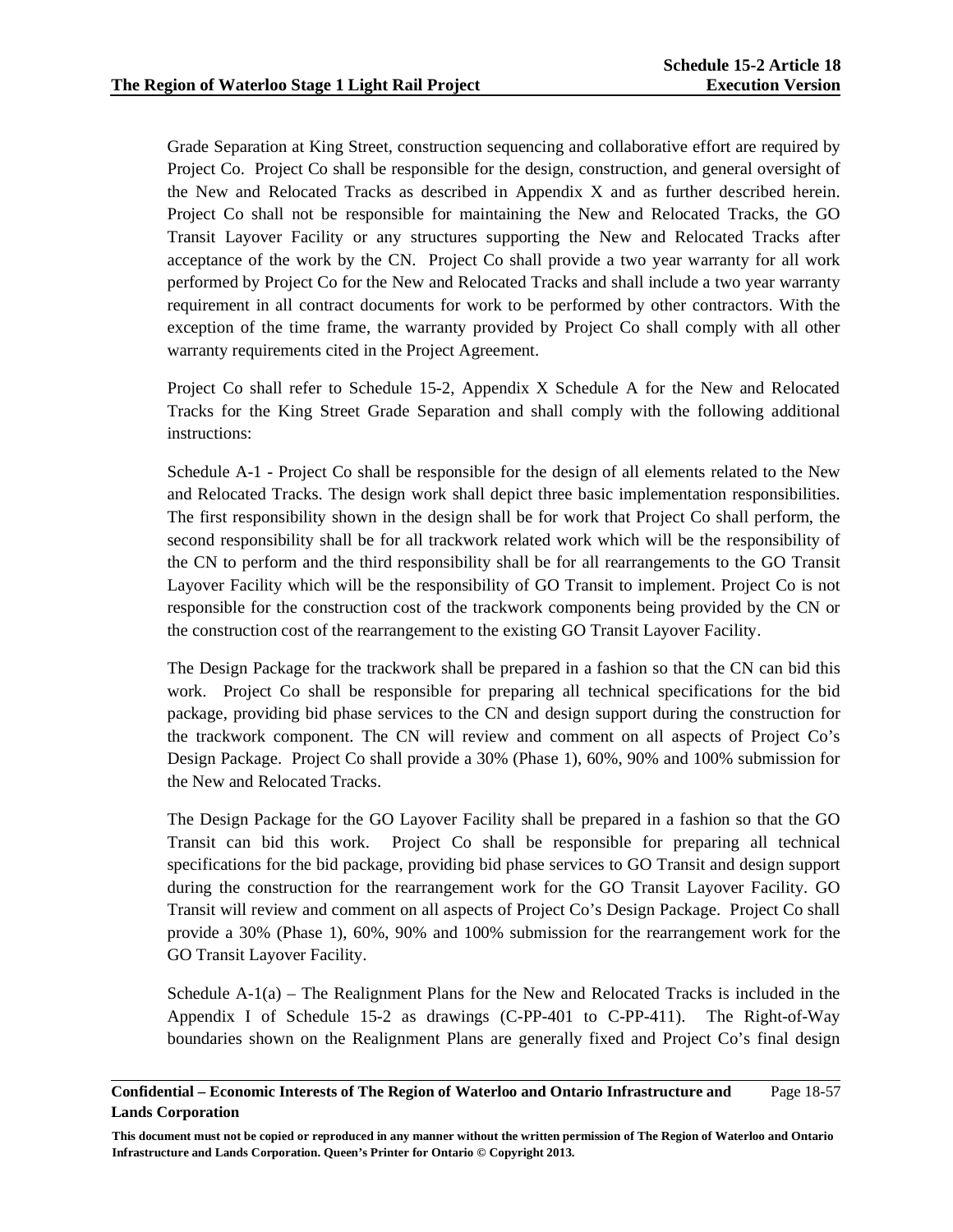Grade Separation at King Street, construction sequencing and collaborative effort are required by Project Co. Project Co shall be responsible for the design, construction, and general oversight of the New and Relocated Tracks as described in Appendix X and as further described herein. Project Co shall not be responsible for maintaining the New and Relocated Tracks, the GO Transit Layover Facility or any structures supporting the New and Relocated Tracks after acceptance of the work by the CN. Project Co shall provide a two year warranty for all work performed by Project Co for the New and Relocated Tracks and shall include a two year warranty requirement in all contract documents for work to be performed by other contractors. With the exception of the time frame, the warranty provided by Project Co shall comply with all other warranty requirements cited in the Project Agreement.

Project Co shall refer to Schedule 15-2, Appendix X Schedule A for the New and Relocated Tracks for the King Street Grade Separation and shall comply with the following additional instructions:

Schedule A-1 - Project Co shall be responsible for the design of all elements related to the New and Relocated Tracks. The design work shall depict three basic implementation responsibilities. The first responsibility shown in the design shall be for work that Project Co shall perform, the second responsibility shall be for all trackwork related work which will be the responsibility of the CN to perform and the third responsibility shall be for all rearrangements to the GO Transit Layover Facility which will be the responsibility of GO Transit to implement. Project Co is not responsible for the construction cost of the trackwork components being provided by the CN or the construction cost of the rearrangement to the existing GO Transit Layover Facility.

The Design Package for the trackwork shall be prepared in a fashion so that the CN can bid this work. Project Co shall be responsible for preparing all technical specifications for the bid package, providing bid phase services to the CN and design support during the construction for the trackwork component. The CN will review and comment on all aspects of Project Co's Design Package. Project Co shall provide a 30% (Phase 1), 60%, 90% and 100% submission for the New and Relocated Tracks.

The Design Package for the GO Layover Facility shall be prepared in a fashion so that the GO Transit can bid this work. Project Co shall be responsible for preparing all technical specifications for the bid package, providing bid phase services to GO Transit and design support during the construction for the rearrangement work for the GO Transit Layover Facility. GO Transit will review and comment on all aspects of Project Co's Design Package. Project Co shall provide a 30% (Phase 1), 60%, 90% and 100% submission for the rearrangement work for the GO Transit Layover Facility.

Schedule A-1(a) – The Realignment Plans for the New and Relocated Tracks is included in the Appendix I of Schedule 15-2 as drawings (C-PP-401 to C-PP-411). The Right-of-Way boundaries shown on the Realignment Plans are generally fixed and Project Co's final design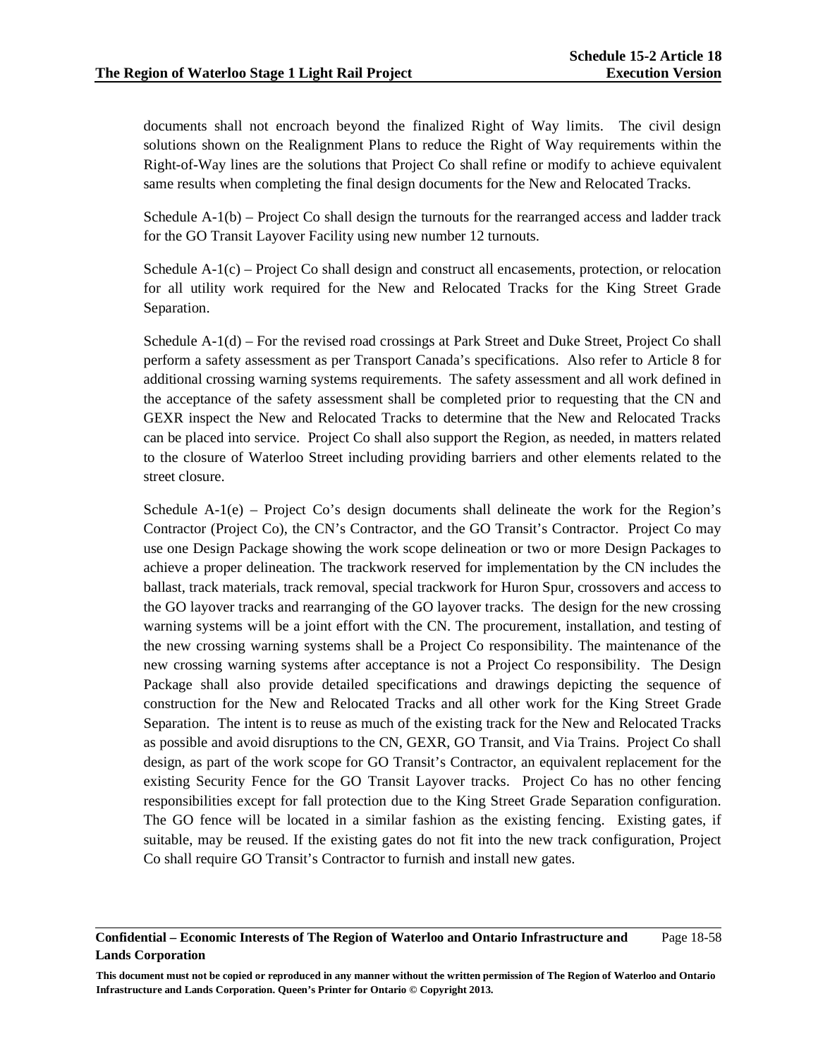documents shall not encroach beyond the finalized Right of Way limits. The civil design solutions shown on the Realignment Plans to reduce the Right of Way requirements within the Right-of-Way lines are the solutions that Project Co shall refine or modify to achieve equivalent same results when completing the final design documents for the New and Relocated Tracks.

Schedule A-1(b) – Project Co shall design the turnouts for the rearranged access and ladder track for the GO Transit Layover Facility using new number 12 turnouts.

Schedule A-1(c) – Project Co shall design and construct all encasements, protection, or relocation for all utility work required for the New and Relocated Tracks for the King Street Grade Separation.

Schedule A-1(d) – For the revised road crossings at Park Street and Duke Street, Project Co shall perform a safety assessment as per Transport Canada's specifications. Also refer to Article 8 for additional crossing warning systems requirements. The safety assessment and all work defined in the acceptance of the safety assessment shall be completed prior to requesting that the CN and GEXR inspect the New and Relocated Tracks to determine that the New and Relocated Tracks can be placed into service. Project Co shall also support the Region, as needed, in matters related to the closure of Waterloo Street including providing barriers and other elements related to the street closure.

Schedule A-1(e) – Project Co's design documents shall delineate the work for the Region's Contractor (Project Co), the CN's Contractor, and the GO Transit's Contractor. Project Co may use one Design Package showing the work scope delineation or two or more Design Packages to achieve a proper delineation. The trackwork reserved for implementation by the CN includes the ballast, track materials, track removal, special trackwork for Huron Spur, crossovers and access to the GO layover tracks and rearranging of the GO layover tracks. The design for the new crossing warning systems will be a joint effort with the CN. The procurement, installation, and testing of the new crossing warning systems shall be a Project Co responsibility. The maintenance of the new crossing warning systems after acceptance is not a Project Co responsibility. The Design Package shall also provide detailed specifications and drawings depicting the sequence of construction for the New and Relocated Tracks and all other work for the King Street Grade Separation. The intent is to reuse as much of the existing track for the New and Relocated Tracks as possible and avoid disruptions to the CN, GEXR, GO Transit, and Via Trains. Project Co shall design, as part of the work scope for GO Transit's Contractor, an equivalent replacement for the existing Security Fence for the GO Transit Layover tracks. Project Co has no other fencing responsibilities except for fall protection due to the King Street Grade Separation configuration. The GO fence will be located in a similar fashion as the existing fencing. Existing gates, if suitable, may be reused. If the existing gates do not fit into the new track configuration, Project Co shall require GO Transit's Contractor to furnish and install new gates.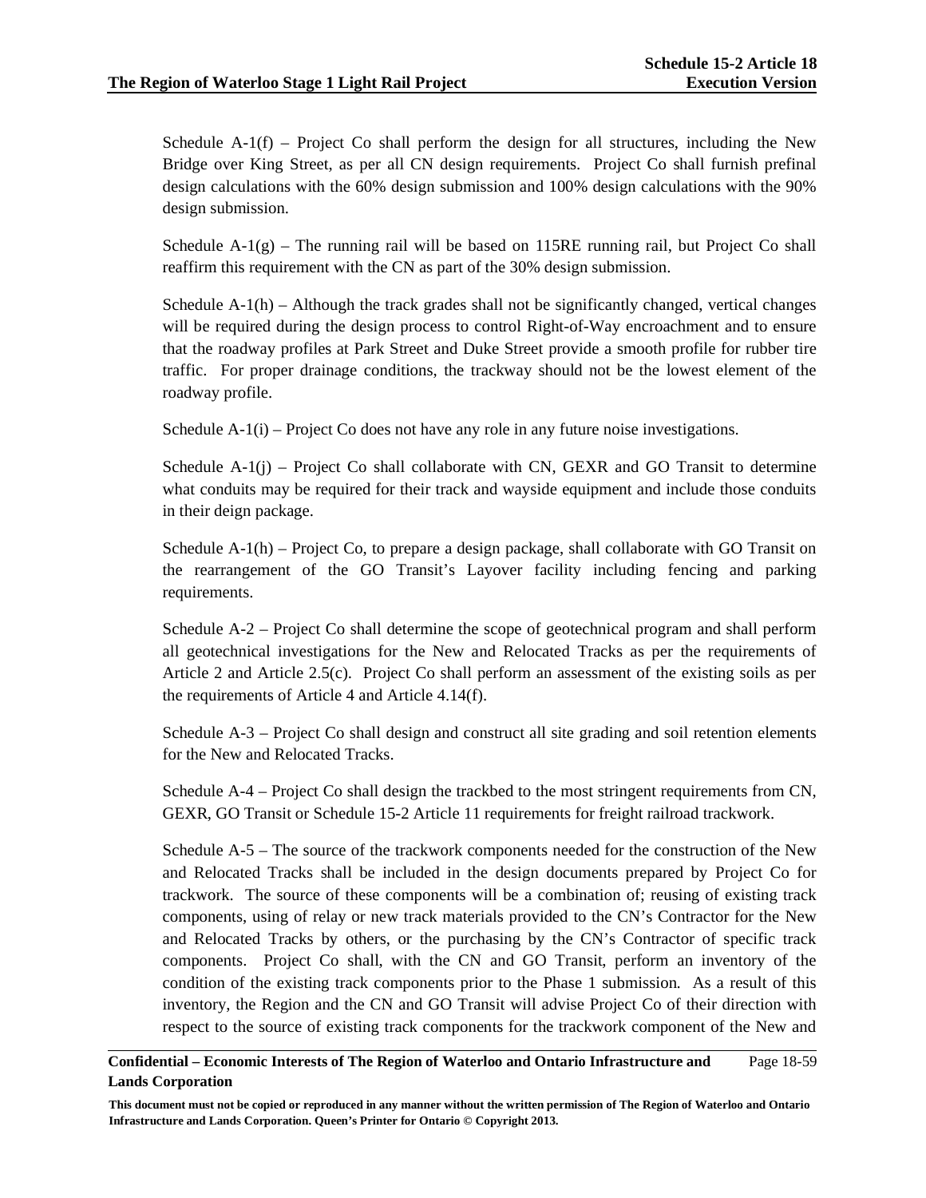Schedule A-1(f) – Project Co shall perform the design for all structures, including the New Bridge over King Street, as per all CN design requirements. Project Co shall furnish prefinal design calculations with the 60% design submission and 100% design calculations with the 90% design submission.

Schedule A-1(g) – The running rail will be based on 115RE running rail, but Project Co shall reaffirm this requirement with the CN as part of the 30% design submission.

Schedule A-1(h) – Although the track grades shall not be significantly changed, vertical changes will be required during the design process to control Right-of-Way encroachment and to ensure that the roadway profiles at Park Street and Duke Street provide a smooth profile for rubber tire traffic. For proper drainage conditions, the trackway should not be the lowest element of the roadway profile.

Schedule A-1(i) – Project Co does not have any role in any future noise investigations.

Schedule A-1(j) – Project Co shall collaborate with CN, GEXR and GO Transit to determine what conduits may be required for their track and wayside equipment and include those conduits in their deign package.

Schedule A-1(h) – Project Co, to prepare a design package, shall collaborate with GO Transit on the rearrangement of the GO Transit's Layover facility including fencing and parking requirements.

Schedule A-2 – Project Co shall determine the scope of geotechnical program and shall perform all geotechnical investigations for the New and Relocated Tracks as per the requirements of Article 2 and Article 2.5(c). Project Co shall perform an assessment of the existing soils as per the requirements of Article 4 and Article 4.14(f).

Schedule A-3 – Project Co shall design and construct all site grading and soil retention elements for the New and Relocated Tracks.

Schedule A-4 – Project Co shall design the trackbed to the most stringent requirements from CN, GEXR, GO Transit or Schedule 15-2 Article 11 requirements for freight railroad trackwork.

Schedule A-5 – The source of the trackwork components needed for the construction of the New and Relocated Tracks shall be included in the design documents prepared by Project Co for trackwork. The source of these components will be a combination of; reusing of existing track components, using of relay or new track materials provided to the CN's Contractor for the New and Relocated Tracks by others, or the purchasing by the CN's Contractor of specific track components. Project Co shall, with the CN and GO Transit, perform an inventory of the condition of the existing track components prior to the Phase 1 submission. As a result of this inventory, the Region and the CN and GO Transit will advise Project Co of their direction with respect to the source of existing track components for the trackwork component of the New and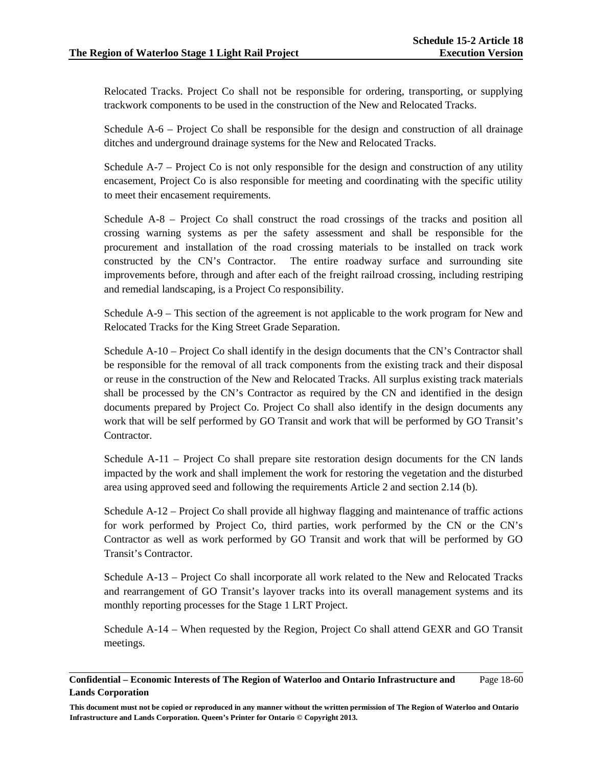Relocated Tracks. Project Co shall not be responsible for ordering, transporting, or supplying trackwork components to be used in the construction of the New and Relocated Tracks.

Schedule A-6 – Project Co shall be responsible for the design and construction of all drainage ditches and underground drainage systems for the New and Relocated Tracks.

Schedule A-7 – Project Co is not only responsible for the design and construction of any utility encasement, Project Co is also responsible for meeting and coordinating with the specific utility to meet their encasement requirements.

Schedule A-8 – Project Co shall construct the road crossings of the tracks and position all crossing warning systems as per the safety assessment and shall be responsible for the procurement and installation of the road crossing materials to be installed on track work constructed by the CN's Contractor. The entire roadway surface and surrounding site improvements before, through and after each of the freight railroad crossing, including restriping and remedial landscaping, is a Project Co responsibility.

Schedule A-9 – This section of the agreement is not applicable to the work program for New and Relocated Tracks for the King Street Grade Separation.

Schedule A-10 – Project Co shall identify in the design documents that the CN's Contractor shall be responsible for the removal of all track components from the existing track and their disposal or reuse in the construction of the New and Relocated Tracks. All surplus existing track materials shall be processed by the CN's Contractor as required by the CN and identified in the design documents prepared by Project Co. Project Co shall also identify in the design documents any work that will be self performed by GO Transit and work that will be performed by GO Transit's Contractor.

Schedule A-11 – Project Co shall prepare site restoration design documents for the CN lands impacted by the work and shall implement the work for restoring the vegetation and the disturbed area using approved seed and following the requirements Article 2 and section 2.14 (b).

Schedule A-12 – Project Co shall provide all highway flagging and maintenance of traffic actions for work performed by Project Co, third parties, work performed by the CN or the CN's Contractor as well as work performed by GO Transit and work that will be performed by GO Transit's Contractor.

Schedule A-13 – Project Co shall incorporate all work related to the New and Relocated Tracks and rearrangement of GO Transit's layover tracks into its overall management systems and its monthly reporting processes for the Stage 1 LRT Project.

Schedule A-14 – When requested by the Region, Project Co shall attend GEXR and GO Transit meetings.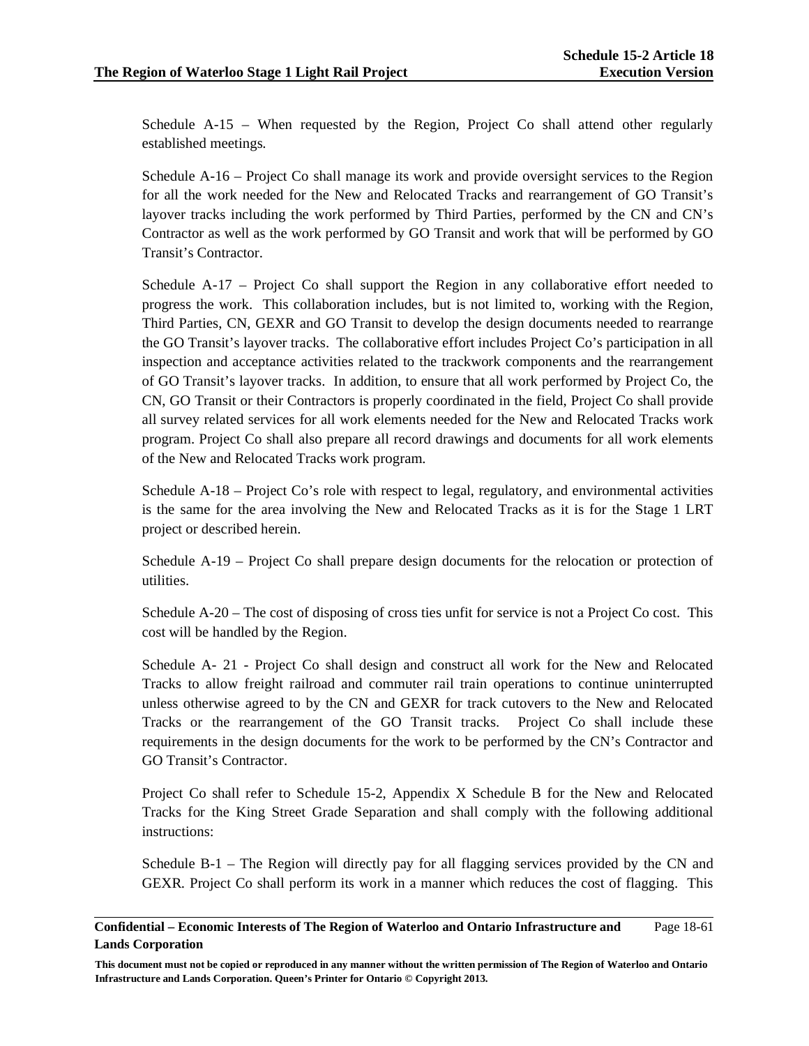Schedule A-15 – When requested by the Region, Project Co shall attend other regularly established meetings.

Schedule A-16 – Project Co shall manage its work and provide oversight services to the Region for all the work needed for the New and Relocated Tracks and rearrangement of GO Transit's layover tracks including the work performed by Third Parties, performed by the CN and CN's Contractor as well as the work performed by GO Transit and work that will be performed by GO Transit's Contractor.

Schedule A-17 – Project Co shall support the Region in any collaborative effort needed to progress the work. This collaboration includes, but is not limited to, working with the Region, Third Parties, CN, GEXR and GO Transit to develop the design documents needed to rearrange the GO Transit's layover tracks. The collaborative effort includes Project Co's participation in all inspection and acceptance activities related to the trackwork components and the rearrangement of GO Transit's layover tracks. In addition, to ensure that all work performed by Project Co, the CN, GO Transit or their Contractors is properly coordinated in the field, Project Co shall provide all survey related services for all work elements needed for the New and Relocated Tracks work program. Project Co shall also prepare all record drawings and documents for all work elements of the New and Relocated Tracks work program.

Schedule A-18 – Project Co's role with respect to legal, regulatory, and environmental activities is the same for the area involving the New and Relocated Tracks as it is for the Stage 1 LRT project or described herein.

Schedule A-19 – Project Co shall prepare design documents for the relocation or protection of utilities.

Schedule A-20 – The cost of disposing of cross ties unfit for service is not a Project Co cost. This cost will be handled by the Region.

Schedule A- 21 - Project Co shall design and construct all work for the New and Relocated Tracks to allow freight railroad and commuter rail train operations to continue uninterrupted unless otherwise agreed to by the CN and GEXR for track cutovers to the New and Relocated Tracks or the rearrangement of the GO Transit tracks. Project Co shall include these requirements in the design documents for the work to be performed by the CN's Contractor and GO Transit's Contractor.

Project Co shall refer to Schedule 15-2, Appendix X Schedule B for the New and Relocated Tracks for the King Street Grade Separation and shall comply with the following additional instructions:

Schedule B-1 – The Region will directly pay for all flagging services provided by the CN and GEXR. Project Co shall perform its work in a manner which reduces the cost of flagging. This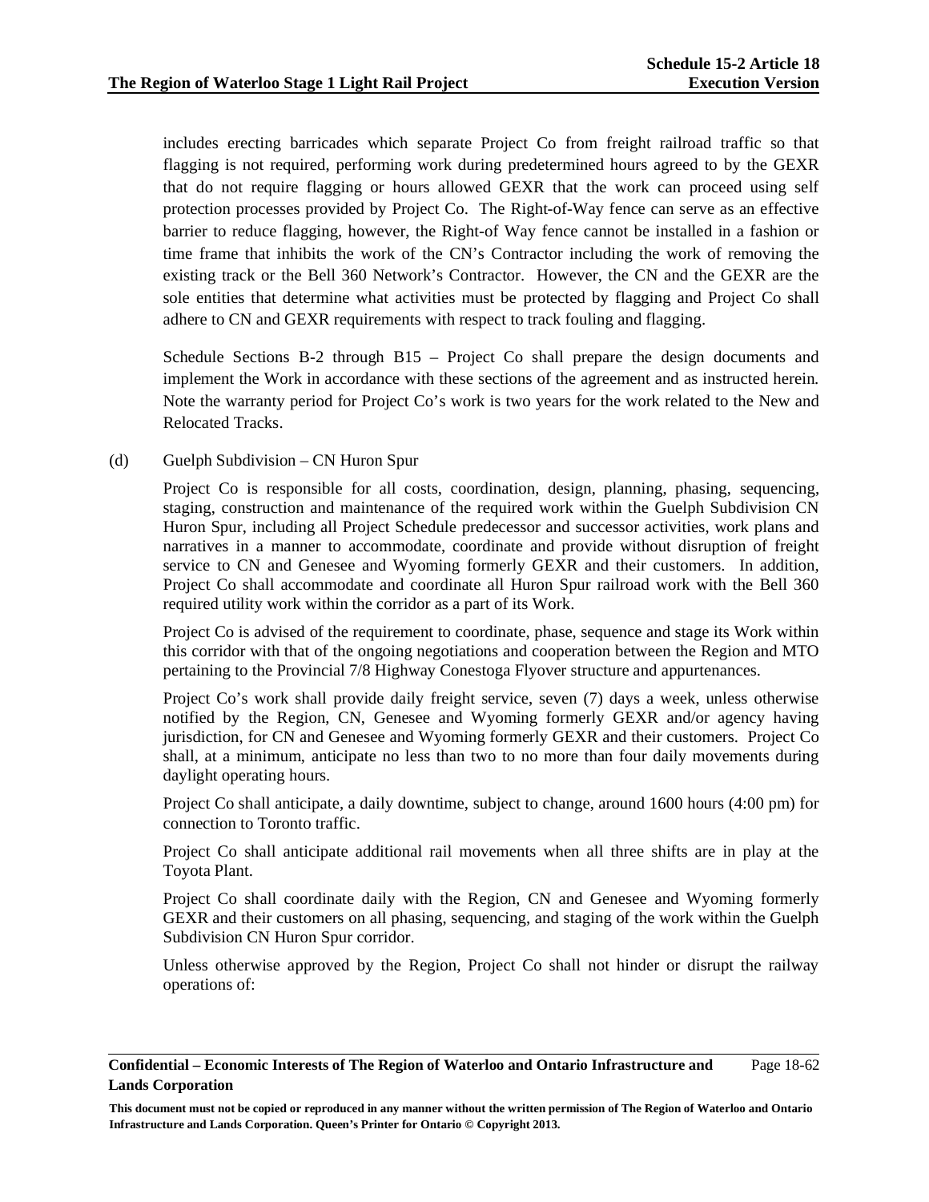includes erecting barricades which separate Project Co from freight railroad traffic so that flagging is not required, performing work during predetermined hours agreed to by the GEXR that do not require flagging or hours allowed GEXR that the work can proceed using self protection processes provided by Project Co. The Right-of-Way fence can serve as an effective barrier to reduce flagging, however, the Right-of Way fence cannot be installed in a fashion or time frame that inhibits the work of the CN's Contractor including the work of removing the existing track or the Bell 360 Network's Contractor. However, the CN and the GEXR are the sole entities that determine what activities must be protected by flagging and Project Co shall adhere to CN and GEXR requirements with respect to track fouling and flagging.

Schedule Sections B-2 through B15 – Project Co shall prepare the design documents and implement the Work in accordance with these sections of the agreement and as instructed herein. Note the warranty period for Project Co's work is two years for the work related to the New and Relocated Tracks.

(d) Guelph Subdivision – CN Huron Spur

Project Co is responsible for all costs, coordination, design, planning, phasing, sequencing, staging, construction and maintenance of the required work within the Guelph Subdivision CN Huron Spur, including all Project Schedule predecessor and successor activities, work plans and narratives in a manner to accommodate, coordinate and provide without disruption of freight service to CN and Genesee and Wyoming formerly GEXR and their customers. In addition, Project Co shall accommodate and coordinate all Huron Spur railroad work with the Bell 360 required utility work within the corridor as a part of its Work.

Project Co is advised of the requirement to coordinate, phase, sequence and stage its Work within this corridor with that of the ongoing negotiations and cooperation between the Region and MTO pertaining to the Provincial 7/8 Highway Conestoga Flyover structure and appurtenances.

Project Co's work shall provide daily freight service, seven (7) days a week, unless otherwise notified by the Region, CN, Genesee and Wyoming formerly GEXR and/or agency having jurisdiction, for CN and Genesee and Wyoming formerly GEXR and their customers. Project Co shall, at a minimum, anticipate no less than two to no more than four daily movements during daylight operating hours.

Project Co shall anticipate, a daily downtime, subject to change, around 1600 hours (4:00 pm) for connection to Toronto traffic.

Project Co shall anticipate additional rail movements when all three shifts are in play at the Toyota Plant.

Project Co shall coordinate daily with the Region, CN and Genesee and Wyoming formerly GEXR and their customers on all phasing, sequencing, and staging of the work within the Guelph Subdivision CN Huron Spur corridor.

Unless otherwise approved by the Region, Project Co shall not hinder or disrupt the railway operations of: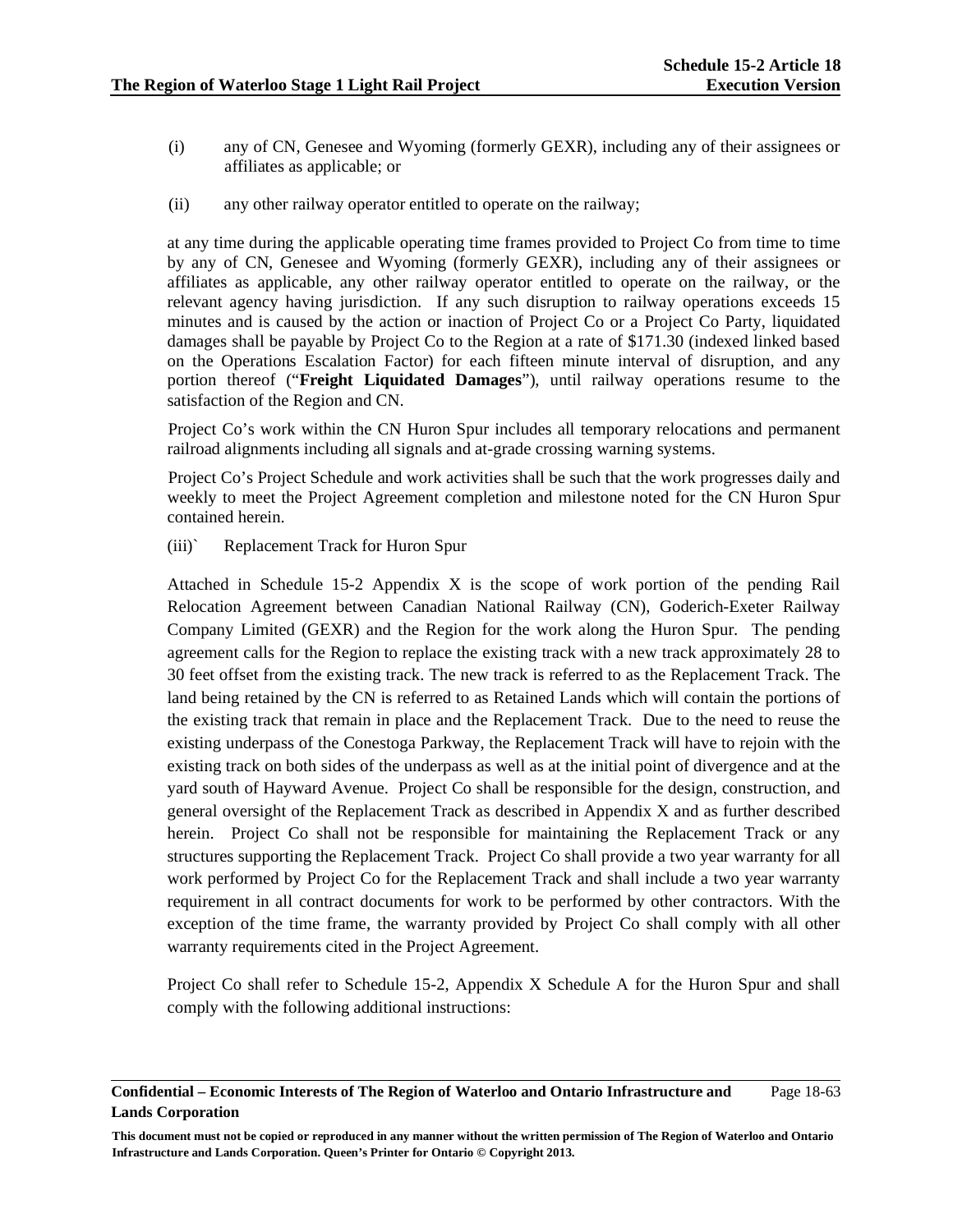(i) any of CN, Genesee and Wyoming (formerly GEXR), including any of their assignees or affiliates as applicable; or

(ii) any other railway operator entitled to operate on the railway;

at any time during the applicable operating time frames provided to Project Co from time to time by any of CN, Genesee and Wyoming (formerly GEXR), including any of their assignees or affiliates as applicable, any other railway operator entitled to operate on the railway, or the relevant agency having jurisdiction. If any such disruption to railway operations exceeds 15 minutes and is caused by the action or inaction of Project Co or a Project Co Party, liquidated damages shall be payable by Project Co to the Region at a rate of $171.30 (indexed linked based on the Operations Escalation Factor) for each fifteen minute interval of disruption, and any portion thereof ("**Freight Liquidated Damages**"), until railway operations resume to the satisfaction of the Region and CN.

Project Co's work within the CN Huron Spur includes all temporary relocations and permanent railroad alignments including all signals and at-grade crossing warning systems.

Project Co's Project Schedule and work activities shall be such that the work progresses daily and weekly to meet the Project Agreement completion and milestone noted for the CN Huron Spur contained herein.

(iii)` Replacement Track for Huron Spur

Attached in Schedule 15-2 Appendix X is the scope of work portion of the pending Rail Relocation Agreement between Canadian National Railway (CN), Goderich-Exeter Railway Company Limited (GEXR) and the Region for the work along the Huron Spur. The pending agreement calls for the Region to replace the existing track with a new track approximately 28 to 30 feet offset from the existing track. The new track is referred to as the Replacement Track. The land being retained by the CN is referred to as Retained Lands which will contain the portions of the existing track that remain in place and the Replacement Track. Due to the need to reuse the existing underpass of the Conestoga Parkway, the Replacement Track will have to rejoin with the existing track on both sides of the underpass as well as at the initial point of divergence and at the yard south of Hayward Avenue. Project Co shall be responsible for the design, construction, and general oversight of the Replacement Track as described in Appendix X and as further described herein. Project Co shall not be responsible for maintaining the Replacement Track or any structures supporting the Replacement Track. Project Co shall provide a two year warranty for all work performed by Project Co for the Replacement Track and shall include a two year warranty requirement in all contract documents for work to be performed by other contractors. With the exception of the time frame, the warranty provided by Project Co shall comply with all other warranty requirements cited in the Project Agreement.

Project Co shall refer to Schedule 15-2, Appendix X Schedule A for the Huron Spur and shall comply with the following additional instructions: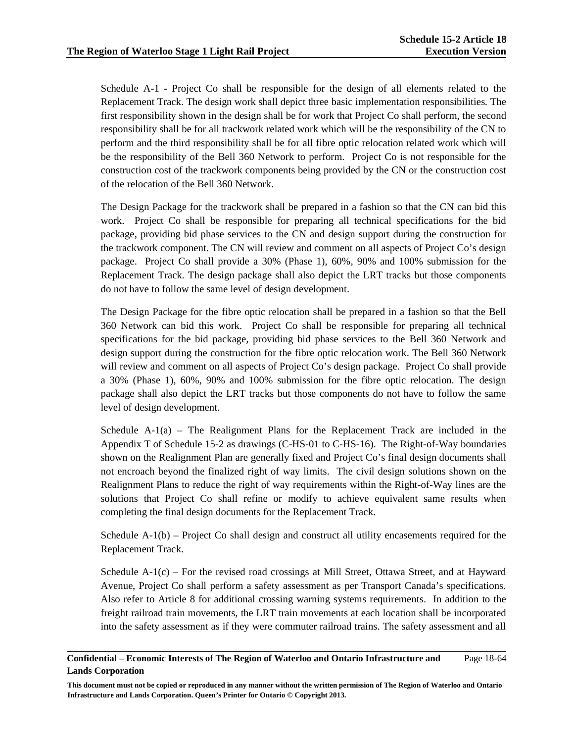Schedule A-1 - Project Co shall be responsible for the design of all elements related to the Replacement Track. The design work shall depict three basic implementation responsibilities. The first responsibility shown in the design shall be for work that Project Co shall perform, the second responsibility shall be for all trackwork related work which will be the responsibility of the CN to perform and the third responsibility shall be for all fibre optic relocation related work which will be the responsibility of the Bell 360 Network to perform. Project Co is not responsible for the construction cost of the trackwork components being provided by the CN or the construction cost of the relocation of the Bell 360 Network.

The Design Package for the trackwork shall be prepared in a fashion so that the CN can bid this work. Project Co shall be responsible for preparing all technical specifications for the bid package, providing bid phase services to the CN and design support during the construction for the trackwork component. The CN will review and comment on all aspects of Project Co's design package. Project Co shall provide a 30% (Phase 1), 60%, 90% and 100% submission for the Replacement Track. The design package shall also depict the LRT tracks but those components do not have to follow the same level of design development.

The Design Package for the fibre optic relocation shall be prepared in a fashion so that the Bell 360 Network can bid this work. Project Co shall be responsible for preparing all technical specifications for the bid package, providing bid phase services to the Bell 360 Network and design support during the construction for the fibre optic relocation work. The Bell 360 Network will review and comment on all aspects of Project Co's design package. Project Co shall provide a 30% (Phase 1), 60%, 90% and 100% submission for the fibre optic relocation. The design package shall also depict the LRT tracks but those components do not have to follow the same level of design development.

Schedule A-1(a) – The Realignment Plans for the Replacement Track are included in the Appendix T of Schedule 15-2 as drawings (C-HS-01 to C-HS-16). The Right-of-Way boundaries shown on the Realignment Plan are generally fixed and Project Co's final design documents shall not encroach beyond the finalized right of way limits. The civil design solutions shown on the Realignment Plans to reduce the right of way requirements within the Right-of-Way lines are the solutions that Project Co shall refine or modify to achieve equivalent same results when completing the final design documents for the Replacement Track.

Schedule A-1(b) – Project Co shall design and construct all utility encasements required for the Replacement Track.

Schedule A-1(c) – For the revised road crossings at Mill Street, Ottawa Street, and at Hayward Avenue, Project Co shall perform a safety assessment as per Transport Canada's specifications. Also refer to Article 8 for additional crossing warning systems requirements. In addition to the freight railroad train movements, the LRT train movements at each location shall be incorporated into the safety assessment as if they were commuter railroad trains. The safety assessment and all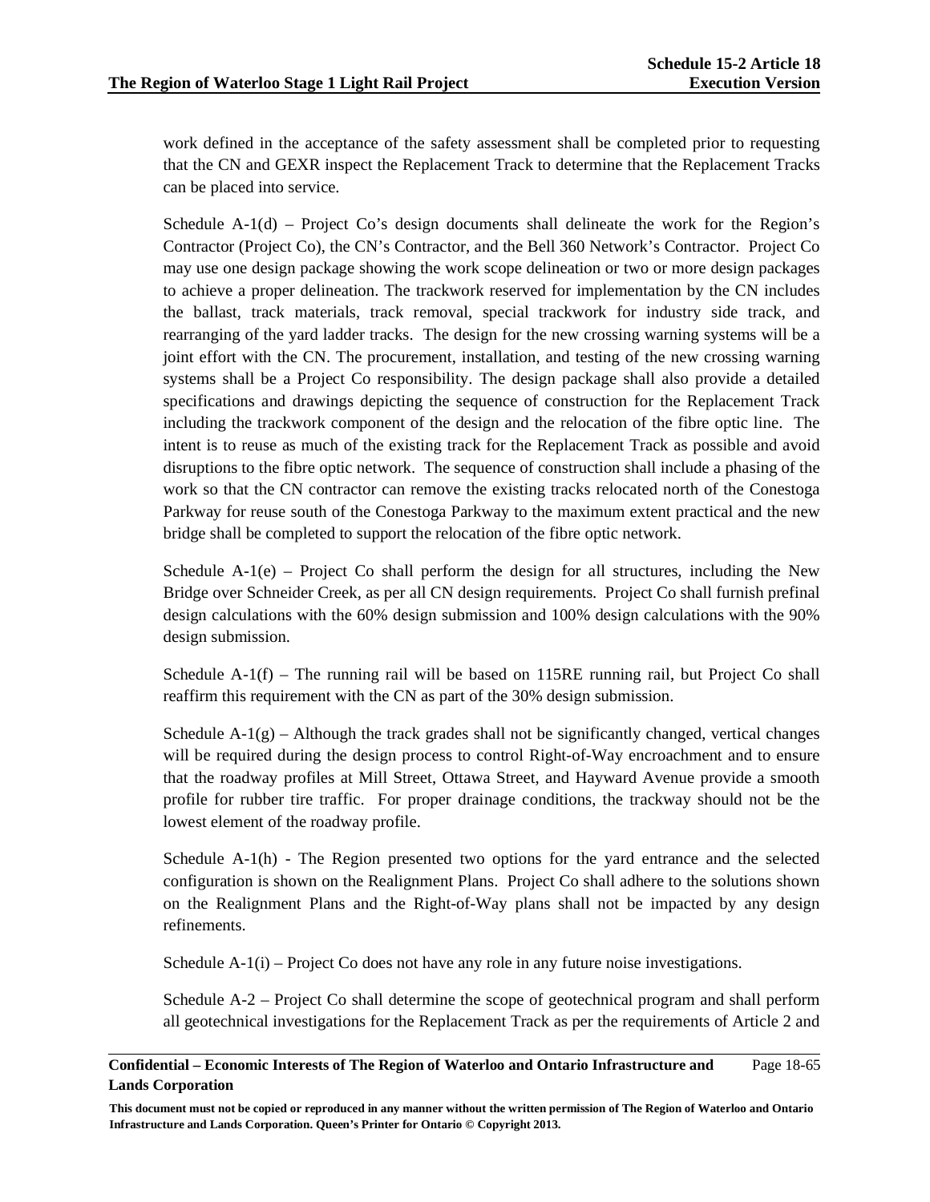work defined in the acceptance of the safety assessment shall be completed prior to requesting that the CN and GEXR inspect the Replacement Track to determine that the Replacement Tracks can be placed into service.

Schedule A-1(d) – Project Co's design documents shall delineate the work for the Region's Contractor (Project Co), the CN's Contractor, and the Bell 360 Network's Contractor. Project Co may use one design package showing the work scope delineation or two or more design packages to achieve a proper delineation. The trackwork reserved for implementation by the CN includes the ballast, track materials, track removal, special trackwork for industry side track, and rearranging of the yard ladder tracks. The design for the new crossing warning systems will be a joint effort with the CN. The procurement, installation, and testing of the new crossing warning systems shall be a Project Co responsibility. The design package shall also provide a detailed specifications and drawings depicting the sequence of construction for the Replacement Track including the trackwork component of the design and the relocation of the fibre optic line. The intent is to reuse as much of the existing track for the Replacement Track as possible and avoid disruptions to the fibre optic network. The sequence of construction shall include a phasing of the work so that the CN contractor can remove the existing tracks relocated north of the Conestoga Parkway for reuse south of the Conestoga Parkway to the maximum extent practical and the new bridge shall be completed to support the relocation of the fibre optic network.

Schedule A-1(e) – Project Co shall perform the design for all structures, including the New Bridge over Schneider Creek, as per all CN design requirements. Project Co shall furnish prefinal design calculations with the 60% design submission and 100% design calculations with the 90% design submission.

Schedule A-1(f) – The running rail will be based on 115RE running rail, but Project Co shall reaffirm this requirement with the CN as part of the 30% design submission.

Schedule A-1(g) – Although the track grades shall not be significantly changed, vertical changes will be required during the design process to control Right-of-Way encroachment and to ensure that the roadway profiles at Mill Street, Ottawa Street, and Hayward Avenue provide a smooth profile for rubber tire traffic. For proper drainage conditions, the trackway should not be the lowest element of the roadway profile.

Schedule A-1(h) - The Region presented two options for the yard entrance and the selected configuration is shown on the Realignment Plans. Project Co shall adhere to the solutions shown on the Realignment Plans and the Right-of-Way plans shall not be impacted by any design refinements.

Schedule A-1(i) – Project Co does not have any role in any future noise investigations.

Schedule A-2 – Project Co shall determine the scope of geotechnical program and shall perform all geotechnical investigations for the Replacement Track as per the requirements of Article 2 and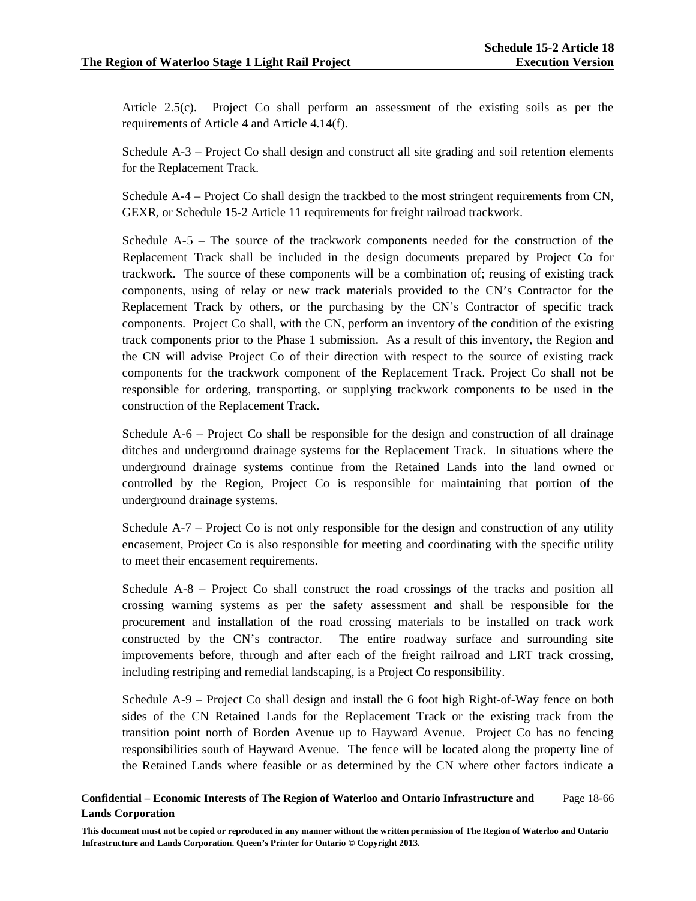Article 2.5(c). Project Co shall perform an assessment of the existing soils as per the requirements of Article 4 and Article 4.14(f).

Schedule A-3 – Project Co shall design and construct all site grading and soil retention elements for the Replacement Track.

Schedule A-4 – Project Co shall design the trackbed to the most stringent requirements from CN, GEXR, or Schedule 15-2 Article 11 requirements for freight railroad trackwork.

Schedule A-5 – The source of the trackwork components needed for the construction of the Replacement Track shall be included in the design documents prepared by Project Co for trackwork. The source of these components will be a combination of; reusing of existing track components, using of relay or new track materials provided to the CN's Contractor for the Replacement Track by others, or the purchasing by the CN's Contractor of specific track components. Project Co shall, with the CN, perform an inventory of the condition of the existing track components prior to the Phase 1 submission. As a result of this inventory, the Region and the CN will advise Project Co of their direction with respect to the source of existing track components for the trackwork component of the Replacement Track. Project Co shall not be responsible for ordering, transporting, or supplying trackwork components to be used in the construction of the Replacement Track.

Schedule A-6 – Project Co shall be responsible for the design and construction of all drainage ditches and underground drainage systems for the Replacement Track. In situations where the underground drainage systems continue from the Retained Lands into the land owned or controlled by the Region, Project Co is responsible for maintaining that portion of the underground drainage systems.

Schedule A-7 – Project Co is not only responsible for the design and construction of any utility encasement, Project Co is also responsible for meeting and coordinating with the specific utility to meet their encasement requirements.

Schedule A-8 – Project Co shall construct the road crossings of the tracks and position all crossing warning systems as per the safety assessment and shall be responsible for the procurement and installation of the road crossing materials to be installed on track work constructed by the CN's contractor. The entire roadway surface and surrounding site improvements before, through and after each of the freight railroad and LRT track crossing, including restriping and remedial landscaping, is a Project Co responsibility.

Schedule A-9 – Project Co shall design and install the 6 foot high Right-of-Way fence on both sides of the CN Retained Lands for the Replacement Track or the existing track from the transition point north of Borden Avenue up to Hayward Avenue. Project Co has no fencing responsibilities south of Hayward Avenue. The fence will be located along the property line of the Retained Lands where feasible or as determined by the CN where other factors indicate a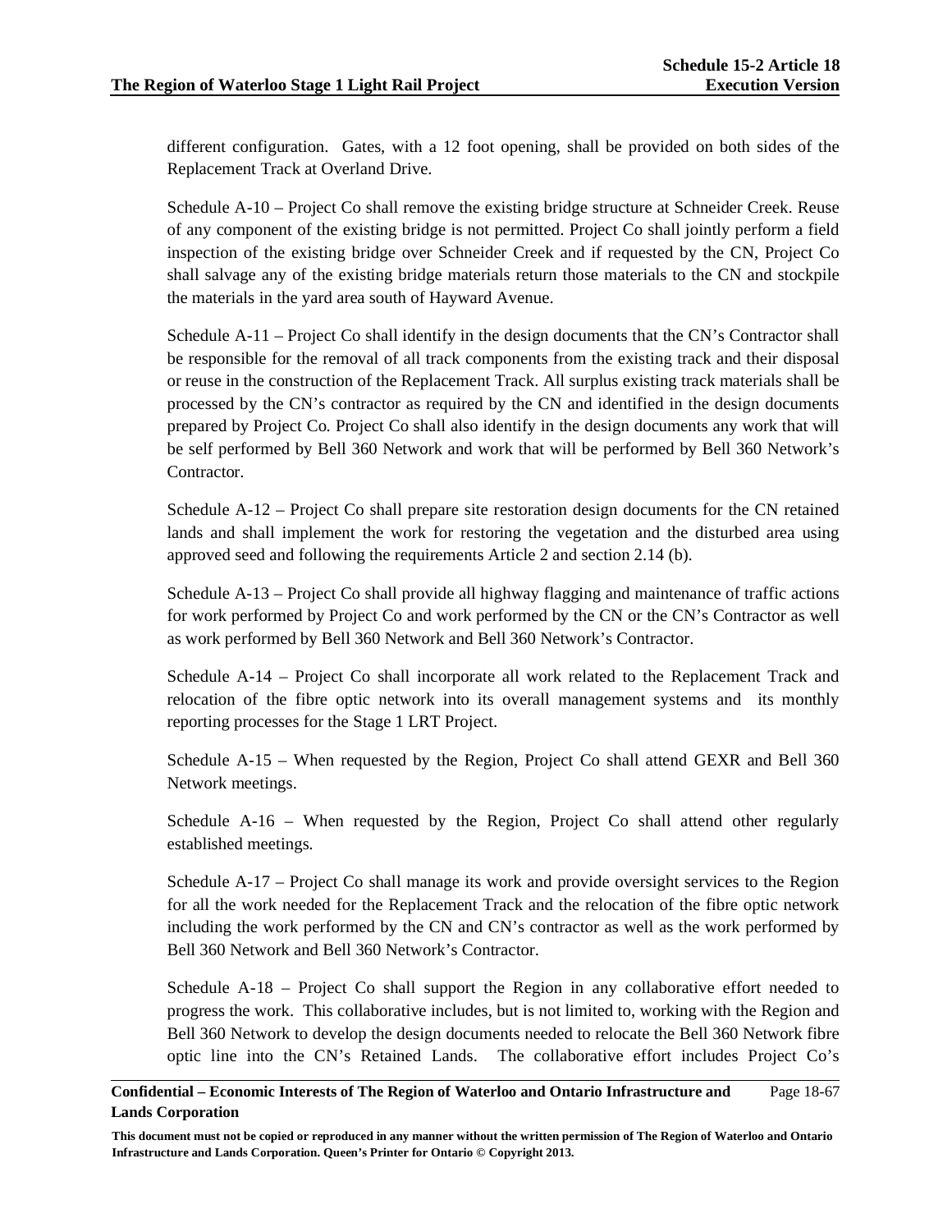different configuration. Gates, with a 12 foot opening, shall be provided on both sides of the Replacement Track at Overland Drive.

Schedule A-10 – Project Co shall remove the existing bridge structure at Schneider Creek. Reuse of any component of the existing bridge is not permitted. Project Co shall jointly perform a field inspection of the existing bridge over Schneider Creek and if requested by the CN, Project Co shall salvage any of the existing bridge materials return those materials to the CN and stockpile the materials in the yard area south of Hayward Avenue.

Schedule A-11 – Project Co shall identify in the design documents that the CN's Contractor shall be responsible for the removal of all track components from the existing track and their disposal or reuse in the construction of the Replacement Track. All surplus existing track materials shall be processed by the CN's contractor as required by the CN and identified in the design documents prepared by Project Co. Project Co shall also identify in the design documents any work that will be self performed by Bell 360 Network and work that will be performed by Bell 360 Network's Contractor.

Schedule A-12 – Project Co shall prepare site restoration design documents for the CN retained lands and shall implement the work for restoring the vegetation and the disturbed area using approved seed and following the requirements Article 2 and section 2.14 (b).

Schedule A-13 – Project Co shall provide all highway flagging and maintenance of traffic actions for work performed by Project Co and work performed by the CN or the CN's Contractor as well as work performed by Bell 360 Network and Bell 360 Network's Contractor.

Schedule A-14 – Project Co shall incorporate all work related to the Replacement Track and relocation of the fibre optic network into its overall management systems and its monthly reporting processes for the Stage 1 LRT Project.

Schedule A-15 – When requested by the Region, Project Co shall attend GEXR and Bell 360 Network meetings.

Schedule A-16 – When requested by the Region, Project Co shall attend other regularly established meetings.

Schedule A-17 – Project Co shall manage its work and provide oversight services to the Region for all the work needed for the Replacement Track and the relocation of the fibre optic network including the work performed by the CN and CN's contractor as well as the work performed by Bell 360 Network and Bell 360 Network's Contractor.

Schedule A-18 – Project Co shall support the Region in any collaborative effort needed to progress the work. This collaborative includes, but is not limited to, working with the Region and Bell 360 Network to develop the design documents needed to relocate the Bell 360 Network fibre optic line into the CN's Retained Lands. The collaborative effort includes Project Co's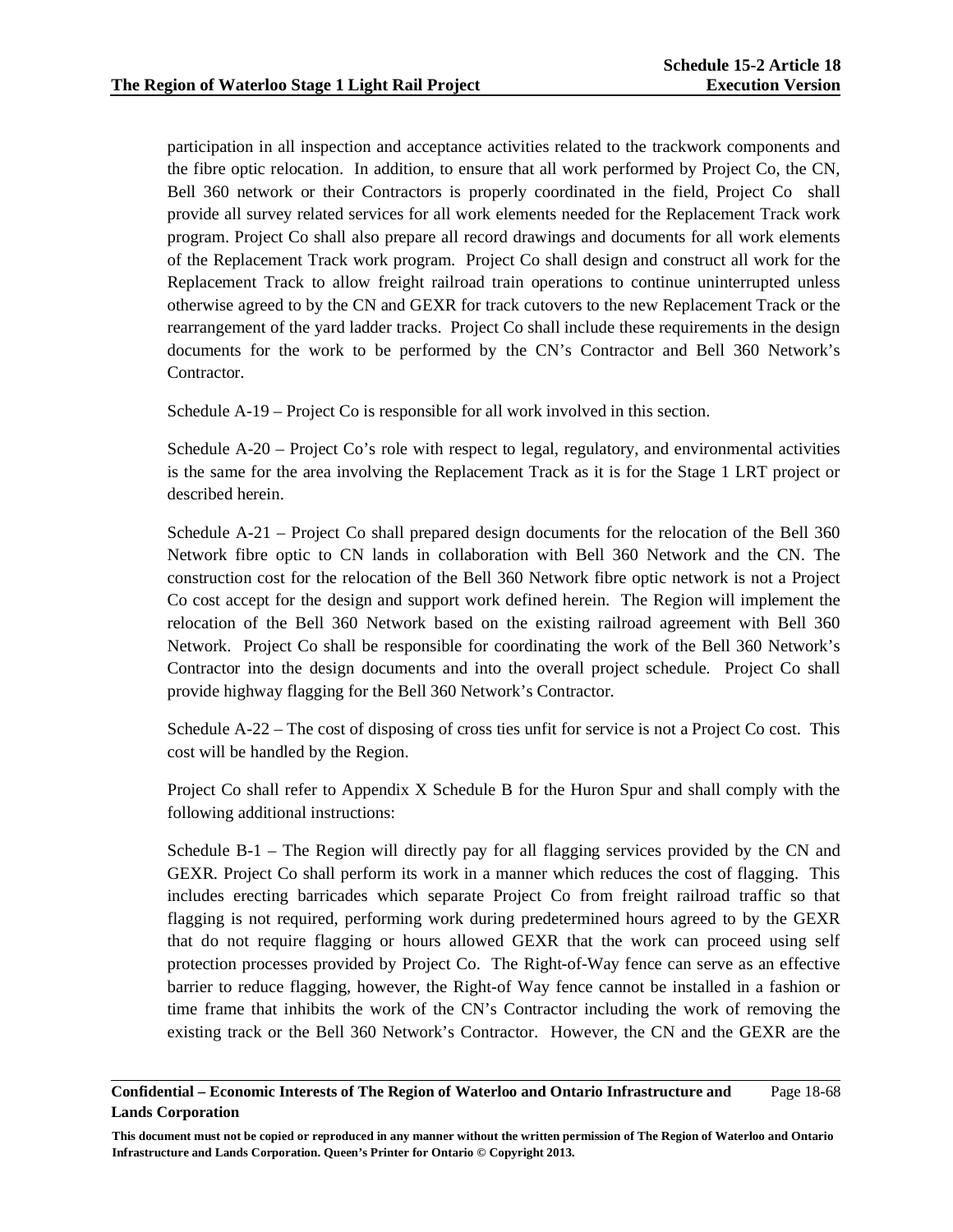participation in all inspection and acceptance activities related to the trackwork components and the fibre optic relocation. In addition, to ensure that all work performed by Project Co, the CN, Bell 360 network or their Contractors is properly coordinated in the field, Project Co shall provide all survey related services for all work elements needed for the Replacement Track work program. Project Co shall also prepare all record drawings and documents for all work elements of the Replacement Track work program. Project Co shall design and construct all work for the Replacement Track to allow freight railroad train operations to continue uninterrupted unless otherwise agreed to by the CN and GEXR for track cutovers to the new Replacement Track or the rearrangement of the yard ladder tracks. Project Co shall include these requirements in the design documents for the work to be performed by the CN's Contractor and Bell 360 Network's Contractor.

Schedule A-19 – Project Co is responsible for all work involved in this section.

Schedule A-20 – Project Co's role with respect to legal, regulatory, and environmental activities is the same for the area involving the Replacement Track as it is for the Stage 1 LRT project or described herein.

Schedule A-21 – Project Co shall prepared design documents for the relocation of the Bell 360 Network fibre optic to CN lands in collaboration with Bell 360 Network and the CN. The construction cost for the relocation of the Bell 360 Network fibre optic network is not a Project Co cost accept for the design and support work defined herein. The Region will implement the relocation of the Bell 360 Network based on the existing railroad agreement with Bell 360 Network. Project Co shall be responsible for coordinating the work of the Bell 360 Network's Contractor into the design documents and into the overall project schedule. Project Co shall provide highway flagging for the Bell 360 Network's Contractor.

Schedule A-22 – The cost of disposing of cross ties unfit for service is not a Project Co cost. This cost will be handled by the Region.

Project Co shall refer to Appendix X Schedule B for the Huron Spur and shall comply with the following additional instructions:

Schedule B-1 – The Region will directly pay for all flagging services provided by the CN and GEXR. Project Co shall perform its work in a manner which reduces the cost of flagging. This includes erecting barricades which separate Project Co from freight railroad traffic so that flagging is not required, performing work during predetermined hours agreed to by the GEXR that do not require flagging or hours allowed GEXR that the work can proceed using self protection processes provided by Project Co. The Right-of-Way fence can serve as an effective barrier to reduce flagging, however, the Right-of Way fence cannot be installed in a fashion or time frame that inhibits the work of the CN's Contractor including the work of removing the existing track or the Bell 360 Network's Contractor. However, the CN and the GEXR are the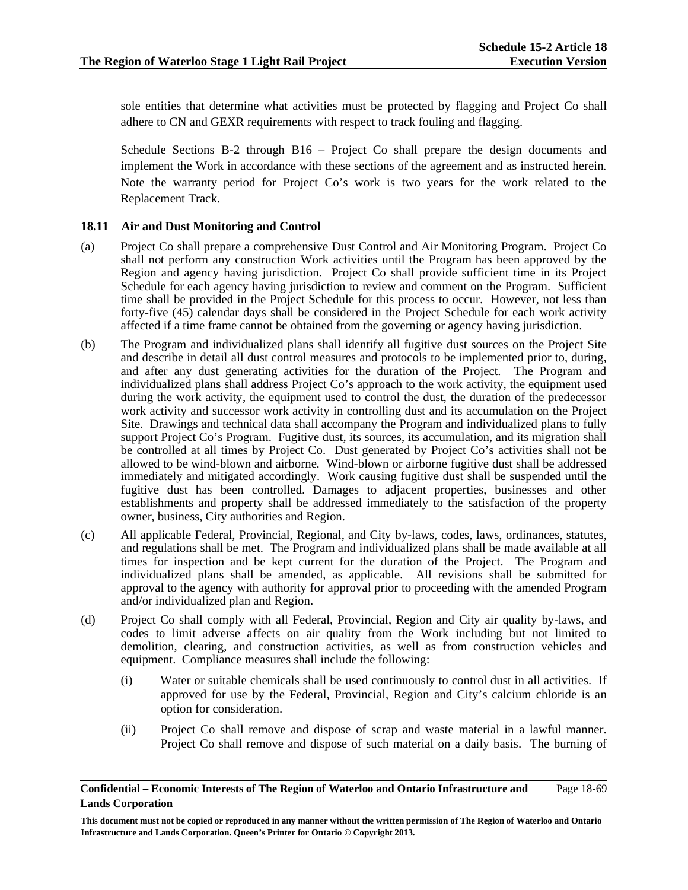sole entities that determine what activities must be protected by flagging and Project Co shall adhere to CN and GEXR requirements with respect to track fouling and flagging.

Schedule Sections B-2 through B16 – Project Co shall prepare the design documents and implement the Work in accordance with these sections of the agreement and as instructed herein. Note the warranty period for Project Co's work is two years for the work related to the Replacement Track.

### 18.11 Air and Dust Monitoring and Control

(a) Project Co shall prepare a comprehensive Dust Control and Air Monitoring Program. Project Co shall not perform any construction Work activities until the Program has been approved by the Region and agency having jurisdiction. Project Co shall provide sufficient time in its Project Schedule for each agency having jurisdiction to review and comment on the Program. Sufficient time shall be provided in the Project Schedule for this process to occur. However, not less than forty-five (45) calendar days shall be considered in the Project Schedule for each work activity affected if a time frame cannot be obtained from the governing or agency having jurisdiction.

(b) The Program and individualized plans shall identify all fugitive dust sources on the Project Site and describe in detail all dust control measures and protocols to be implemented prior to, during, and after any dust generating activities for the duration of the Project. The Program and individualized plans shall address Project Co's approach to the work activity, the equipment used during the work activity, the equipment used to control the dust, the duration of the predecessor work activity and successor work activity in controlling dust and its accumulation on the Project Site. Drawings and technical data shall accompany the Program and individualized plans to fully support Project Co's Program. Fugitive dust, its sources, its accumulation, and its migration shall be controlled at all times by Project Co. Dust generated by Project Co's activities shall not be allowed to be wind-blown and airborne. Wind-blown or airborne fugitive dust shall be addressed immediately and mitigated accordingly. Work causing fugitive dust shall be suspended until the fugitive dust has been controlled. Damages to adjacent properties, businesses and other establishments and property shall be addressed immediately to the satisfaction of the property owner, business, City authorities and Region.

(c) All applicable Federal, Provincial, Regional, and City by-laws, codes, laws, ordinances, statutes, and regulations shall be met. The Program and individualized plans shall be made available at all times for inspection and be kept current for the duration of the Project. The Program and individualized plans shall be amended, as applicable. All revisions shall be submitted for approval to the agency with authority for approval prior to proceeding with the amended Program and/or individualized plan and Region.

(d) Project Co shall comply with all Federal, Provincial, Region and City air quality by-laws, and codes to limit adverse affects on air quality from the Work including but not limited to demolition, clearing, and construction activities, as well as from construction vehicles and equipment. Compliance measures shall include the following:

    (i) Water or suitable chemicals shall be used continuously to control dust in all activities. If approved for use by the Federal, Provincial, Region and City's calcium chloride is an option for consideration.

    (ii) Project Co shall remove and dispose of scrap and waste material in a lawful manner. Project Co shall remove and dispose of such material on a daily basis. The burning of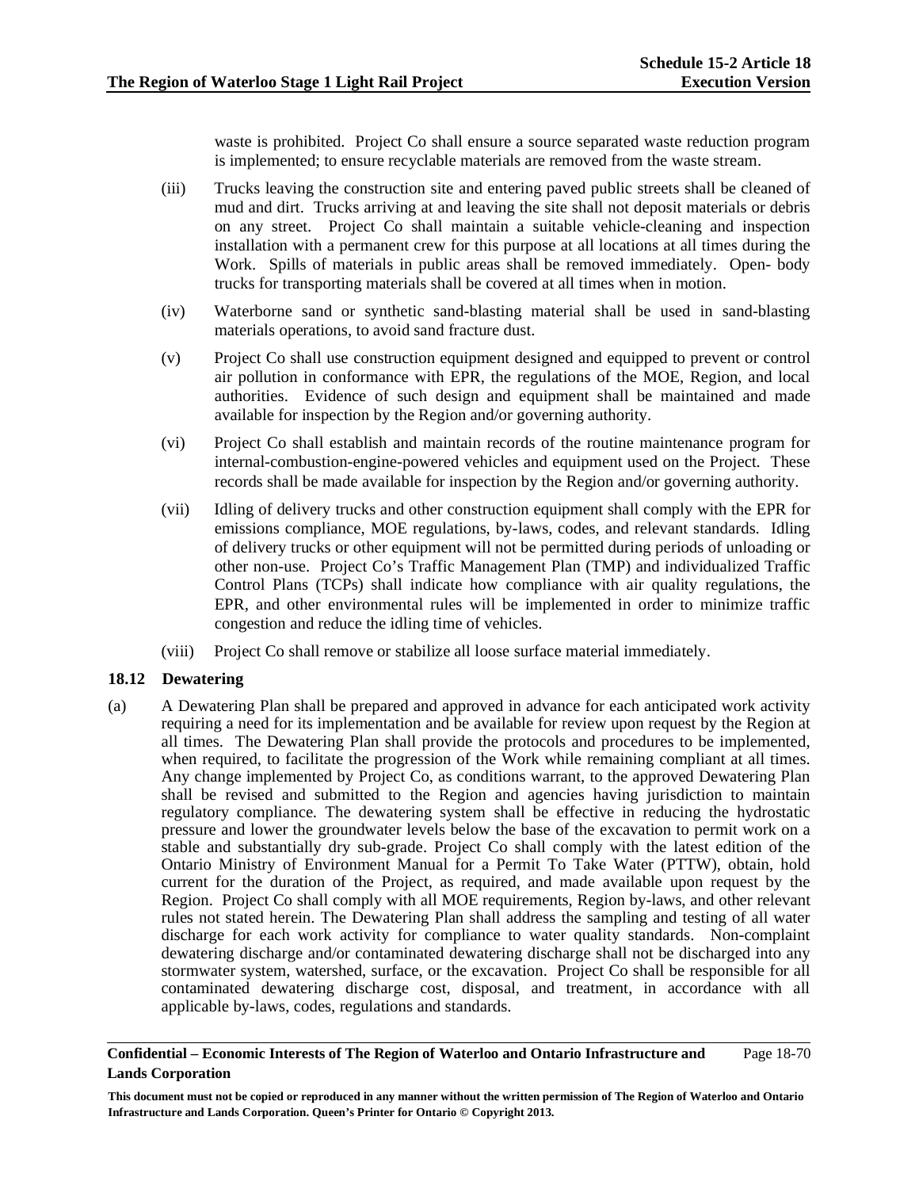waste is prohibited. Project Co shall ensure a source separated waste reduction program is implemented; to ensure recyclable materials are removed from the waste stream.

(iii) Trucks leaving the construction site and entering paved public streets shall be cleaned of mud and dirt. Trucks arriving at and leaving the site shall not deposit materials or debris on any street. Project Co shall maintain a suitable vehicle-cleaning and inspection installation with a permanent crew for this purpose at all locations at all times during the Work. Spills of materials in public areas shall be removed immediately. Open- body trucks for transporting materials shall be covered at all times when in motion.

(iv) Waterborne sand or synthetic sand-blasting material shall be used in sand-blasting materials operations, to avoid sand fracture dust.

(v) Project Co shall use construction equipment designed and equipped to prevent or control air pollution in conformance with EPR, the regulations of the MOE, Region, and local authorities. Evidence of such design and equipment shall be maintained and made available for inspection by the Region and/or governing authority.

(vi) Project Co shall establish and maintain records of the routine maintenance program for internal-combustion-engine-powered vehicles and equipment used on the Project. These records shall be made available for inspection by the Region and/or governing authority.

(vii) Idling of delivery trucks and other construction equipment shall comply with the EPR for emissions compliance, MOE regulations, by-laws, codes, and relevant standards. Idling of delivery trucks or other equipment will not be permitted during periods of unloading or other non-use. Project Co's Traffic Management Plan (TMP) and individualized Traffic Control Plans (TCPs) shall indicate how compliance with air quality regulations, the EPR, and other environmental rules will be implemented in order to minimize traffic congestion and reduce the idling time of vehicles.

(viii) Project Co shall remove or stabilize all loose surface material immediately.

### 18.12 Dewatering

(a) A Dewatering Plan shall be prepared and approved in advance for each anticipated work activity requiring a need for its implementation and be available for review upon request by the Region at all times. The Dewatering Plan shall provide the protocols and procedures to be implemented, when required, to facilitate the progression of the Work while remaining compliant at all times. Any change implemented by Project Co, as conditions warrant, to the approved Dewatering Plan shall be revised and submitted to the Region and agencies having jurisdiction to maintain regulatory compliance. The dewatering system shall be effective in reducing the hydrostatic pressure and lower the groundwater levels below the base of the excavation to permit work on a stable and substantially dry sub-grade. Project Co shall comply with the latest edition of the Ontario Ministry of Environment Manual for a Permit To Take Water (PTTW), obtain, hold current for the duration of the Project, as required, and made available upon request by the Region. Project Co shall comply with all MOE requirements, Region by-laws, and other relevant rules not stated herein. The Dewatering Plan shall address the sampling and testing of all water discharge for each work activity for compliance to water quality standards. Non-complaint dewatering discharge and/or contaminated dewatering discharge shall not be discharged into any stormwater system, watershed, surface, or the excavation. Project Co shall be responsible for all contaminated dewatering discharge cost, disposal, and treatment, in accordance with all applicable by-laws, codes, regulations and standards.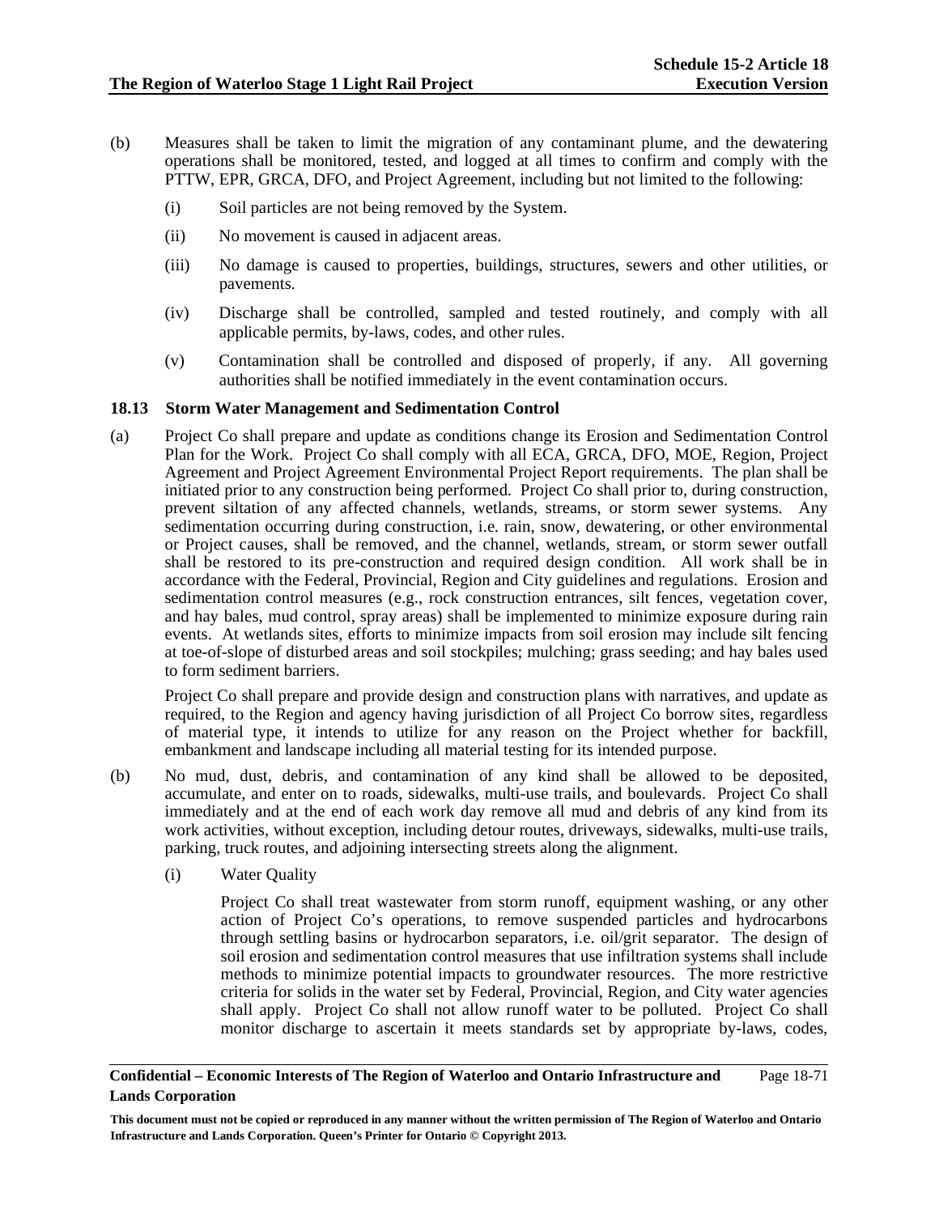(b) Measures shall be taken to limit the migration of any contaminant plume, and the dewatering operations shall be monitored, tested, and logged at all times to confirm and comply with the PTTW, EPR, GRCA, DFO, and Project Agreement, including but not limited to the following:

  (i) Soil particles are not being removed by the System.

  (ii) No movement is caused in adjacent areas.

  (iii) No damage is caused to properties, buildings, structures, sewers and other utilities, or pavements.

  (iv) Discharge shall be controlled, sampled and tested routinely, and comply with all applicable permits, by-laws, codes, and other rules.

  (v) Contamination shall be controlled and disposed of properly, if any. All governing authorities shall be notified immediately in the event contamination occurs.

### 18.13 Storm Water Management and Sedimentation Control

(a) Project Co shall prepare and update as conditions change its Erosion and Sedimentation Control Plan for the Work. Project Co shall comply with all ECA, GRCA, DFO, MOE, Region, Project Agreement and Project Agreement Environmental Project Report requirements. The plan shall be initiated prior to any construction being performed. Project Co shall prior to, during construction, prevent siltation of any affected channels, wetlands, streams, or storm sewer systems. Any sedimentation occurring during construction, i.e. rain, snow, dewatering, or other environmental or Project causes, shall be removed, and the channel, wetlands, stream, or storm sewer outfall shall be restored to its pre-construction and required design condition. All work shall be in accordance with the Federal, Provincial, Region and City guidelines and regulations. Erosion and sedimentation control measures (e.g., rock construction entrances, silt fences, vegetation cover, and hay bales, mud control, spray areas) shall be implemented to minimize exposure during rain events. At wetlands sites, efforts to minimize impacts from soil erosion may include silt fencing at toe-of-slope of disturbed areas and soil stockpiles; mulching; grass seeding; and hay bales used to form sediment barriers.

  Project Co shall prepare and provide design and construction plans with narratives, and update as required, to the Region and agency having jurisdiction of all Project Co borrow sites, regardless of material type, it intends to utilize for any reason on the Project whether for backfill, embankment and landscape including all material testing for its intended purpose.

(b) No mud, dust, debris, and contamination of any kind shall be allowed to be deposited, accumulate, and enter on to roads, sidewalks, multi-use trails, and boulevards. Project Co shall immediately and at the end of each work day remove all mud and debris of any kind from its work activities, without exception, including detour routes, driveways, sidewalks, multi-use trails, parking, truck routes, and adjoining intersecting streets along the alignment.

  (i) Water Quality

    Project Co shall treat wastewater from storm runoff, equipment washing, or any other action of Project Co's operations, to remove suspended particles and hydrocarbons through settling basins or hydrocarbon separators, i.e. oil/grit separator. The design of soil erosion and sedimentation control measures that use infiltration systems shall include methods to minimize potential impacts to groundwater resources. The more restrictive criteria for solids in the water set by Federal, Provincial, Region, and City water agencies shall apply. Project Co shall not allow runoff water to be polluted. Project Co shall monitor discharge to ascertain it meets standards set by appropriate by-laws, codes,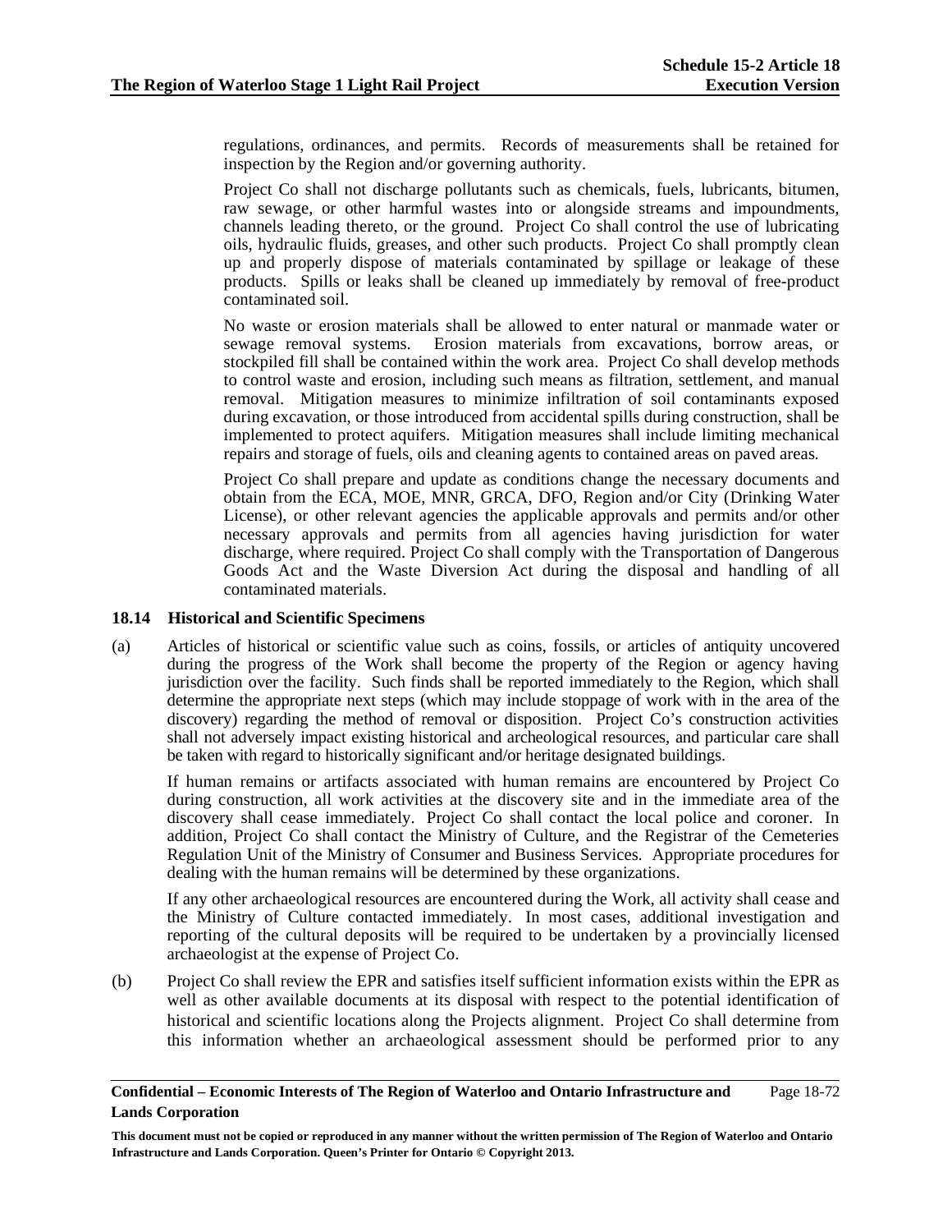regulations, ordinances, and permits. Records of measurements shall be retained for inspection by the Region and/or governing authority.

Project Co shall not discharge pollutants such as chemicals, fuels, lubricants, bitumen, raw sewage, or other harmful wastes into or alongside streams and impoundments, channels leading thereto, or the ground. Project Co shall control the use of lubricating oils, hydraulic fluids, greases, and other such products. Project Co shall promptly clean up and properly dispose of materials contaminated by spillage or leakage of these products. Spills or leaks shall be cleaned up immediately by removal of free-product contaminated soil.

No waste or erosion materials shall be allowed to enter natural or manmade water or sewage removal systems. Erosion materials from excavations, borrow areas, or stockpiled fill shall be contained within the work area. Project Co shall develop methods to control waste and erosion, including such means as filtration, settlement, and manual removal. Mitigation measures to minimize infiltration of soil contaminants exposed during excavation, or those introduced from accidental spills during construction, shall be implemented to protect aquifers. Mitigation measures shall include limiting mechanical repairs and storage of fuels, oils and cleaning agents to contained areas on paved areas.

Project Co shall prepare and update as conditions change the necessary documents and obtain from the ECA, MOE, MNR, GRCA, DFO, Region and/or City (Drinking Water License), or other relevant agencies the applicable approvals and permits and/or other necessary approvals and permits from all agencies having jurisdiction for water discharge, where required. Project Co shall comply with the Transportation of Dangerous Goods Act and the Waste Diversion Act during the disposal and handling of all contaminated materials.

### 18.14 Historical and Scientific Specimens

(a) Articles of historical or scientific value such as coins, fossils, or articles of antiquity uncovered during the progress of the Work shall become the property of the Region or agency having jurisdiction over the facility. Such finds shall be reported immediately to the Region, which shall determine the appropriate next steps (which may include stoppage of work with in the area of the discovery) regarding the method of removal or disposition. Project Co's construction activities shall not adversely impact existing historical and archeological resources, and particular care shall be taken with regard to historically significant and/or heritage designated buildings.

If human remains or artifacts associated with human remains are encountered by Project Co during construction, all work activities at the discovery site and in the immediate area of the discovery shall cease immediately. Project Co shall contact the local police and coroner. In addition, Project Co shall contact the Ministry of Culture, and the Registrar of the Cemeteries Regulation Unit of the Ministry of Consumer and Business Services. Appropriate procedures for dealing with the human remains will be determined by these organizations.

If any other archaeological resources are encountered during the Work, all activity shall cease and the Ministry of Culture contacted immediately. In most cases, additional investigation and reporting of the cultural deposits will be required to be undertaken by a provincially licensed archaeologist at the expense of Project Co.

(b) Project Co shall review the EPR and satisfies itself sufficient information exists within the EPR as well as other available documents at its disposal with respect to the potential identification of historical and scientific locations along the Projects alignment. Project Co shall determine from this information whether an archaeological assessment should be performed prior to any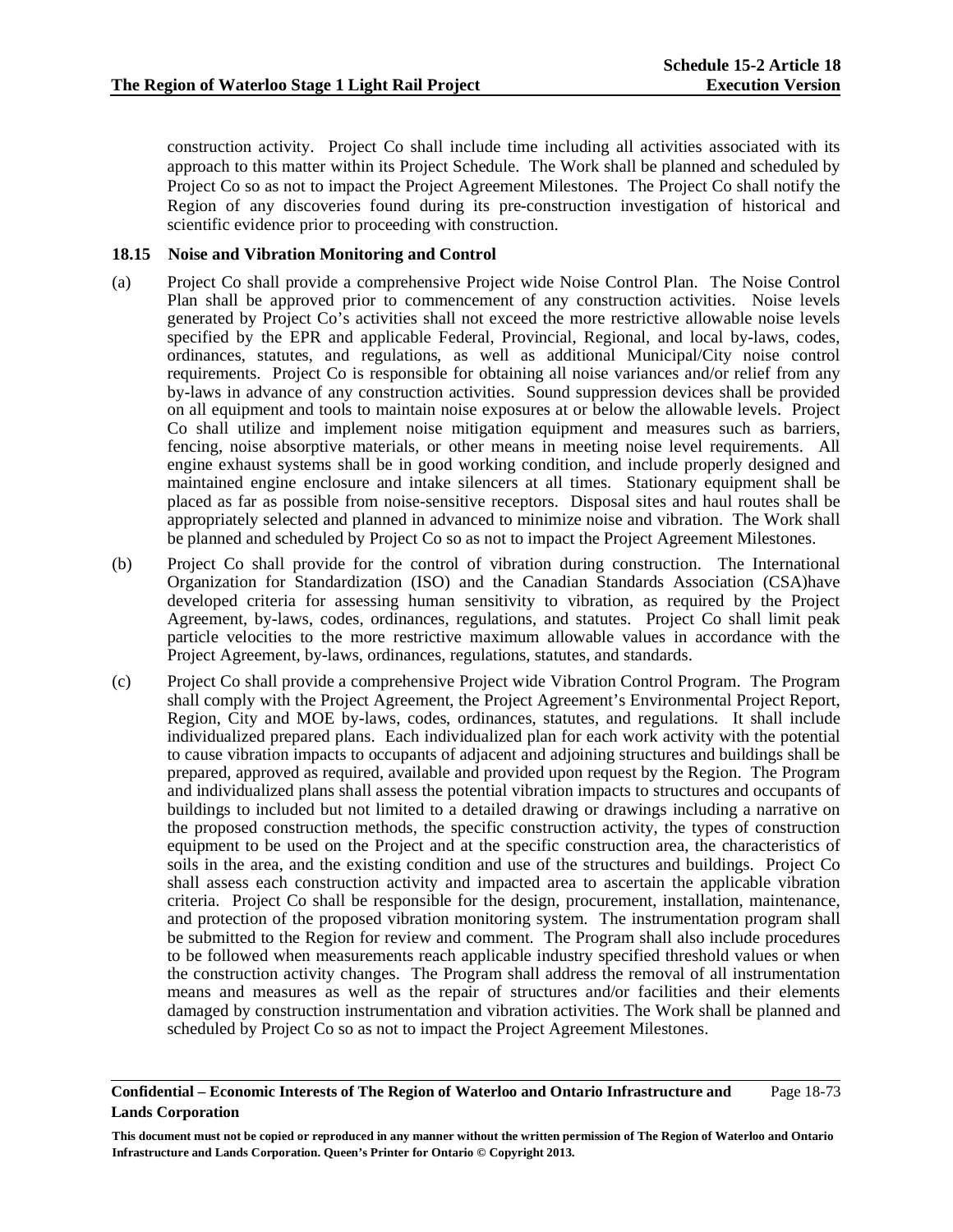construction activity. Project Co shall include time including all activities associated with its approach to this matter within its Project Schedule. The Work shall be planned and scheduled by Project Co so as not to impact the Project Agreement Milestones. The Project Co shall notify the Region of any discoveries found during its pre-construction investigation of historical and scientific evidence prior to proceeding with construction.

### 18.15 Noise and Vibration Monitoring and Control

(a) Project Co shall provide a comprehensive Project wide Noise Control Plan. The Noise Control Plan shall be approved prior to commencement of any construction activities. Noise levels generated by Project Co's activities shall not exceed the more restrictive allowable noise levels specified by the EPR and applicable Federal, Provincial, Regional, and local by-laws, codes, ordinances, statutes, and regulations, as well as additional Municipal/City noise control requirements. Project Co is responsible for obtaining all noise variances and/or relief from any by-laws in advance of any construction activities. Sound suppression devices shall be provided on all equipment and tools to maintain noise exposures at or below the allowable levels. Project Co shall utilize and implement noise mitigation equipment and measures such as barriers, fencing, noise absorptive materials, or other means in meeting noise level requirements. All engine exhaust systems shall be in good working condition, and include properly designed and maintained engine enclosure and intake silencers at all times. Stationary equipment shall be placed as far as possible from noise-sensitive receptors. Disposal sites and haul routes shall be appropriately selected and planned in advanced to minimize noise and vibration. The Work shall be planned and scheduled by Project Co so as not to impact the Project Agreement Milestones.

(b) Project Co shall provide for the control of vibration during construction. The International Organization for Standardization (ISO) and the Canadian Standards Association (CSA)have developed criteria for assessing human sensitivity to vibration, as required by the Project Agreement, by-laws, codes, ordinances, regulations, and statutes. Project Co shall limit peak particle velocities to the more restrictive maximum allowable values in accordance with the Project Agreement, by-laws, ordinances, regulations, statutes, and standards.

(c) Project Co shall provide a comprehensive Project wide Vibration Control Program. The Program shall comply with the Project Agreement, the Project Agreement's Environmental Project Report, Region, City and MOE by-laws, codes, ordinances, statutes, and regulations. It shall include individualized prepared plans. Each individualized plan for each work activity with the potential to cause vibration impacts to occupants of adjacent and adjoining structures and buildings shall be prepared, approved as required, available and provided upon request by the Region. The Program and individualized plans shall assess the potential vibration impacts to structures and occupants of buildings to included but not limited to a detailed drawing or drawings including a narrative on the proposed construction methods, the specific construction activity, the types of construction equipment to be used on the Project and at the specific construction area, the characteristics of soils in the area, and the existing condition and use of the structures and buildings. Project Co shall assess each construction activity and impacted area to ascertain the applicable vibration criteria. Project Co shall be responsible for the design, procurement, installation, maintenance, and protection of the proposed vibration monitoring system. The instrumentation program shall be submitted to the Region for review and comment. The Program shall also include procedures to be followed when measurements reach applicable industry specified threshold values or when the construction activity changes. The Program shall address the removal of all instrumentation means and measures as well as the repair of structures and/or facilities and their elements damaged by construction instrumentation and vibration activities. The Work shall be planned and scheduled by Project Co so as not to impact the Project Agreement Milestones.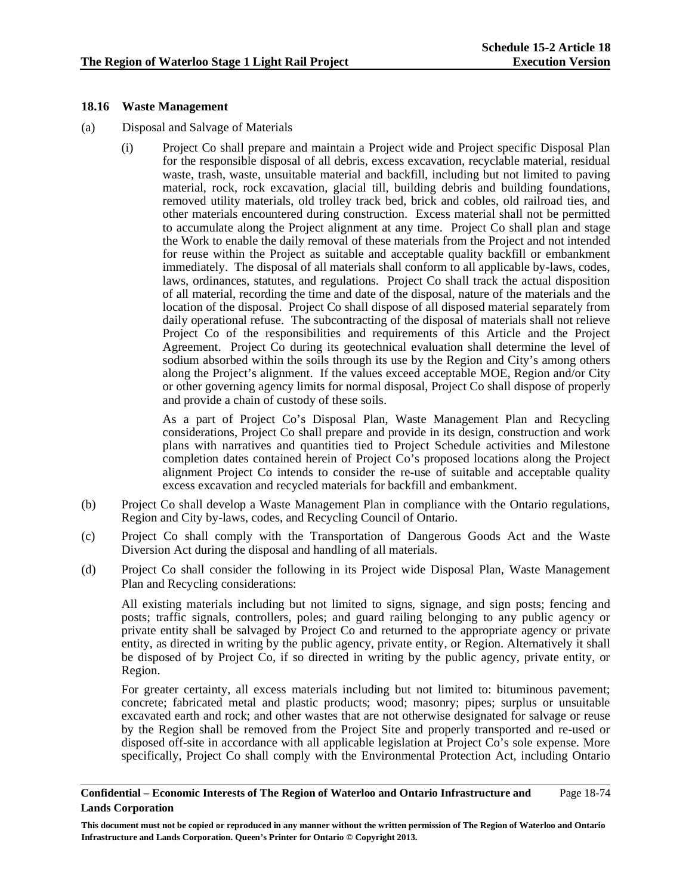### 18.16 Waste Management

(a) Disposal and Salvage of Materials

(i) Project Co shall prepare and maintain a Project wide and Project specific Disposal Plan for the responsible disposal of all debris, excess excavation, recyclable material, residual waste, trash, waste, unsuitable material and backfill, including but not limited to paving material, rock, rock excavation, glacial till, building debris and building foundations, removed utility materials, old trolley track bed, brick and cobles, old railroad ties, and other materials encountered during construction. Excess material shall not be permitted to accumulate along the Project alignment at any time. Project Co shall plan and stage the Work to enable the daily removal of these materials from the Project and not intended for reuse within the Project as suitable and acceptable quality backfill or embankment immediately. The disposal of all materials shall conform to all applicable by-laws, codes, laws, ordinances, statutes, and regulations. Project Co shall track the actual disposition of all material, recording the time and date of the disposal, nature of the materials and the location of the disposal. Project Co shall dispose of all disposed material separately from daily operational refuse. The subcontracting of the disposal of materials shall not relieve Project Co of the responsibilities and requirements of this Article and the Project Agreement. Project Co during its geotechnical evaluation shall determine the level of sodium absorbed within the soils through its use by the Region and City's among others along the Project's alignment. If the values exceed acceptable MOE, Region and/or City or other governing agency limits for normal disposal, Project Co shall dispose of properly and provide a chain of custody of these soils.

As a part of Project Co's Disposal Plan, Waste Management Plan and Recycling considerations, Project Co shall prepare and provide in its design, construction and work plans with narratives and quantities tied to Project Schedule activities and Milestone completion dates contained herein of Project Co's proposed locations along the Project alignment Project Co intends to consider the re-use of suitable and acceptable quality excess excavation and recycled materials for backfill and embankment.

(b) Project Co shall develop a Waste Management Plan in compliance with the Ontario regulations, Region and City by-laws, codes, and Recycling Council of Ontario.

(c) Project Co shall comply with the Transportation of Dangerous Goods Act and the Waste Diversion Act during the disposal and handling of all materials.

(d) Project Co shall consider the following in its Project wide Disposal Plan, Waste Management Plan and Recycling considerations:

All existing materials including but not limited to signs, signage, and sign posts; fencing and posts; traffic signals, controllers, poles; and guard railing belonging to any public agency or private entity shall be salvaged by Project Co and returned to the appropriate agency or private entity, as directed in writing by the public agency, private entity, or Region. Alternatively it shall be disposed of by Project Co, if so directed in writing by the public agency, private entity, or Region.

For greater certainty, all excess materials including but not limited to: bituminous pavement; concrete; fabricated metal and plastic products; wood; masonry; pipes; surplus or unsuitable excavated earth and rock; and other wastes that are not otherwise designated for salvage or reuse by the Region shall be removed from the Project Site and properly transported and re-used or disposed off-site in accordance with all applicable legislation at Project Co's sole expense. More specifically, Project Co shall comply with the Environmental Protection Act, including Ontario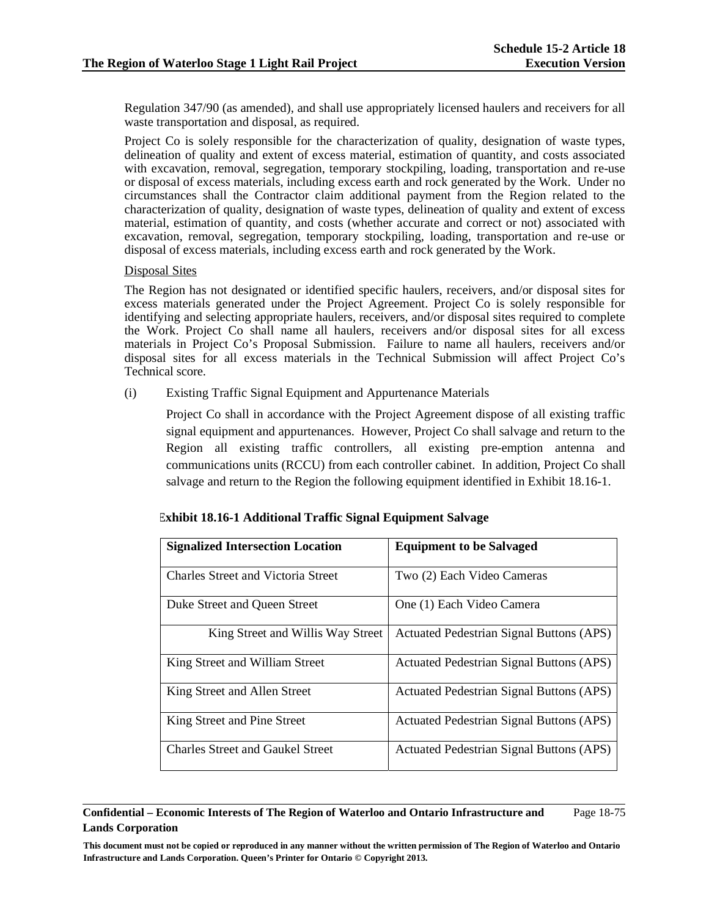Regulation 347/90 (as amended), and shall use appropriately licensed haulers and receivers for all waste transportation and disposal, as required.

Project Co is solely responsible for the characterization of quality, designation of waste types, delineation of quality and extent of excess material, estimation of quantity, and costs associated with excavation, removal, segregation, temporary stockpiling, loading, transportation and re-use or disposal of excess materials, including excess earth and rock generated by the Work. Under no circumstances shall the Contractor claim additional payment from the Region related to the characterization of quality, designation of waste types, delineation of quality and extent of excess material, estimation of quantity, and costs (whether accurate and correct or not) associated with excavation, removal, segregation, temporary stockpiling, loading, transportation and re-use or disposal of excess materials, including excess earth and rock generated by the Work.

Disposal Sites

The Region has not designated or identified specific haulers, receivers, and/or disposal sites for excess materials generated under the Project Agreement. Project Co is solely responsible for identifying and selecting appropriate haulers, receivers, and/or disposal sites required to complete the Work. Project Co shall name all haulers, receivers and/or disposal sites for all excess materials in Project Co's Proposal Submission. Failure to name all haulers, receivers and/or disposal sites for all excess materials in the Technical Submission will affect Project Co's Technical score.

(i) Existing Traffic Signal Equipment and Appurtenance Materials

Project Co shall in accordance with the Project Agreement dispose of all existing traffic signal equipment and appurtenances. However, Project Co shall salvage and return to the Region all existing traffic controllers, all existing pre-emption antenna and communications units (RCCU) from each controller cabinet. In addition, Project Co shall salvage and return to the Region the following equipment identified in Exhibit 18.16-1.

**Exhibit 18.16-1 Additional Traffic Signal Equipment Salvage**

| Signalized Intersection Location | Equipment to be Salvaged |
|---|---|
| Charles Street and Victoria Street | Two (2) Each Video Cameras |
| Duke Street and Queen Street | One (1) Each Video Camera |
| King Street and Willis Way Street | Actuated Pedestrian Signal Buttons (APS) |
| King Street and William Street | Actuated Pedestrian Signal Buttons (APS) |
| King Street and Allen Street | Actuated Pedestrian Signal Buttons (APS) |
| King Street and Pine Street | Actuated Pedestrian Signal Buttons (APS) |
| Charles Street and Gaukel Street | Actuated Pedestrian Signal Buttons (APS) |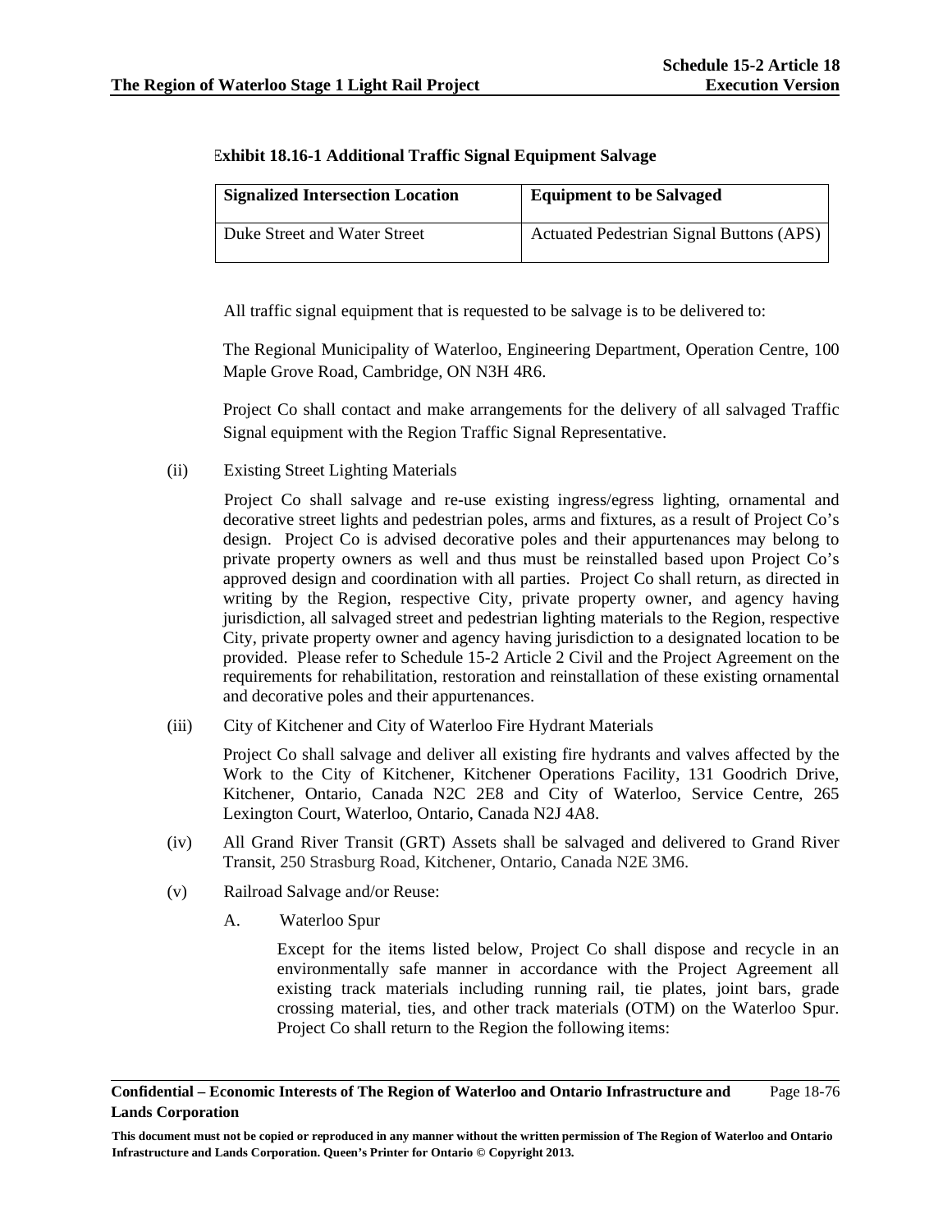**Exhibit 18.16-1 Additional Traffic Signal Equipment Salvage**

| Signalized Intersection Location | Equipment to be Salvaged |
| --- | --- |
| Duke Street and Water Street | Actuated Pedestrian Signal Buttons (APS) |

All traffic signal equipment that is requested to be salvage is to be delivered to:

The Regional Municipality of Waterloo, Engineering Department, Operation Centre, 100 Maple Grove Road, Cambridge, ON N3H 4R6.

Project Co shall contact and make arrangements for the delivery of all salvaged Traffic Signal equipment with the Region Traffic Signal Representative.

(ii) Existing Street Lighting Materials

Project Co shall salvage and re-use existing ingress/egress lighting, ornamental and decorative street lights and pedestrian poles, arms and fixtures, as a result of Project Co's design. Project Co is advised decorative poles and their appurtenances may belong to private property owners as well and thus must be reinstalled based upon Project Co's approved design and coordination with all parties. Project Co shall return, as directed in writing by the Region, respective City, private property owner, and agency having jurisdiction, all salvaged street and pedestrian lighting materials to the Region, respective City, private property owner and agency having jurisdiction to a designated location to be provided. Please refer to Schedule 15-2 Article 2 Civil and the Project Agreement on the requirements for rehabilitation, restoration and reinstallation of these existing ornamental and decorative poles and their appurtenances.

(iii) City of Kitchener and City of Waterloo Fire Hydrant Materials

Project Co shall salvage and deliver all existing fire hydrants and valves affected by the Work to the City of Kitchener, Kitchener Operations Facility, 131 Goodrich Drive, Kitchener, Ontario, Canada N2C 2E8 and City of Waterloo, Service Centre, 265 Lexington Court, Waterloo, Ontario, Canada N2J 4A8.

(iv) All Grand River Transit (GRT) Assets shall be salvaged and delivered to Grand River Transit, 250 Strasburg Road, Kitchener, Ontario, Canada N2E 3M6.

(v) Railroad Salvage and/or Reuse:

A. Waterloo Spur

Except for the items listed below, Project Co shall dispose and recycle in an environmentally safe manner in accordance with the Project Agreement all existing track materials including running rail, tie plates, joint bars, grade crossing material, ties, and other track materials (OTM) on the Waterloo Spur. Project Co shall return to the Region the following items: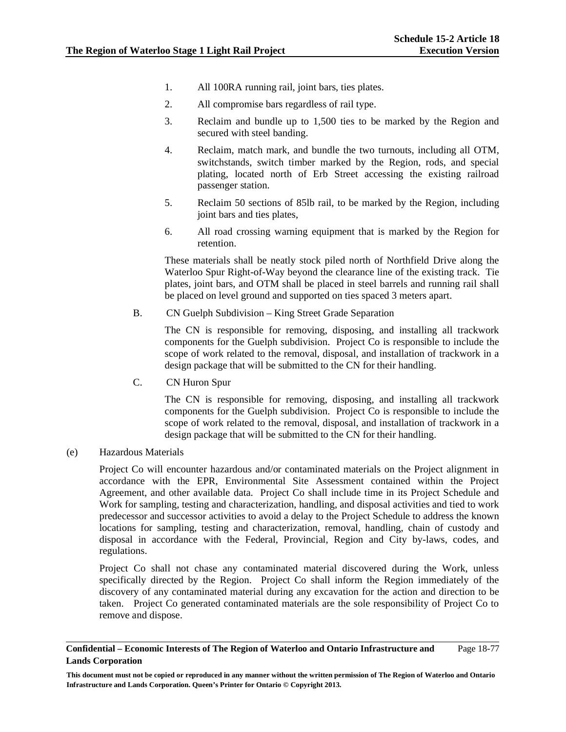1. All 100RA running rail, joint bars, ties plates.
2. All compromise bars regardless of rail type.
3. Reclaim and bundle up to 1,500 ties to be marked by the Region and secured with steel banding.
4. Reclaim, match mark, and bundle the two turnouts, including all OTM, switchstands, switch timber marked by the Region, rods, and special plating, located north of Erb Street accessing the existing railroad passenger station.
5. Reclaim 50 sections of 85lb rail, to be marked by the Region, including joint bars and ties plates,
6. All road crossing warning equipment that is marked by the Region for retention.

These materials shall be neatly stock piled north of Northfield Drive along the Waterloo Spur Right-of-Way beyond the clearance line of the existing track. Tie plates, joint bars, and OTM shall be placed in steel barrels and running rail shall be placed on level ground and supported on ties spaced 3 meters apart.

B. CN Guelph Subdivision – King Street Grade Separation

The CN is responsible for removing, disposing, and installing all trackwork components for the Guelph subdivision. Project Co is responsible to include the scope of work related to the removal, disposal, and installation of trackwork in a design package that will be submitted to the CN for their handling.

C. CN Huron Spur

The CN is responsible for removing, disposing, and installing all trackwork components for the Guelph subdivision. Project Co is responsible to include the scope of work related to the removal, disposal, and installation of trackwork in a design package that will be submitted to the CN for their handling.

(e) Hazardous Materials

Project Co will encounter hazardous and/or contaminated materials on the Project alignment in accordance with the EPR, Environmental Site Assessment contained within the Project Agreement, and other available data. Project Co shall include time in its Project Schedule and Work for sampling, testing and characterization, handling, and disposal activities and tied to work predecessor and successor activities to avoid a delay to the Project Schedule to address the known locations for sampling, testing and characterization, removal, handling, chain of custody and disposal in accordance with the Federal, Provincial, Region and City by-laws, codes, and regulations.

Project Co shall not chase any contaminated material discovered during the Work, unless specifically directed by the Region. Project Co shall inform the Region immediately of the discovery of any contaminated material during any excavation for the action and direction to be taken. Project Co generated contaminated materials are the sole responsibility of Project Co to remove and dispose.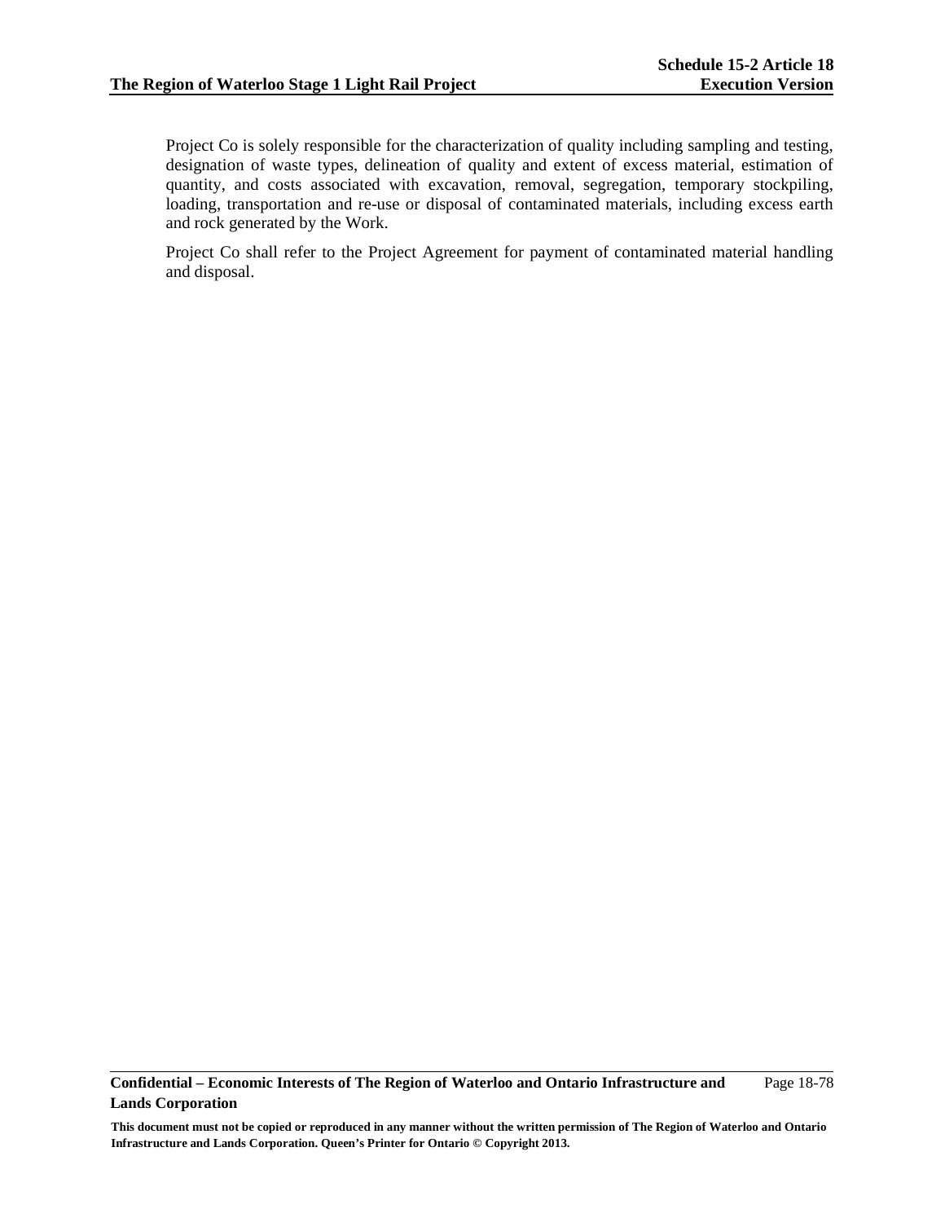Project Co is solely responsible for the characterization of quality including sampling and testing, designation of waste types, delineation of quality and extent of excess material, estimation of quantity, and costs associated with excavation, removal, segregation, temporary stockpiling, loading, transportation and re-use or disposal of contaminated materials, including excess earth and rock generated by the Work.

Project Co shall refer to the Project Agreement for payment of contaminated material handling and disposal.